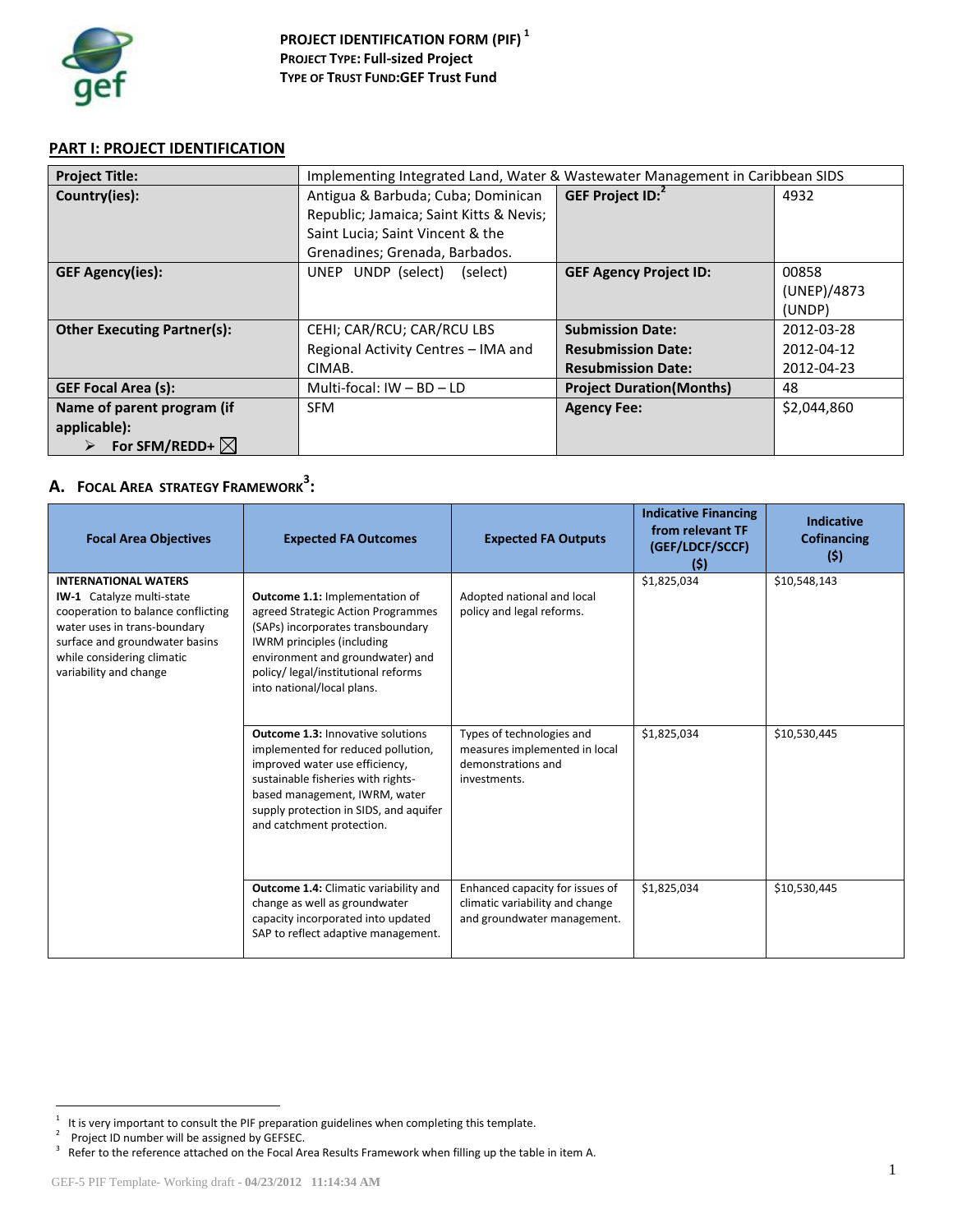**PROJECT IDENTIFICATION FORM (PIF)** [1]
**PROJECT TYPE: Full-sized Project**
**TYPE OF TRUST FUND: GEF Trust Fund**

## PART I: PROJECT IDENTIFICATION

| **Project Title:** | Implementing Integrated Land, Water & Wastewater Management in Caribbean SIDS | | |
|---|---|---|---|
| **Country(ies):** | Antigua & Barbuda; Cuba; Dominican Republic; Jamaica; Saint Kitts & Nevis; Saint Lucia; Saint Vincent & the Grenadines; Grenada, Barbados. | **GEF Project ID:** [2] | 4932 |
| **GEF Agency(ies):** | UNEP UNDP (select) (select) | **GEF Agency Project ID:** | 00858 (UNEP)/4873 (UNDP) |
| **Other Executing Partner(s):** | CEHI; CAR/RCU; CAR/RCU LBS Regional Activity Centres – IMA and CIMAB. | **Submission Date:**<br>**Resubmission Date:**<br>**Resubmission Date:** | 2012-03-28<br>2012-04-12<br>2012-04-23 |
| **GEF Focal Area (s):** | Multi-focal: IW – BD – LD | **Project Duration(Months)** | 48 |
| **Name of parent program (if applicable):**<br>➢ **For SFM/REDD+** ☒ | SFM | **Agency Fee:** | $2,044,860 |

### A. FOCAL AREA STRATEGY FRAMEWORK[3]:

| Focal Area Objectives | Expected FA Outcomes | Expected FA Outputs | Indicative Financing from relevant TF (GEF/LDCF/SCCF) ($) | Indicative Cofinancing ($) |
|---|---|---|---|---|
| **INTERNATIONAL WATERS**<br>**IW-1** Catalyze multi-state cooperation to balance conflicting water uses in trans-boundary surface and groundwater basins while considering climatic variability and change | **Outcome 1.1:** Implementation of agreed Strategic Action Programmes (SAPs) incorporates transboundary IWRM principles (including environment and groundwater) and policy/ legal/institutional reforms into national/local plans. | Adopted national and local policy and legal reforms. | $1,825,034 | $10,548,143 |
| | **Outcome 1.3:** Innovative solutions implemented for reduced pollution, improved water use efficiency, sustainable fisheries with rights-based management, IWRM, water supply protection in SIDS, and aquifer and catchment protection. | Types of technologies and measures implemented in local demonstrations and investments. | $1,825,034 | $10,530,445 |
| | **Outcome 1.4:** Climatic variability and change as well as groundwater capacity incorporated into updated SAP to reflect adaptive management. | Enhanced capacity for issues of climatic variability and change and groundwater management. | $1,825,034 | $10,530,445 |

[1] It is very important to consult the PIF preparation guidelines when completing this template.
[2] Project ID number will be assigned by GEFSEC.
[3] Refer to the reference attached on the Focal Area Results Framework when filling up the table in item A.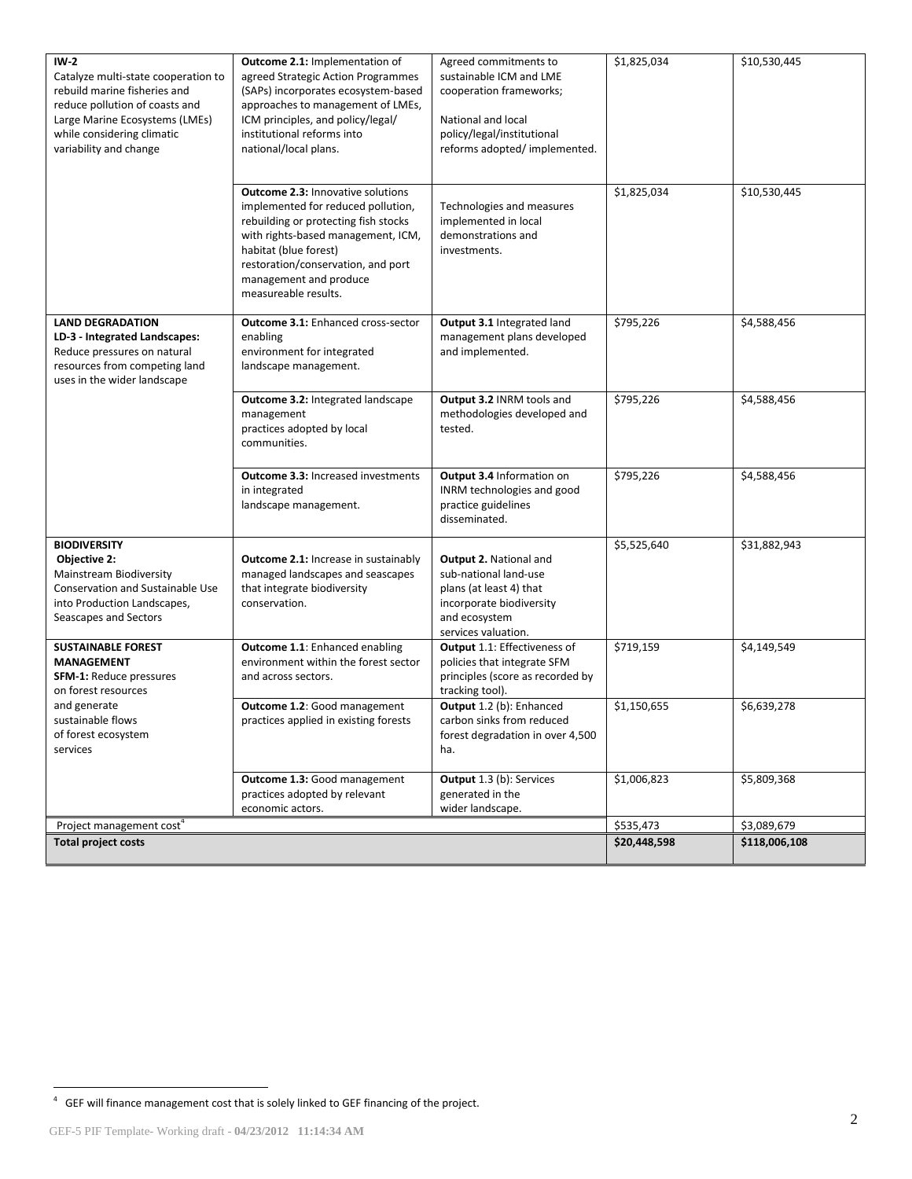| | | | | |
|---|---|---|---|---|
| **IW-2** Catalyze multi-state cooperation to rebuild marine fisheries and reduce pollution of coasts and Large Marine Ecosystems (LMEs) while considering climatic variability and change | **Outcome 2.1:** Implementation of agreed Strategic Action Programmes (SAPs) incorporates ecosystem-based approaches to management of LMEs, ICM principles, and policy/legal/ institutional reforms into national/local plans. | Agreed commitments to sustainable ICM and LME cooperation frameworks; National and local policy/legal/institutional reforms adopted/ implemented. | $1,825,034 | $10,530,445 |
| | **Outcome 2.3:** Innovative solutions implemented for reduced pollution, rebuilding or protecting fish stocks with rights-based management, ICM, habitat (blue forest) restoration/conservation, and port management and produce measureable results. | Technologies and measures implemented in local demonstrations and investments. | $1,825,034 | $10,530,445 |
| **LAND DEGRADATION** **LD-3 - Integrated Landscapes:** Reduce pressures on natural resources from competing land uses in the wider landscape | **Outcome 3.1:** Enhanced cross-sector enabling environment for integrated landscape management. | **Output 3.1** Integrated land management plans developed and implemented. | $795,226 | $4,588,456 |
| | **Outcome 3.2:** Integrated landscape management practices adopted by local communities. | **Output 3.2** INRM tools and methodologies developed and tested. | $795,226 | $4,588,456 |
| | **Outcome 3.3:** Increased investments in integrated landscape management. | **Output 3.4** Information on INRM technologies and good practice guidelines disseminated. | $795,226 | $4,588,456 |
| **BIODIVERSITY** **Objective 2:** Mainstream Biodiversity Conservation and Sustainable Use into Production Landscapes, Seascapes and Sectors | **Outcome 2.1:** Increase in sustainably managed landscapes and seascapes that integrate biodiversity conservation. | **Output 2.** National and sub-national land-use plans (at least 4) that incorporate biodiversity and ecosystem services valuation. | $5,525,640 | $31,882,943 |
| **SUSTAINABLE FOREST MANAGEMENT** **SFM-1:** Reduce pressures on forest resources and generate sustainable flows of forest ecosystem services | **Outcome 1.1**: Enhanced enabling environment within the forest sector and across sectors. | **Output** 1.1: Effectiveness of policies that integrate SFM principles (score as recorded by tracking tool). | $719,159 | $4,149,549 |
| | **Outcome 1.2**: Good management practices applied in existing forests | **Output** 1.2 (b): Enhanced carbon sinks from reduced forest degradation in over 4,500 ha. | $1,150,655 | $6,639,278 |
| | **Outcome 1.3:** Good management practices adopted by relevant economic actors. | **Output** 1.3 (b): Services generated in the wider landscape. | $1,006,823 | $5,809,368 |
| Project management cost[4] | | | $535,473 | $3,089,679 |
| **Total project costs** | | | **$20,448,598** | **$118,006,108** |

[4] GEF will finance management cost that is solely linked to GEF financing of the project.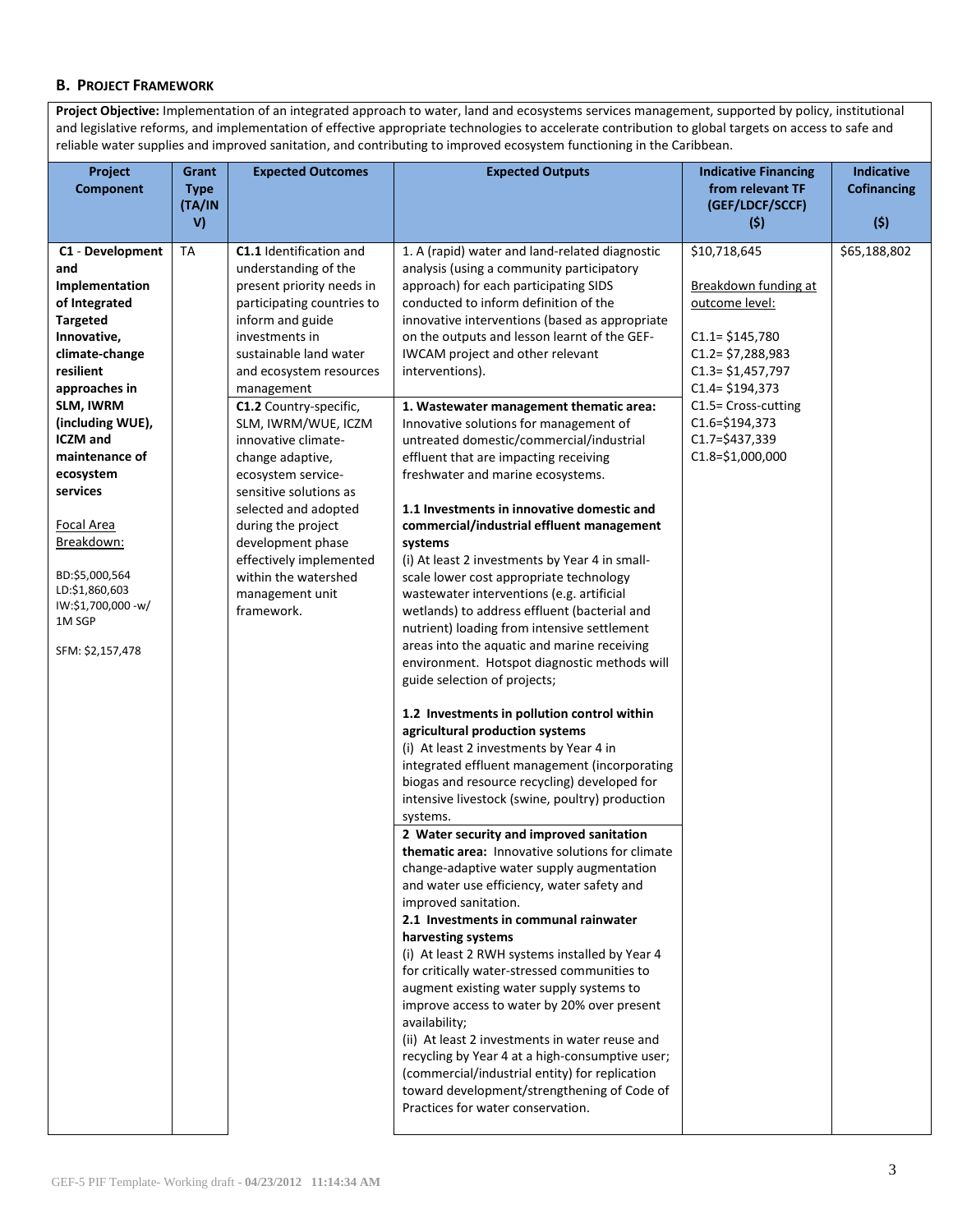## B. Project Framework

| **Project Objective:** Implementation of an integrated approach to water, land and ecosystems services management, supported by policy, institutional and legislative reforms, and implementation of effective appropriate technologies to accelerate contribution to global targets on access to safe and reliable water supplies and improved sanitation, and contributing to improved ecosystem functioning in the Caribbean. | | | | | |
|---|---|---|---|---|---|
| **Project Component** | **Grant Type (TA/INV)** | **Expected Outcomes** | **Expected Outputs** | **Indicative Financing from relevant TF (GEF/LDCF/SCCF) ($)** | **Indicative Cofinancing ($)** |
| **C1** - **Development and Implementation of Integrated Targeted Innovative, climate-change resilient approaches in SLM, IWRM (including WUE), ICZM and maintenance of ecosystem services**<br><br>Focal Area Breakdown:<br><br>BD:$5,000,564<br>LD:$1,860,603<br>IW:$1,700,000 -w/ 1M SGP<br><br>SFM: $2,157,478 | TA | **C1.1** Identification and understanding of the present priority needs in participating countries to inform and guide investments in sustainable land water and ecosystem resources management | 1. A (rapid) water and land-related diagnostic analysis (using a community participatory approach) for each participating SIDS conducted to inform definition of the innovative interventions (based as appropriate on the outputs and lesson learnt of the GEF-IWCAM project and other relevant interventions). | $10,718,645<br><br>Breakdown funding at outcome level:<br><br>C1.1= $145,780<br>C1.2= $7,288,983<br>C1.3= $1,457,797<br>C1.4= $194,373<br>C1.5= Cross-cutting<br>C1.6=$194,373<br>C1.7=$437,339<br>C1.8=$1,000,000 | $65,188,802 |
| | | **C1.2** Country-specific, SLM, IWRM/WUE, ICZM innovative climate-change adaptive, ecosystem service-sensitive solutions as selected and adopted during the project development phase effectively implemented within the watershed management unit framework. | **1. Wastewater management thematic area:** Innovative solutions for management of untreated domestic/commercial/industrial effluent that are impacting receiving freshwater and marine ecosystems.<br><br>**1.1 Investments in innovative domestic and commercial/industrial effluent management systems**<br>(i) At least 2 investments by Year 4 in small-scale lower cost appropriate technology wastewater interventions (e.g. artificial wetlands) to address effluent (bacterial and nutrient) loading from intensive settlement areas into the aquatic and marine receiving environment. Hotspot diagnostic methods will guide selection of projects;<br><br>**1.2 Investments in pollution control within agricultural production systems**<br>(i) At least 2 investments by Year 4 in integrated effluent management (incorporating biogas and resource recycling) developed for intensive livestock (swine, poultry) production systems. | | |
| | | | **2 Water security and improved sanitation thematic area:** Innovative solutions for climate change-adaptive water supply augmentation and water use efficiency, water safety and improved sanitation.<br>**2.1 Investments in communal rainwater harvesting systems**<br>(i) At least 2 RWH systems installed by Year 4 for critically water-stressed communities to augment existing water supply systems to improve access to water by 20% over present availability;<br>(ii) At least 2 investments in water reuse and recycling by Year 4 at a high-consumptive user; (commercial/industrial entity) for replication toward development/strengthening of Code of Practices for water conservation. | | |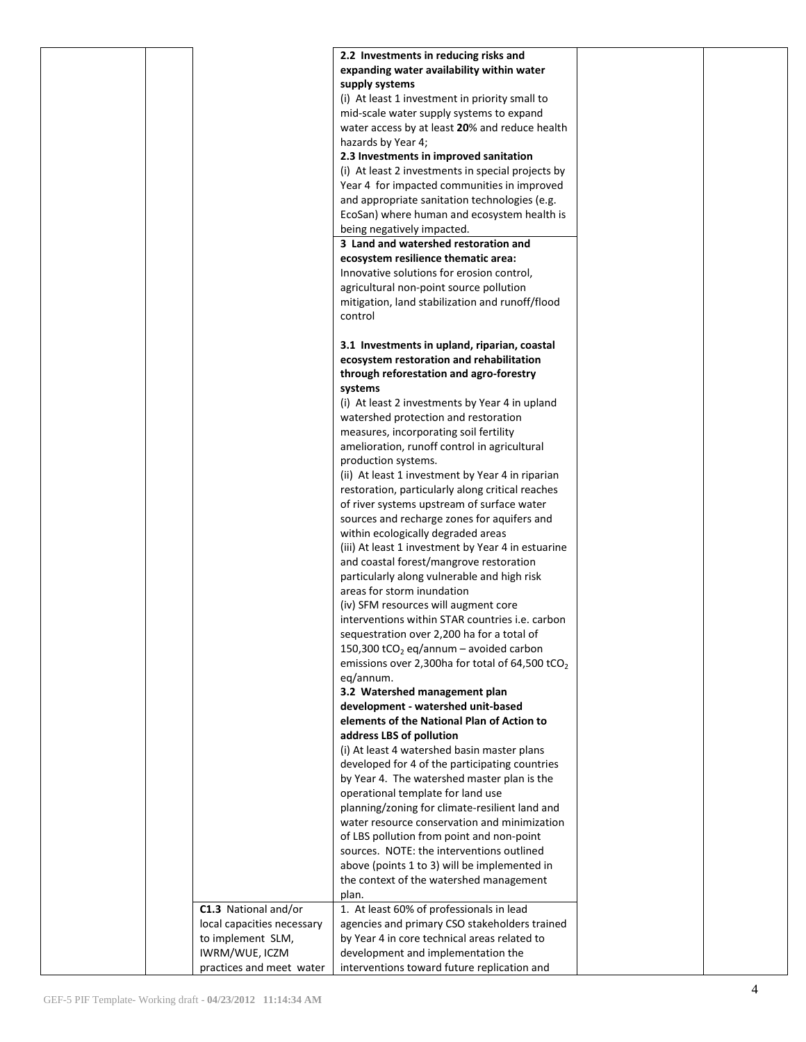| | | | | | |
|---|---|---|---|---|---|
| | | | **2.2 Investments in reducing risks and expanding water availability within water supply systems**<br>(i) At least 1 investment in priority small to mid-scale water supply systems to expand water access by at least **20**% and reduce health hazards by Year 4;<br>**2.3 Investments in improved sanitation**<br>(i) At least 2 investments in special projects by Year 4 for impacted communities in improved and appropriate sanitation technologies (e.g. EcoSan) where human and ecosystem health is being negatively impacted. | | |
| | | | **3 Land and watershed restoration and ecosystem resilience thematic area:** Innovative solutions for erosion control, agricultural non-point source pollution mitigation, land stabilization and runoff/flood control<br><br>**3.1 Investments in upland, riparian, coastal ecosystem restoration and rehabilitation through reforestation and agro-forestry systems**<br>(i) At least 2 investments by Year 4 in upland watershed protection and restoration measures, incorporating soil fertility amelioration, runoff control in agricultural production systems.<br>(ii) At least 1 investment by Year 4 in riparian restoration, particularly along critical reaches of river systems upstream of surface water sources and recharge zones for aquifers and within ecologically degraded areas<br>(iii) At least 1 investment by Year 4 in estuarine and coastal forest/mangrove restoration particularly along vulnerable and high risk areas for storm inundation<br>(iv) SFM resources will augment core interventions within STAR countries i.e. carbon sequestration over 2,200 ha for a total of 150,300 $tCO_2$ eq/annum – avoided carbon emissions over 2,300ha for total of 64,500 $tCO_2$ eq/annum.<br>**3.2 Watershed management plan development - watershed unit-based elements of the National Plan of Action to address LBS of pollution**<br>(i) At least 4 watershed basin master plans developed for 4 of the participating countries by Year 4. The watershed master plan is the operational template for land use planning/zoning for climate-resilient land and water resource conservation and minimization of LBS pollution from point and non-point sources. NOTE: the interventions outlined above (points 1 to 3) will be implemented in the context of the watershed management plan. | | |
| | | **C1.3** National and/or local capacities necessary to implement SLM, IWRM/WUE, ICZM practices and meet water | 1. At least 60% of professionals in lead agencies and primary CSO stakeholders trained by Year 4 in core technical areas related to development and implementation the interventions toward future replication and | | |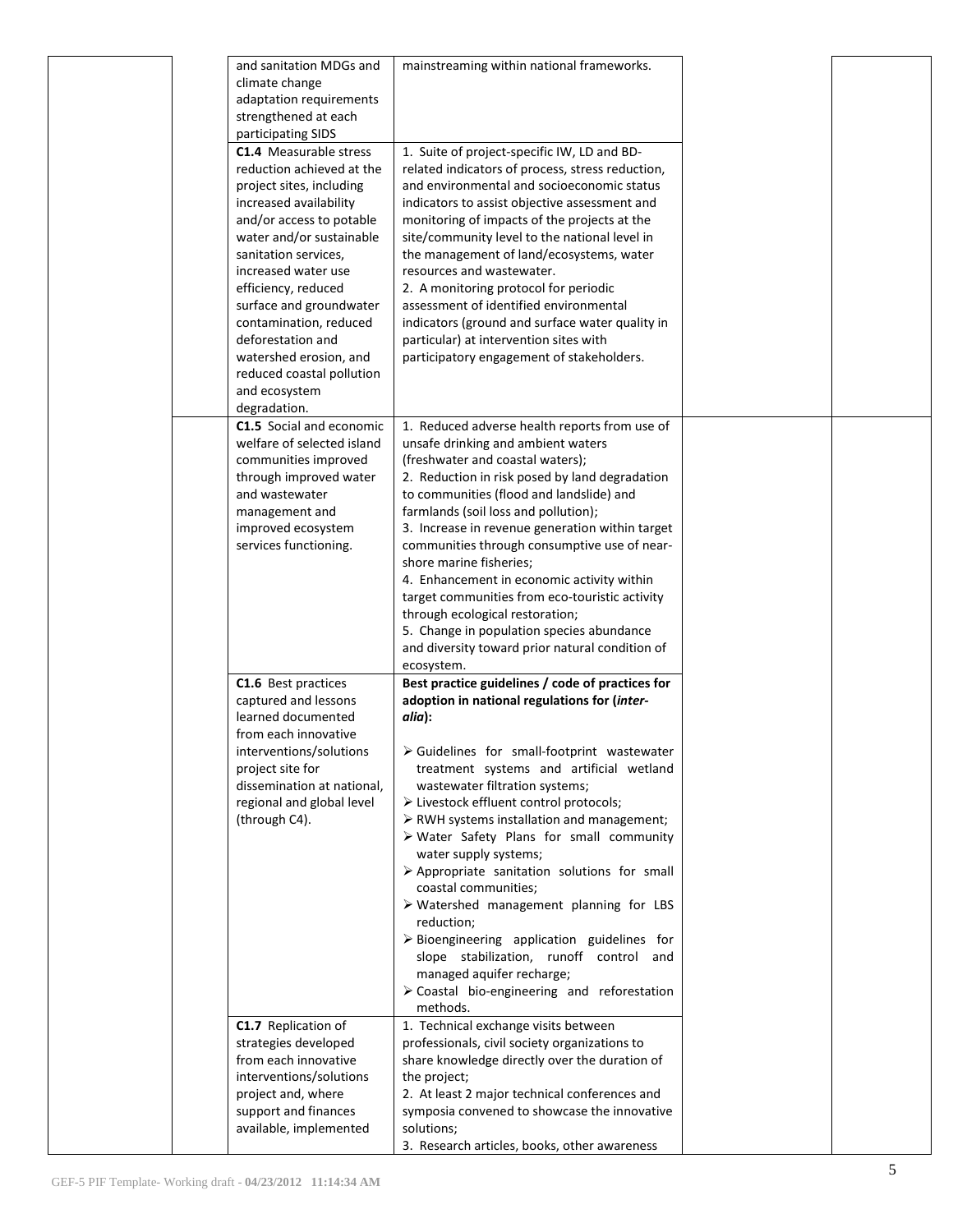| | | | | | |
|---|---|---|---|---|---|
| | | and sanitation MDGs and climate change adaptation requirements strengthened at each participating SIDS | mainstreaming within national frameworks. | | |
| | | **C1.4** Measurable stress reduction achieved at the project sites, including increased availability and/or access to potable water and/or sustainable sanitation services, increased water use efficiency, reduced surface and groundwater contamination, reduced deforestation and watershed erosion, and reduced coastal pollution and ecosystem degradation. | 1. Suite of project-specific IW, LD and BD-related indicators of process, stress reduction, and environmental and socioeconomic status indicators to assist objective assessment and monitoring of impacts of the projects at the site/community level to the national level in the management of land/ecosystems, water resources and wastewater.<br>2. A monitoring protocol for periodic assessment of identified environmental indicators (ground and surface water quality in particular) at intervention sites with participatory engagement of stakeholders. | | |
| | | **C1.5** Social and economic welfare of selected island communities improved through improved water and wastewater management and improved ecosystem services functioning. | 1. Reduced adverse health reports from use of unsafe drinking and ambient waters (freshwater and coastal waters);<br>2. Reduction in risk posed by land degradation to communities (flood and landslide) and farmlands (soil loss and pollution);<br>3. Increase in revenue generation within target communities through consumptive use of near-shore marine fisheries;<br>4. Enhancement in economic activity within target communities from eco-touristic activity through ecological restoration;<br>5. Change in population species abundance and diversity toward prior natural condition of ecosystem. | | |
| | | **C1.6** Best practices captured and lessons learned documented from each innovative interventions/solutions project site for dissemination at national, regional and global level (through C4). | **Best practice guidelines / code of practices for adoption in national regulations for (*inter-alia*):**<br>➢ Guidelines for small-footprint wastewater treatment systems and artificial wetland wastewater filtration systems;<br>➢ Livestock effluent control protocols;<br>➢ RWH systems installation and management;<br>➢ Water Safety Plans for small community water supply systems;<br>➢ Appropriate sanitation solutions for small coastal communities;<br>➢ Watershed management planning for LBS reduction;<br>➢ Bioengineering application guidelines for slope stabilization, runoff control and managed aquifer recharge;<br>➢ Coastal bio-engineering and reforestation methods. | | |
| | | **C1.7** Replication of strategies developed from each innovative interventions/solutions project and, where support and finances available, implemented | 1. Technical exchange visits between professionals, civil society organizations to share knowledge directly over the duration of the project;<br>2. At least 2 major technical conferences and symposia convened to showcase the innovative solutions;<br>3. Research articles, books, other awareness | | |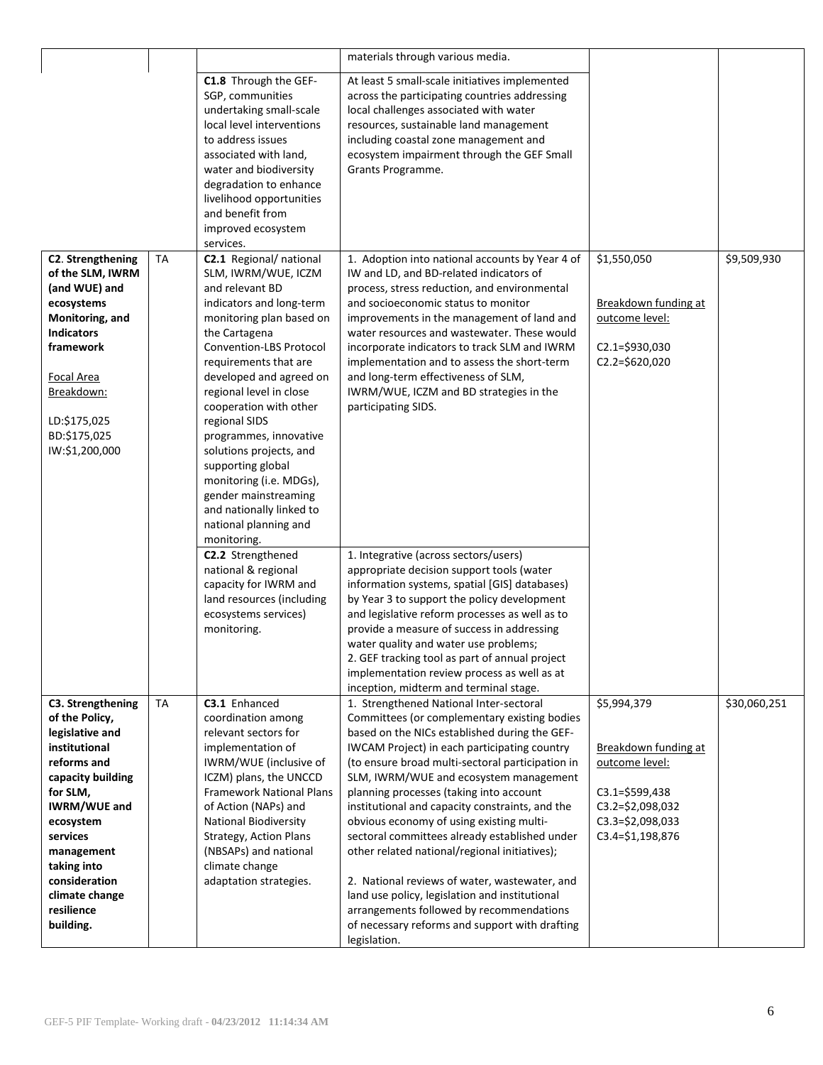| | | | materials through various media. | | |
|---|---|---|---|---|---|
| | | **C1.8** Through the GEF-SGP, communities undertaking small-scale local level interventions to address issues associated with land, water and biodiversity degradation to enhance livelihood opportunities and benefit from improved ecosystem services. | At least 5 small-scale initiatives implemented across the participating countries addressing local challenges associated with water resources, sustainable land management including coastal zone management and ecosystem impairment through the GEF Small Grants Programme. | | |
| **C2**. **Strengthening of the SLM, IWRM (and WUE) and ecosystems Monitoring, and Indicators framework**<br><br>Focal Area Breakdown:<br><br>LD:$175,025<br>BD:$175,025<br>IW:$1,200,000 | TA | **C2.1** Regional/ national SLM, IWRM/WUE, ICZM and relevant BD indicators and long-term monitoring plan based on the Cartagena Convention-LBS Protocol requirements that are developed and agreed on regional level in close cooperation with other regional SIDS programmes, innovative solutions projects, and supporting global monitoring (i.e. MDGs), gender mainstreaming and nationally linked to national planning and monitoring. | 1. Adoption into national accounts by Year 4 of IW and LD, and BD-related indicators of process, stress reduction, and environmental and socioeconomic status to monitor improvements in the management of land and water resources and wastewater. These would incorporate indicators to track SLM and IWRM implementation and to assess the short-term and long-term effectiveness of SLM, IWRM/WUE, ICZM and BD strategies in the participating SIDS. | $1,550,050<br><br>Breakdown funding at outcome level:<br><br>C2.1=$930,030<br>C2.2=$620,020 | $9,509,930 |
| | | **C2.2** Strengthened national & regional capacity for IWRM and land resources (including ecosystems services) monitoring. | 1. Integrative (across sectors/users) appropriate decision support tools (water information systems, spatial [GIS] databases) by Year 3 to support the policy development and legislative reform processes as well as to provide a measure of success in addressing water quality and water use problems;<br>2. GEF tracking tool as part of annual project implementation review process as well as at inception, midterm and terminal stage. | | |
| **C3. Strengthening of the Policy, legislative and institutional reforms and capacity building for SLM, IWRM/WUE and ecosystem services management taking into consideration climate change resilience building.** | TA | **C3.1** Enhanced coordination among relevant sectors for implementation of IWRM/WUE (inclusive of ICZM) plans, the UNCCD Framework National Plans of Action (NAPs) and National Biodiversity Strategy, Action Plans (NBSAPs) and national climate change adaptation strategies. | 1. Strengthened National Inter-sectoral Committees (or complementary existing bodies based on the NICs established during the GEF-IWCAM Project) in each participating country (to ensure broad multi-sectoral participation in SLM, IWRM/WUE and ecosystem management planning processes (taking into account institutional and capacity constraints, and the obvious economy of using existing multi-sectoral committees already established under other related national/regional initiatives);<br><br>2. National reviews of water, wastewater, and land use policy, legislation and institutional arrangements followed by recommendations of necessary reforms and support with drafting legislation. | $5,994,379<br><br>Breakdown funding at outcome level:<br><br>C3.1=$599,438<br>C3.2=$2,098,032<br>C3.3=$2,098,033<br>C3.4=$1,198,876 | $30,060,251 |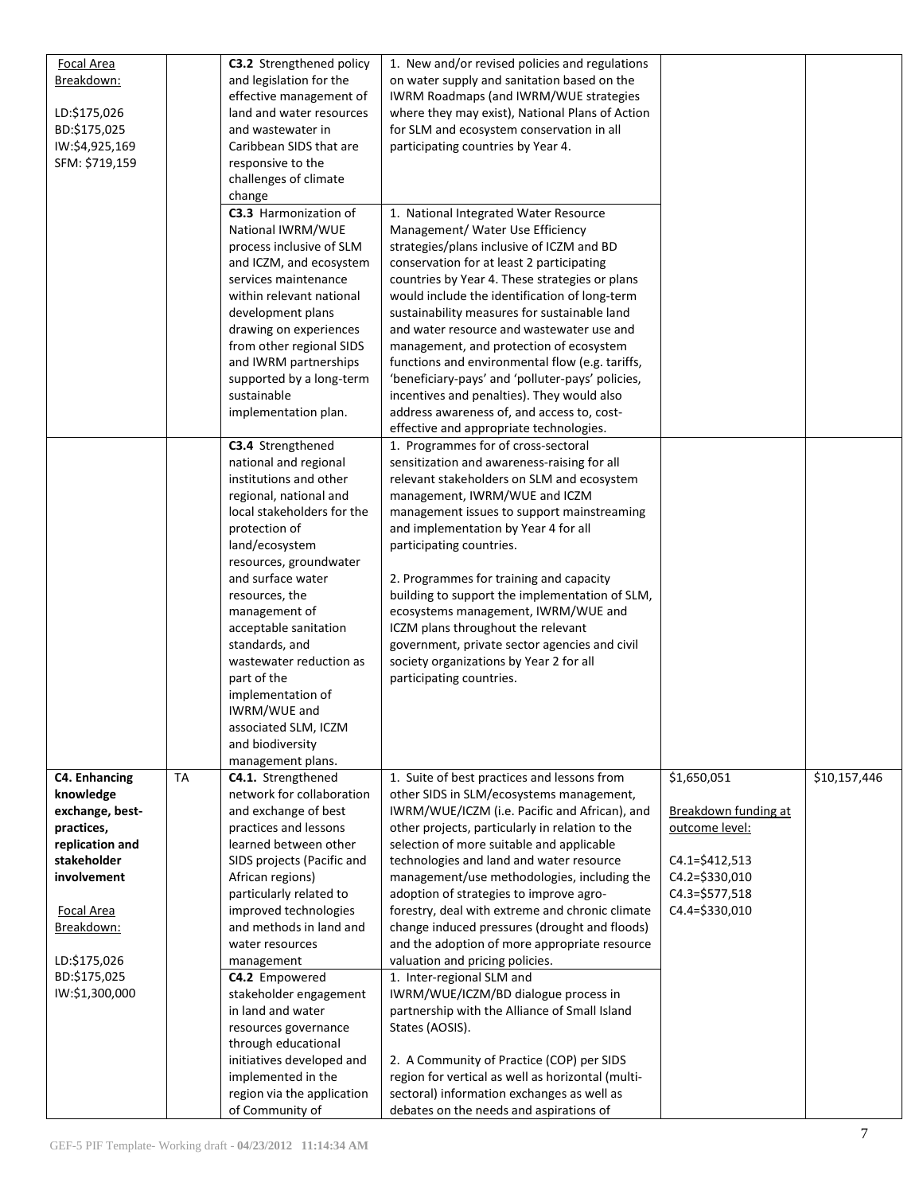| | | | | | |
|---|---|---|---|---|---|
| Focal Area Breakdown:<br><br>LD:$175,026<br>BD:$175,025<br>IW:$4,925,169<br>SFM: $719,159 | | **C3.2** Strengthened policy and legislation for the effective management of land and water resources and wastewater in Caribbean SIDS that are responsive to the challenges of climate change | 1. New and/or revised policies and regulations on water supply and sanitation based on the IWRM Roadmaps (and IWRM/WUE strategies where they may exist), National Plans of Action for SLM and ecosystem conservation in all participating countries by Year 4. | | |
| | | **C3.3** Harmonization of National IWRM/WUE process inclusive of SLM and ICZM, and ecosystem services maintenance within relevant national development plans drawing on experiences from other regional SIDS and IWRM partnerships supported by a long-term sustainable implementation plan. | 1. National Integrated Water Resource Management/ Water Use Efficiency strategies/plans inclusive of ICZM and BD conservation for at least 2 participating countries by Year 4. These strategies or plans would include the identification of long-term sustainability measures for sustainable land and water resource and wastewater use and management, and protection of ecosystem functions and environmental flow (e.g. tariffs, 'beneficiary-pays' and 'polluter-pays' policies, incentives and penalties). They would also address awareness of, and access to, cost-effective and appropriate technologies. | | |
| | | **C3.4** Strengthened national and regional institutions and other regional, national and local stakeholders for the protection of land/ecosystem resources, groundwater and surface water resources, the management of acceptable sanitation standards, and wastewater reduction as part of the implementation of IWRM/WUE and associated SLM, ICZM and biodiversity management plans. | 1. Programmes for of cross-sectoral sensitization and awareness-raising for all relevant stakeholders on SLM and ecosystem management, IWRM/WUE and ICZM management issues to support mainstreaming and implementation by Year 4 for all participating countries.<br><br>2. Programmes for training and capacity building to support the implementation of SLM, ecosystems management, IWRM/WUE and ICZM plans throughout the relevant government, private sector agencies and civil society organizations by Year 2 for all participating countries. | | |
| **C4. Enhancing knowledge exchange, best-practices, replication and stakeholder involvement**<br><br>Focal Area Breakdown:<br><br>LD:$175,026<br>BD:$175,025<br>IW:$1,300,000 | TA | **C4.1.** Strengthened network for collaboration and exchange of best practices and lessons learned between other SIDS projects (Pacific and African regions) particularly related to improved technologies and methods in land and water resources management | 1. Suite of best practices and lessons from other SIDS in SLM/ecosystems management, IWRM/WUE/ICZM (i.e. Pacific and African), and other projects, particularly in relation to the selection of more suitable and applicable technologies and land and water resource management/use methodologies, including the adoption of strategies to improve agro-forestry, deal with extreme and chronic climate change induced pressures (drought and floods) and the adoption of more appropriate resource valuation and pricing policies. | $1,650,051<br><br>Breakdown funding at outcome level:<br><br>C4.1=$412,513<br>C4.2=$330,010<br>C4.3=$577,518<br>C4.4=$330,010 | $10,157,446 |
| | | **C4.2** Empowered stakeholder engagement in land and water resources governance through educational initiatives developed and implemented in the region via the application of Community of | 1. Inter-regional SLM and IWRM/WUE/ICZM/BD dialogue process in partnership with the Alliance of Small Island States (AOSIS).<br><br>2. A Community of Practice (COP) per SIDS region for vertical as well as horizontal (multi-sectoral) information exchanges as well as debates on the needs and aspirations of | | |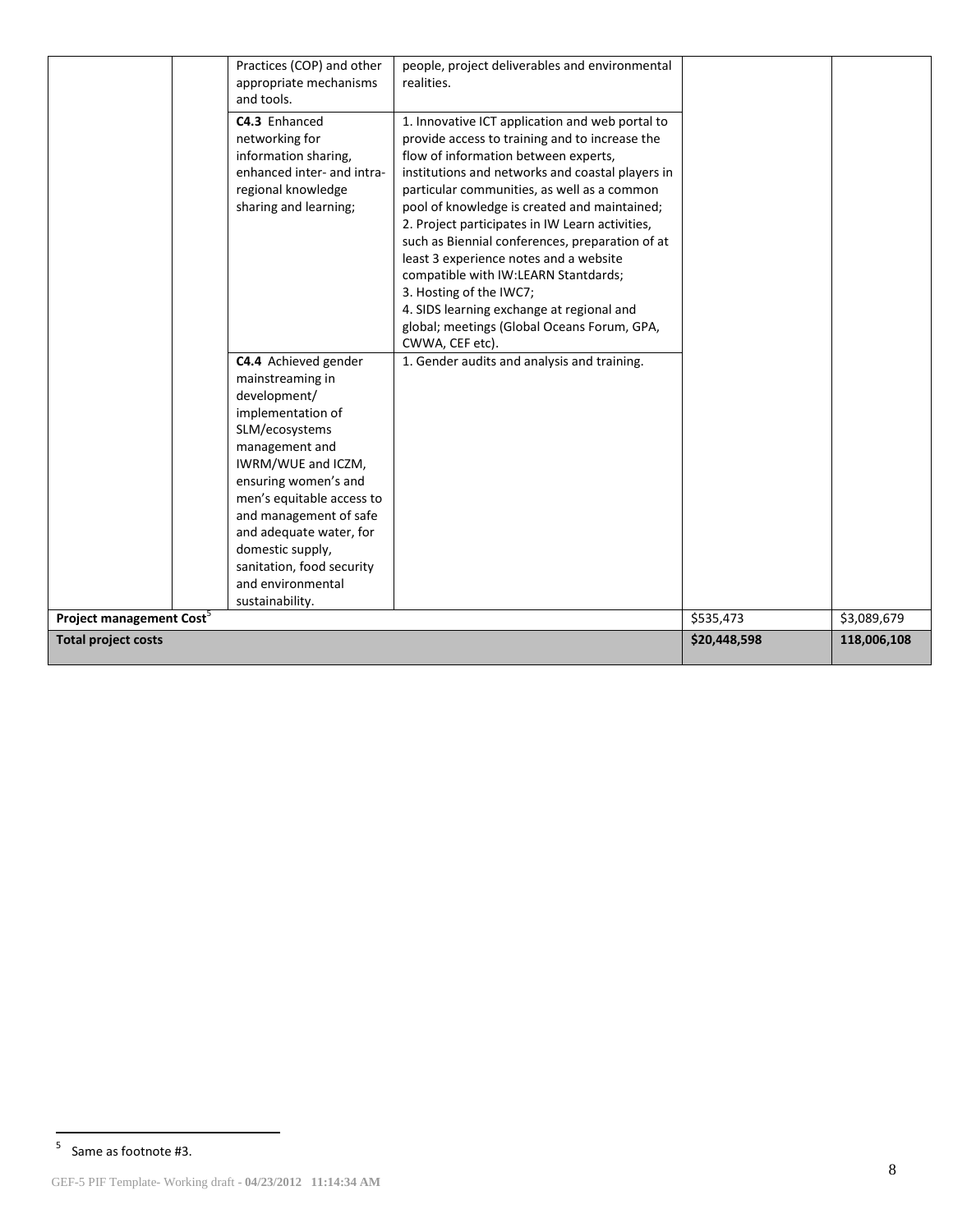|  |  | Practices (COP) and other appropriate mechanisms and tools. | people, project deliverables and environmental realities. |  |  |
|---|---|---|---|---|---|
|  |  | **C4.3** Enhanced networking for information sharing, enhanced inter- and intra-regional knowledge sharing and learning; | 1. Innovative ICT application and web portal to provide access to training and to increase the flow of information between experts, institutions and networks and coastal players in particular communities, as well as a common pool of knowledge is created and maintained;<br>2. Project participates in IW Learn activities, such as Biennial conferences, preparation of at least 3 experience notes and a website compatible with IW:LEARN Stantdards;<br>3. Hosting of the IWC7;<br>4. SIDS learning exchange at regional and global; meetings (Global Oceans Forum, GPA, CWWA, CEF etc). |  |  |
|  |  | **C4.4** Achieved gender mainstreaming in development/ implementation of SLM/ecosystems management and IWRM/WUE and ICZM, ensuring women's and men's equitable access to and management of safe and adequate water, for domestic supply, sanitation, food security and environmental sustainability. | 1. Gender audits and analysis and training. |  |  |
| **Project management Cost**[5] |  |  |  | \$535,473 | \$3,089,679 |
| **Total project costs** |  |  |  | **\$20,448,598** | **118,006,108** |

[5] Same as footnote #3.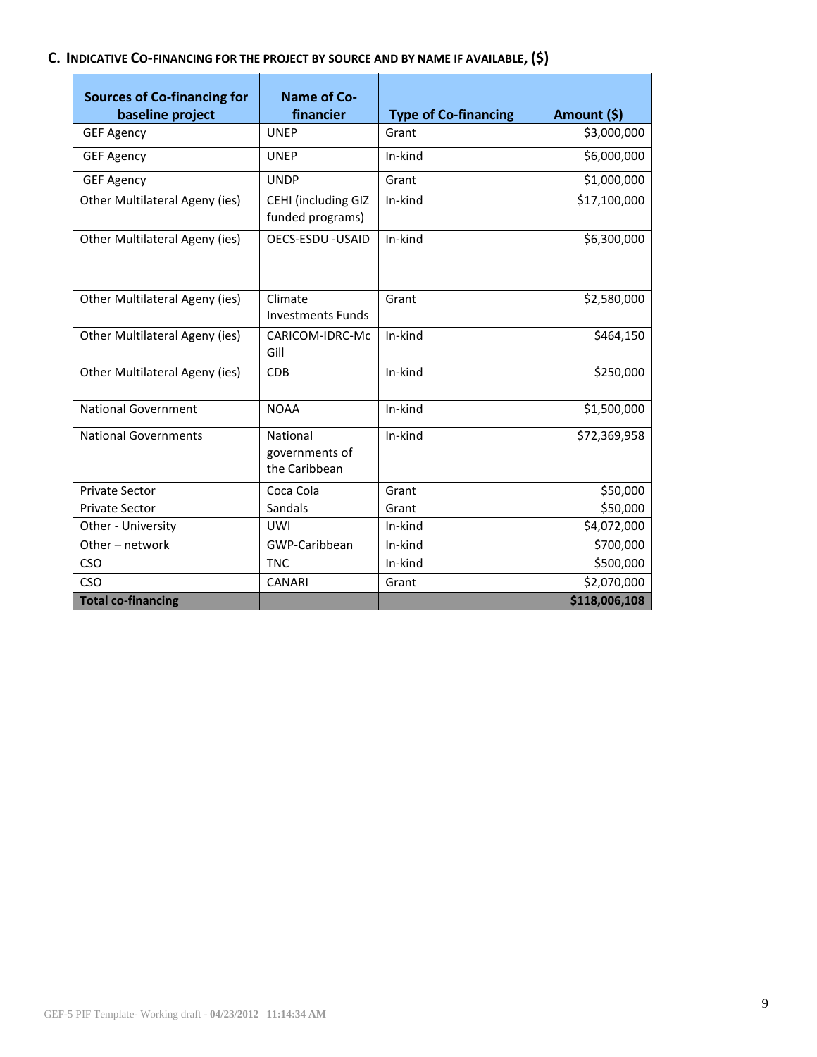## C. Indicative Co-financing for the project by source and by name if available, ($)

| Sources of Co-financing for baseline project | Name of Co-financier | Type of Co-financing | Amount ($) |
|---|---|---|---|
| GEF Agency | UNEP | Grant | $3,000,000 |
| GEF Agency | UNEP | In-kind | $6,000,000 |
| GEF Agency | UNDP | Grant | $1,000,000 |
| Other Multilateral Ageny (ies) | CEHI (including GIZ funded programs) | In-kind | $17,100,000 |
| Other Multilateral Ageny (ies) | OECS-ESDU -USAID | In-kind | $6,300,000 |
| Other Multilateral Ageny (ies) | Climate Investments Funds | Grant | $2,580,000 |
| Other Multilateral Ageny (ies) | CARICOM-IDRC-Mc Gill | In-kind | $464,150 |
| Other Multilateral Ageny (ies) | CDB | In-kind | $250,000 |
| National Government | NOAA | In-kind | $1,500,000 |
| National Governments | National governments of the Caribbean | In-kind | $72,369,958 |
| Private Sector | Coca Cola | Grant | $50,000 |
| Private Sector | Sandals | Grant | $50,000 |
| Other - University | UWI | In-kind | $4,072,000 |
| Other – network | GWP-Caribbean | In-kind | $700,000 |
| CSO | TNC | In-kind | $500,000 |
| CSO | CANARI | Grant | $2,070,000 |
| **Total co-financing** | | | **$118,006,108** |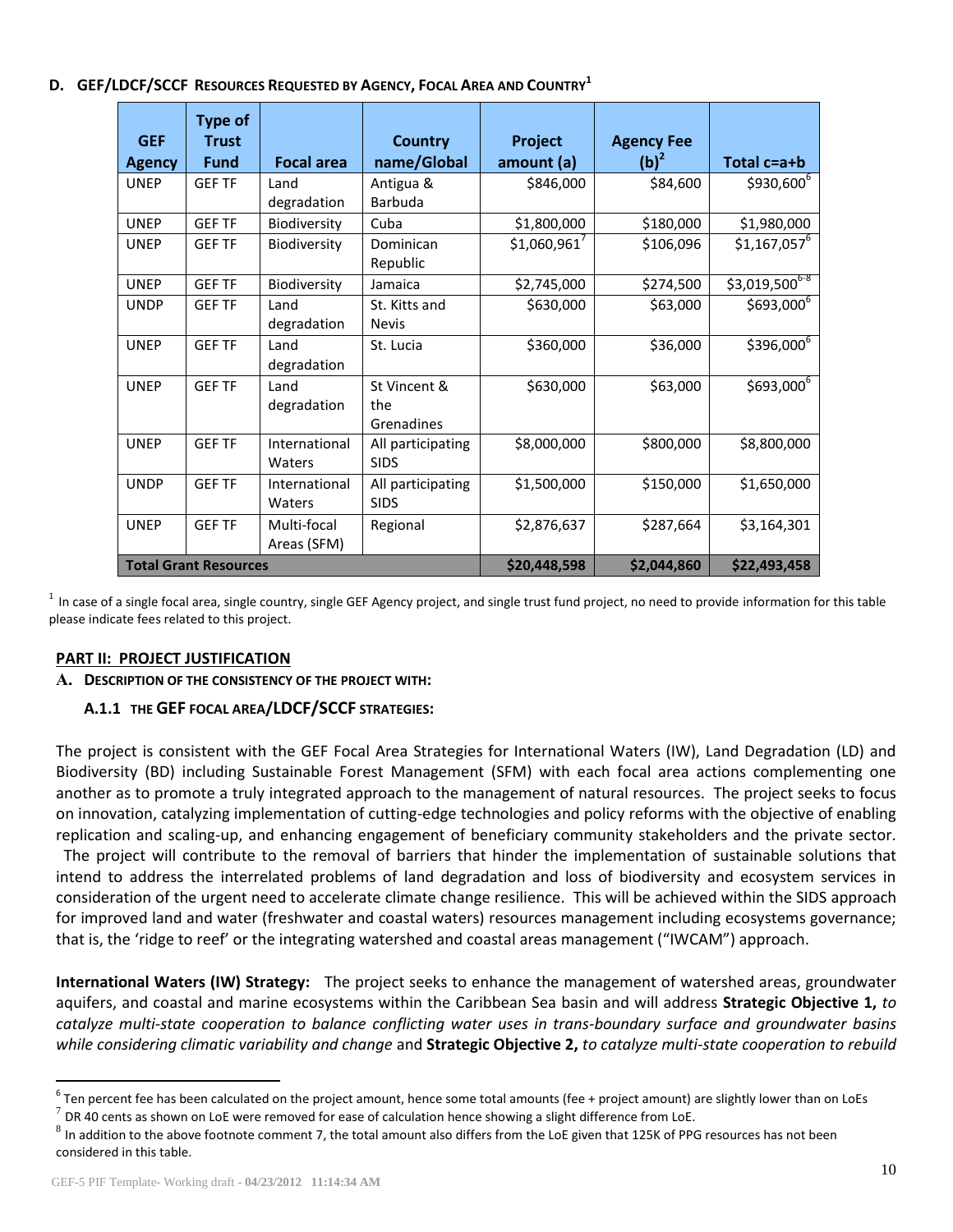## D. GEF/LDCF/SCCF Resources Requested by Agency, Focal Area and Country[1]

| GEF Agency | Type of Trust Fund | Focal area | Country name/Global | Project amount (a) | Agency Fee (b)[2] | Total c=a+b |
|---|---|---|---|---|---|---|
| UNEP | GEF TF | Land degradation | Antigua & Barbuda | $846,000 | $84,600 | $930,600[6] |
| UNEP | GEF TF | Biodiversity | Cuba | $1,800,000 | $180,000 | $1,980,000 |
| UNEP | GEF TF | Biodiversity | Dominican Republic | $1,060,961[7] | $106,096 | $1,167,057[6] |
| UNEP | GEF TF | Biodiversity | Jamaica | $2,745,000 | $274,500 | $3,019,500[6-8] |
| UNDP | GEF TF | Land degradation | St. Kitts and Nevis | $630,000 | $63,000 | $693,000[6] |
| UNEP | GEF TF | Land degradation | St. Lucia | $360,000 | $36,000 | $396,000[6] |
| UNEP | GEF TF | Land degradation | St Vincent & the Grenadines | $630,000 | $63,000 | $693,000[6] |
| UNEP | GEF TF | International Waters | All participating SIDS | $8,000,000 | $800,000 | $8,800,000 |
| UNDP | GEF TF | International Waters | All participating SIDS | $1,500,000 | $150,000 | $1,650,000 |
| UNEP | GEF TF | Multi-focal Areas (SFM) | Regional | $2,876,637 | $287,664 | $3,164,301 |
| **Total Grant Resources** | | | | **$20,448,598** | **$2,044,860** | **$22,493,458** |

[1] In case of a single focal area, single country, single GEF Agency project, and single trust fund project, no need to provide information for this table please indicate fees related to this project.

## PART II: PROJECT JUSTIFICATION

### A. Description of the consistency of the project with:

#### A.1.1 The GEF focal area/LDCF/SCCF strategies:

The project is consistent with the GEF Focal Area Strategies for International Waters (IW), Land Degradation (LD) and Biodiversity (BD) including Sustainable Forest Management (SFM) with each focal area actions complementing one another as to promote a truly integrated approach to the management of natural resources. The project seeks to focus on innovation, catalyzing implementation of cutting-edge technologies and policy reforms with the objective of enabling replication and scaling-up, and enhancing engagement of beneficiary community stakeholders and the private sector. The project will contribute to the removal of barriers that hinder the implementation of sustainable solutions that intend to address the interrelated problems of land degradation and loss of biodiversity and ecosystem services in consideration of the urgent need to accelerate climate change resilience. This will be achieved within the SIDS approach for improved land and water (freshwater and coastal waters) resources management including ecosystems governance; that is, the 'ridge to reef' or the integrating watershed and coastal areas management ("IWCAM") approach.

**International Waters (IW) Strategy:** The project seeks to enhance the management of watershed areas, groundwater aquifers, and coastal and marine ecosystems within the Caribbean Sea basin and will address **Strategic Objective 1,** *to catalyze multi-state cooperation to balance conflicting water uses in trans-boundary surface and groundwater basins while considering climatic variability and change* and **Strategic Objective 2,** *to catalyze multi-state cooperation to rebuild*

[6] Ten percent fee has been calculated on the project amount, hence some total amounts (fee + project amount) are slightly lower than on LoEs

[7] DR 40 cents as shown on LoE were removed for ease of calculation hence showing a slight difference from LoE.

[8] In addition to the above footnote comment 7, the total amount also differs from the LoE given that 125K of PPG resources has not been considered in this table.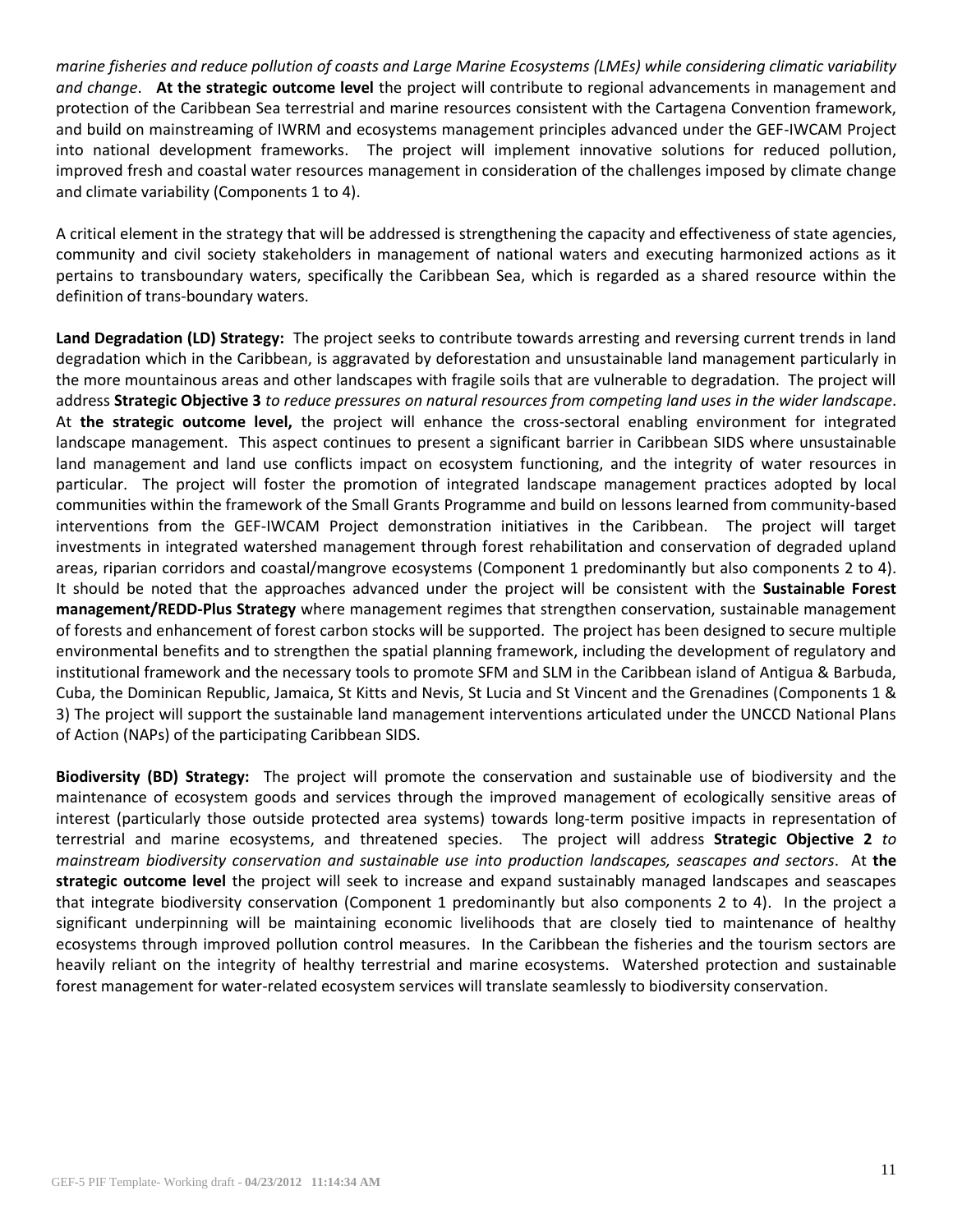*marine fisheries and reduce pollution of coasts and Large Marine Ecosystems (LMEs) while considering climatic variability and change*. **At the strategic outcome level** the project will contribute to regional advancements in management and protection of the Caribbean Sea terrestrial and marine resources consistent with the Cartagena Convention framework, and build on mainstreaming of IWRM and ecosystems management principles advanced under the GEF-IWCAM Project into national development frameworks. The project will implement innovative solutions for reduced pollution, improved fresh and coastal water resources management in consideration of the challenges imposed by climate change and climate variability (Components 1 to 4).

A critical element in the strategy that will be addressed is strengthening the capacity and effectiveness of state agencies, community and civil society stakeholders in management of national waters and executing harmonized actions as it pertains to transboundary waters, specifically the Caribbean Sea, which is regarded as a shared resource within the definition of trans-boundary waters.

**Land Degradation (LD) Strategy:** The project seeks to contribute towards arresting and reversing current trends in land degradation which in the Caribbean, is aggravated by deforestation and unsustainable land management particularly in the more mountainous areas and other landscapes with fragile soils that are vulnerable to degradation. The project will address **Strategic Objective 3** *to reduce pressures on natural resources from competing land uses in the wider landscape*. At **the strategic outcome level,** the project will enhance the cross-sectoral enabling environment for integrated landscape management. This aspect continues to present a significant barrier in Caribbean SIDS where unsustainable land management and land use conflicts impact on ecosystem functioning, and the integrity of water resources in particular. The project will foster the promotion of integrated landscape management practices adopted by local communities within the framework of the Small Grants Programme and build on lessons learned from community-based interventions from the GEF-IWCAM Project demonstration initiatives in the Caribbean. The project will target investments in integrated watershed management through forest rehabilitation and conservation of degraded upland areas, riparian corridors and coastal/mangrove ecosystems (Component 1 predominantly but also components 2 to 4). It should be noted that the approaches advanced under the project will be consistent with the **Sustainable Forest management/REDD-Plus Strategy** where management regimes that strengthen conservation, sustainable management of forests and enhancement of forest carbon stocks will be supported. The project has been designed to secure multiple environmental benefits and to strengthen the spatial planning framework, including the development of regulatory and institutional framework and the necessary tools to promote SFM and SLM in the Caribbean island of Antigua & Barbuda, Cuba, the Dominican Republic, Jamaica, St Kitts and Nevis, St Lucia and St Vincent and the Grenadines (Components 1 & 3) The project will support the sustainable land management interventions articulated under the UNCCD National Plans of Action (NAPs) of the participating Caribbean SIDS.

**Biodiversity (BD) Strategy:** The project will promote the conservation and sustainable use of biodiversity and the maintenance of ecosystem goods and services through the improved management of ecologically sensitive areas of interest (particularly those outside protected area systems) towards long-term positive impacts in representation of terrestrial and marine ecosystems, and threatened species. The project will address **Strategic Objective 2** *to mainstream biodiversity conservation and sustainable use into production landscapes, seascapes and sectors*. At **the strategic outcome level** the project will seek to increase and expand sustainably managed landscapes and seascapes that integrate biodiversity conservation (Component 1 predominantly but also components 2 to 4). In the project a significant underpinning will be maintaining economic livelihoods that are closely tied to maintenance of healthy ecosystems through improved pollution control measures. In the Caribbean the fisheries and the tourism sectors are heavily reliant on the integrity of healthy terrestrial and marine ecosystems. Watershed protection and sustainable forest management for water-related ecosystem services will translate seamlessly to biodiversity conservation.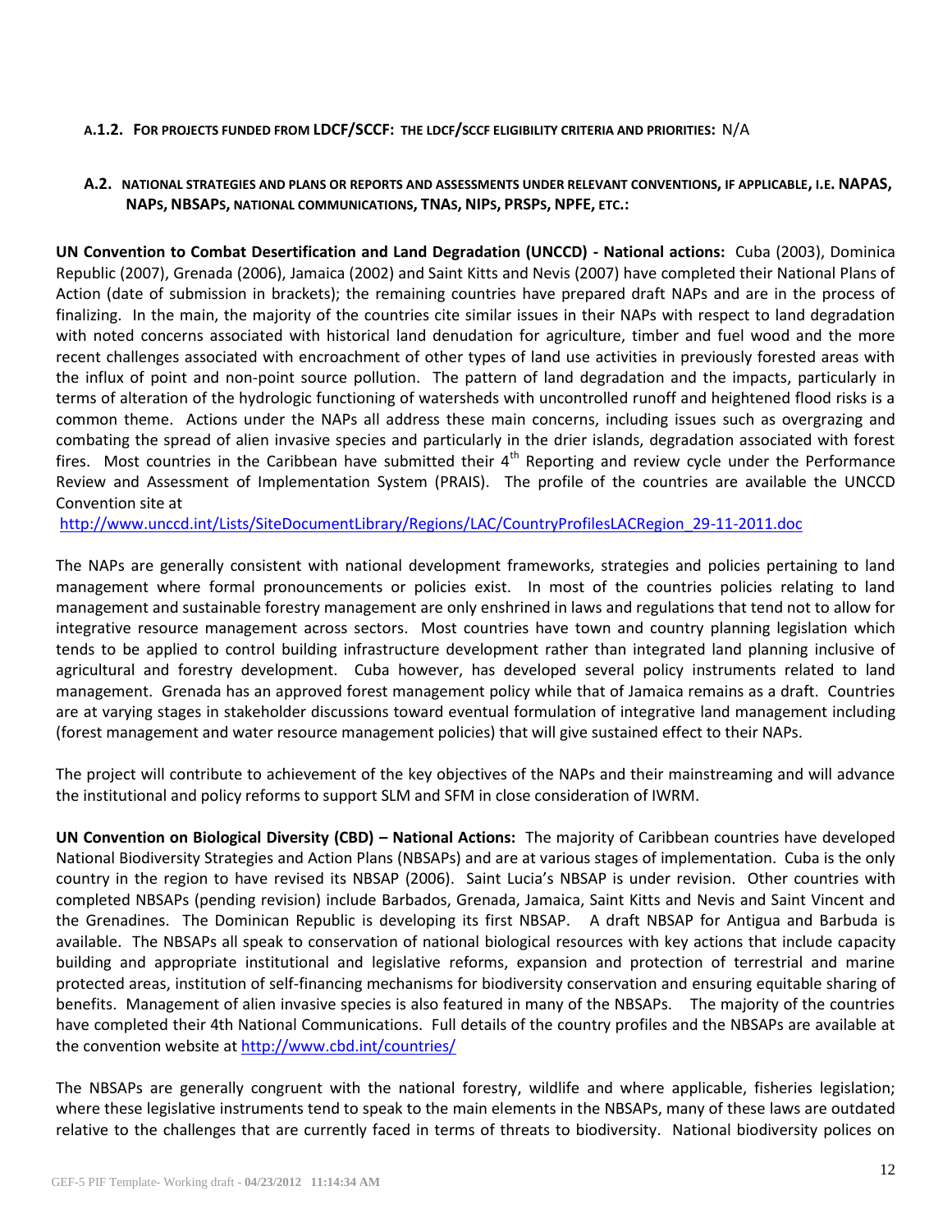#### A.1.2. FOR PROJECTS FUNDED FROM LDCF/SCCF: THE LDCF/SCCF ELIGIBILITY CRITERIA AND PRIORITIES: N/A

#### A.2. NATIONAL STRATEGIES AND PLANS OR REPORTS AND ASSESSMENTS UNDER RELEVANT CONVENTIONS, IF APPLICABLE, I.E. NAPAS, NAPS, NBSAPS, NATIONAL COMMUNICATIONS, TNAS, NIPS, PRSPS, NPFE, ETC.:

**UN Convention to Combat Desertification and Land Degradation (UNCCD) - National actions:** Cuba (2003), Dominica Republic (2007), Grenada (2006), Jamaica (2002) and Saint Kitts and Nevis (2007) have completed their National Plans of Action (date of submission in brackets); the remaining countries have prepared draft NAPs and are in the process of finalizing. In the main, the majority of the countries cite similar issues in their NAPs with respect to land degradation with noted concerns associated with historical land denudation for agriculture, timber and fuel wood and the more recent challenges associated with encroachment of other types of land use activities in previously forested areas with the influx of point and non-point source pollution. The pattern of land degradation and the impacts, particularly in terms of alteration of the hydrologic functioning of watersheds with uncontrolled runoff and heightened flood risks is a common theme. Actions under the NAPs all address these main concerns, including issues such as overgrazing and combating the spread of alien invasive species and particularly in the drier islands, degradation associated with forest fires. Most countries in the Caribbean have submitted their 4th Reporting and review cycle under the Performance Review and Assessment of Implementation System (PRAIS). The profile of the countries are available the UNCCD Convention site at
http://www.unccd.int/Lists/SiteDocumentLibrary/Regions/LAC/CountryProfilesLACRegion_29-11-2011.doc

The NAPs are generally consistent with national development frameworks, strategies and policies pertaining to land management where formal pronouncements or policies exist. In most of the countries policies relating to land management and sustainable forestry management are only enshrined in laws and regulations that tend not to allow for integrative resource management across sectors. Most countries have town and country planning legislation which tends to be applied to control building infrastructure development rather than integrated land planning inclusive of agricultural and forestry development. Cuba however, has developed several policy instruments related to land management. Grenada has an approved forest management policy while that of Jamaica remains as a draft. Countries are at varying stages in stakeholder discussions toward eventual formulation of integrative land management including (forest management and water resource management policies) that will give sustained effect to their NAPs.

The project will contribute to achievement of the key objectives of the NAPs and their mainstreaming and will advance the institutional and policy reforms to support SLM and SFM in close consideration of IWRM.

**UN Convention on Biological Diversity (CBD) – National Actions:** The majority of Caribbean countries have developed National Biodiversity Strategies and Action Plans (NBSAPs) and are at various stages of implementation. Cuba is the only country in the region to have revised its NBSAP (2006). Saint Lucia's NBSAP is under revision. Other countries with completed NBSAPs (pending revision) include Barbados, Grenada, Jamaica, Saint Kitts and Nevis and Saint Vincent and the Grenadines. The Dominican Republic is developing its first NBSAP. A draft NBSAP for Antigua and Barbuda is available. The NBSAPs all speak to conservation of national biological resources with key actions that include capacity building and appropriate institutional and legislative reforms, expansion and protection of terrestrial and marine protected areas, institution of self-financing mechanisms for biodiversity conservation and ensuring equitable sharing of benefits. Management of alien invasive species is also featured in many of the NBSAPs. The majority of the countries have completed their 4th National Communications. Full details of the country profiles and the NBSAPs are available at the convention website at http://www.cbd.int/countries/

The NBSAPs are generally congruent with the national forestry, wildlife and where applicable, fisheries legislation; where these legislative instruments tend to speak to the main elements in the NBSAPs, many of these laws are outdated relative to the challenges that are currently faced in terms of threats to biodiversity. National biodiversity polices on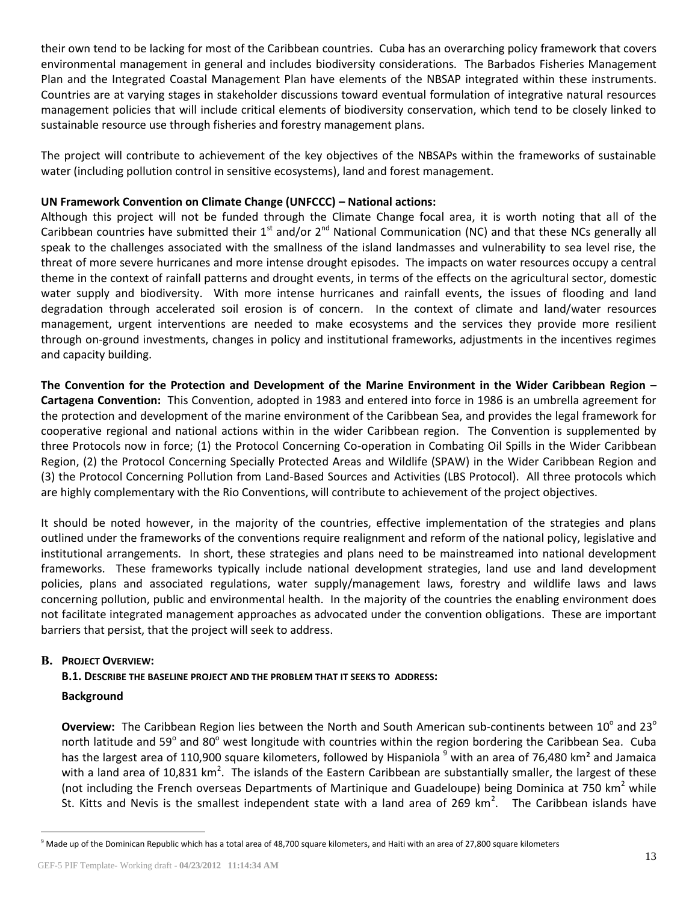their own tend to be lacking for most of the Caribbean countries. Cuba has an overarching policy framework that covers environmental management in general and includes biodiversity considerations. The Barbados Fisheries Management Plan and the Integrated Coastal Management Plan have elements of the NBSAP integrated within these instruments. Countries are at varying stages in stakeholder discussions toward eventual formulation of integrative natural resources management policies that will include critical elements of biodiversity conservation, which tend to be closely linked to sustainable resource use through fisheries and forestry management plans.

The project will contribute to achievement of the key objectives of the NBSAPs within the frameworks of sustainable water (including pollution control in sensitive ecosystems), land and forest management.

**UN Framework Convention on Climate Change (UNFCCC) – National actions:**
Although this project will not be funded through the Climate Change focal area, it is worth noting that all of the Caribbean countries have submitted their 1st and/or 2nd National Communication (NC) and that these NCs generally all speak to the challenges associated with the smallness of the island landmasses and vulnerability to sea level rise, the threat of more severe hurricanes and more intense drought episodes. The impacts on water resources occupy a central theme in the context of rainfall patterns and drought events, in terms of the effects on the agricultural sector, domestic water supply and biodiversity. With more intense hurricanes and rainfall events, the issues of flooding and land degradation through accelerated soil erosion is of concern. In the context of climate and land/water resources management, urgent interventions are needed to make ecosystems and the services they provide more resilient through on-ground investments, changes in policy and institutional frameworks, adjustments in the incentives regimes and capacity building.

**The Convention for the Protection and Development of the Marine Environment in the Wider Caribbean Region – Cartagena Convention:** This Convention, adopted in 1983 and entered into force in 1986 is an umbrella agreement for the protection and development of the marine environment of the Caribbean Sea, and provides the legal framework for cooperative regional and national actions within in the wider Caribbean region. The Convention is supplemented by three Protocols now in force; (1) the Protocol Concerning Co-operation in Combating Oil Spills in the Wider Caribbean Region, (2) the Protocol Concerning Specially Protected Areas and Wildlife (SPAW) in the Wider Caribbean Region and (3) the Protocol Concerning Pollution from Land-Based Sources and Activities (LBS Protocol). All three protocols which are highly complementary with the Rio Conventions, will contribute to achievement of the project objectives.

It should be noted however, in the majority of the countries, effective implementation of the strategies and plans outlined under the frameworks of the conventions require realignment and reform of the national policy, legislative and institutional arrangements. In short, these strategies and plans need to be mainstreamed into national development frameworks. These frameworks typically include national development strategies, land use and land development policies, plans and associated regulations, water supply/management laws, forestry and wildlife laws and laws concerning pollution, public and environmental health. In the majority of the countries the enabling environment does not facilitate integrated management approaches as advocated under the convention obligations. These are important barriers that persist, that the project will seek to address.

## B. PROJECT OVERVIEW:

### B.1. DESCRIBE THE BASELINE PROJECT AND THE PROBLEM THAT IT SEEKS TO ADDRESS:

**Background**

**Overview:** The Caribbean Region lies between the North and South American sub-continents between 10° and 23° north latitude and 59° and 80° west longitude with countries within the region bordering the Caribbean Sea. Cuba has the largest area of 110,900 square kilometers, followed by Hispaniola [9] with an area of 76,480 km² and Jamaica with a land area of 10,831 km². The islands of the Eastern Caribbean are substantially smaller, the largest of these (not including the French overseas Departments of Martinique and Guadeloupe) being Dominica at 750 km² while St. Kitts and Nevis is the smallest independent state with a land area of 269 km². The Caribbean islands have

[9] Made up of the Dominican Republic which has a total area of 48,700 square kilometers, and Haiti with an area of 27,800 square kilometers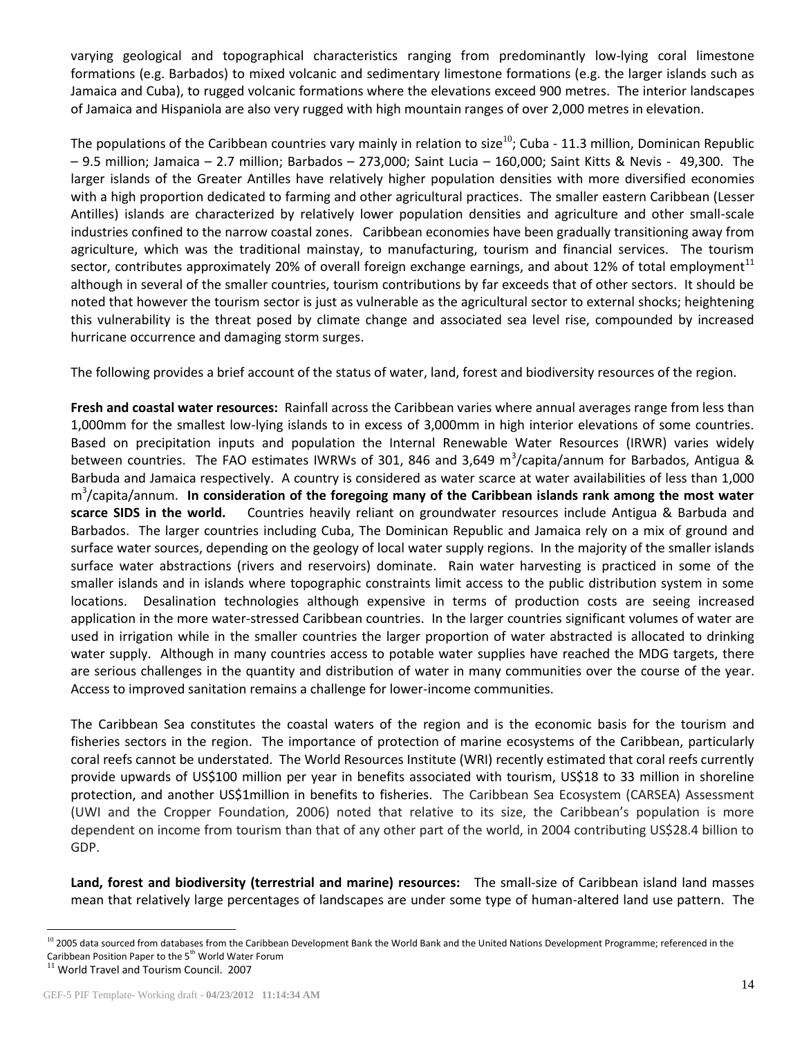varying geological and topographical characteristics ranging from predominantly low-lying coral limestone formations (e.g. Barbados) to mixed volcanic and sedimentary limestone formations (e.g. the larger islands such as Jamaica and Cuba), to rugged volcanic formations where the elevations exceed 900 metres. The interior landscapes of Jamaica and Hispaniola are also very rugged with high mountain ranges of over 2,000 metres in elevation.

The populations of the Caribbean countries vary mainly in relation to size[10]; Cuba - 11.3 million, Dominican Republic – 9.5 million; Jamaica – 2.7 million; Barbados – 273,000; Saint Lucia – 160,000; Saint Kitts & Nevis - 49,300. The larger islands of the Greater Antilles have relatively higher population densities with more diversified economies with a high proportion dedicated to farming and other agricultural practices. The smaller eastern Caribbean (Lesser Antilles) islands are characterized by relatively lower population densities and agriculture and other small-scale industries confined to the narrow coastal zones. Caribbean economies have been gradually transitioning away from agriculture, which was the traditional mainstay, to manufacturing, tourism and financial services. The tourism sector, contributes approximately 20% of overall foreign exchange earnings, and about 12% of total employment[11] although in several of the smaller countries, tourism contributions by far exceeds that of other sectors. It should be noted that however the tourism sector is just as vulnerable as the agricultural sector to external shocks; heightening this vulnerability is the threat posed by climate change and associated sea level rise, compounded by increased hurricane occurrence and damaging storm surges.

The following provides a brief account of the status of water, land, forest and biodiversity resources of the region.

**Fresh and coastal water resources:** Rainfall across the Caribbean varies where annual averages range from less than 1,000mm for the smallest low-lying islands to in excess of 3,000mm in high interior elevations of some countries. Based on precipitation inputs and population the Internal Renewable Water Resources (IRWR) varies widely between countries. The FAO estimates IWRWs of 301, 846 and 3,649 $m^3$/capita/annum for Barbados, Antigua & Barbuda and Jamaica respectively. A country is considered as water scarce at water availabilities of less than 1,000 $m^3$/capita/annum. **In consideration of the foregoing many of the Caribbean islands rank among the most water scarce SIDS in the world.** Countries heavily reliant on groundwater resources include Antigua & Barbuda and Barbados. The larger countries including Cuba, The Dominican Republic and Jamaica rely on a mix of ground and surface water sources, depending on the geology of local water supply regions. In the majority of the smaller islands surface water abstractions (rivers and reservoirs) dominate. Rain water harvesting is practiced in some of the smaller islands and in islands where topographic constraints limit access to the public distribution system in some locations. Desalination technologies although expensive in terms of production costs are seeing increased application in the more water-stressed Caribbean countries. In the larger countries significant volumes of water are used in irrigation while in the smaller countries the larger proportion of water abstracted is allocated to drinking water supply. Although in many countries access to potable water supplies have reached the MDG targets, there are serious challenges in the quantity and distribution of water in many communities over the course of the year. Access to improved sanitation remains a challenge for lower-income communities.

The Caribbean Sea constitutes the coastal waters of the region and is the economic basis for the tourism and fisheries sectors in the region. The importance of protection of marine ecosystems of the Caribbean, particularly coral reefs cannot be understated. The World Resources Institute (WRI) recently estimated that coral reefs currently provide upwards of US$100 million per year in benefits associated with tourism, US$18 to 33 million in shoreline protection, and another US$1million in benefits to fisheries. The Caribbean Sea Ecosystem (CARSEA) Assessment (UWI and the Cropper Foundation, 2006) noted that relative to its size, the Caribbean's population is more dependent on income from tourism than that of any other part of the world, in 2004 contributing US$28.4 billion to GDP.

**Land, forest and biodiversity (terrestrial and marine) resources:** The small-size of Caribbean island land masses mean that relatively large percentages of landscapes are under some type of human-altered land use pattern. The

[10] 2005 data sourced from databases from the Caribbean Development Bank the World Bank and the United Nations Development Programme; referenced in the Caribbean Position Paper to the 5th World Water Forum

[11] World Travel and Tourism Council. 2007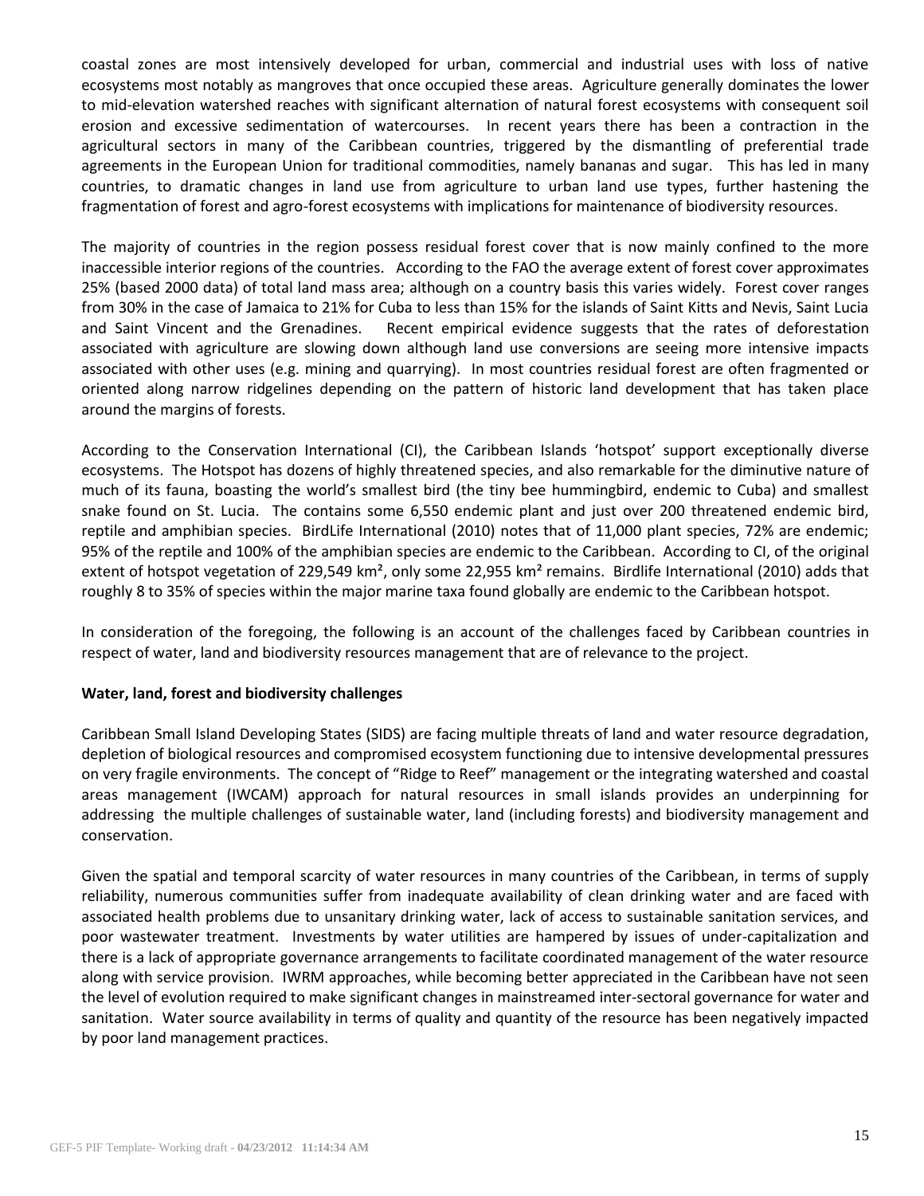coastal zones are most intensively developed for urban, commercial and industrial uses with loss of native ecosystems most notably as mangroves that once occupied these areas. Agriculture generally dominates the lower to mid-elevation watershed reaches with significant alternation of natural forest ecosystems with consequent soil erosion and excessive sedimentation of watercourses. In recent years there has been a contraction in the agricultural sectors in many of the Caribbean countries, triggered by the dismantling of preferential trade agreements in the European Union for traditional commodities, namely bananas and sugar. This has led in many countries, to dramatic changes in land use from agriculture to urban land use types, further hastening the fragmentation of forest and agro-forest ecosystems with implications for maintenance of biodiversity resources.

The majority of countries in the region possess residual forest cover that is now mainly confined to the more inaccessible interior regions of the countries. According to the FAO the average extent of forest cover approximates 25% (based 2000 data) of total land mass area; although on a country basis this varies widely. Forest cover ranges from 30% in the case of Jamaica to 21% for Cuba to less than 15% for the islands of Saint Kitts and Nevis, Saint Lucia and Saint Vincent and the Grenadines. Recent empirical evidence suggests that the rates of deforestation associated with agriculture are slowing down although land use conversions are seeing more intensive impacts associated with other uses (e.g. mining and quarrying). In most countries residual forest are often fragmented or oriented along narrow ridgelines depending on the pattern of historic land development that has taken place around the margins of forests.

According to the Conservation International (CI), the Caribbean Islands 'hotspot' support exceptionally diverse ecosystems. The Hotspot has dozens of highly threatened species, and also remarkable for the diminutive nature of much of its fauna, boasting the world's smallest bird (the tiny bee hummingbird, endemic to Cuba) and smallest snake found on St. Lucia. The contains some 6,550 endemic plant and just over 200 threatened endemic bird, reptile and amphibian species. BirdLife International (2010) notes that of 11,000 plant species, 72% are endemic; 95% of the reptile and 100% of the amphibian species are endemic to the Caribbean. According to CI, of the original extent of hotspot vegetation of 229,549 km², only some 22,955 km² remains. Birdlife International (2010) adds that roughly 8 to 35% of species within the major marine taxa found globally are endemic to the Caribbean hotspot.

In consideration of the foregoing, the following is an account of the challenges faced by Caribbean countries in respect of water, land and biodiversity resources management that are of relevance to the project.

**Water, land, forest and biodiversity challenges**

Caribbean Small Island Developing States (SIDS) are facing multiple threats of land and water resource degradation, depletion of biological resources and compromised ecosystem functioning due to intensive developmental pressures on very fragile environments. The concept of "Ridge to Reef" management or the integrating watershed and coastal areas management (IWCAM) approach for natural resources in small islands provides an underpinning for addressing the multiple challenges of sustainable water, land (including forests) and biodiversity management and conservation.

Given the spatial and temporal scarcity of water resources in many countries of the Caribbean, in terms of supply reliability, numerous communities suffer from inadequate availability of clean drinking water and are faced with associated health problems due to unsanitary drinking water, lack of access to sustainable sanitation services, and poor wastewater treatment. Investments by water utilities are hampered by issues of under-capitalization and there is a lack of appropriate governance arrangements to facilitate coordinated management of the water resource along with service provision. IWRM approaches, while becoming better appreciated in the Caribbean have not seen the level of evolution required to make significant changes in mainstreamed inter-sectoral governance for water and sanitation. Water source availability in terms of quality and quantity of the resource has been negatively impacted by poor land management practices.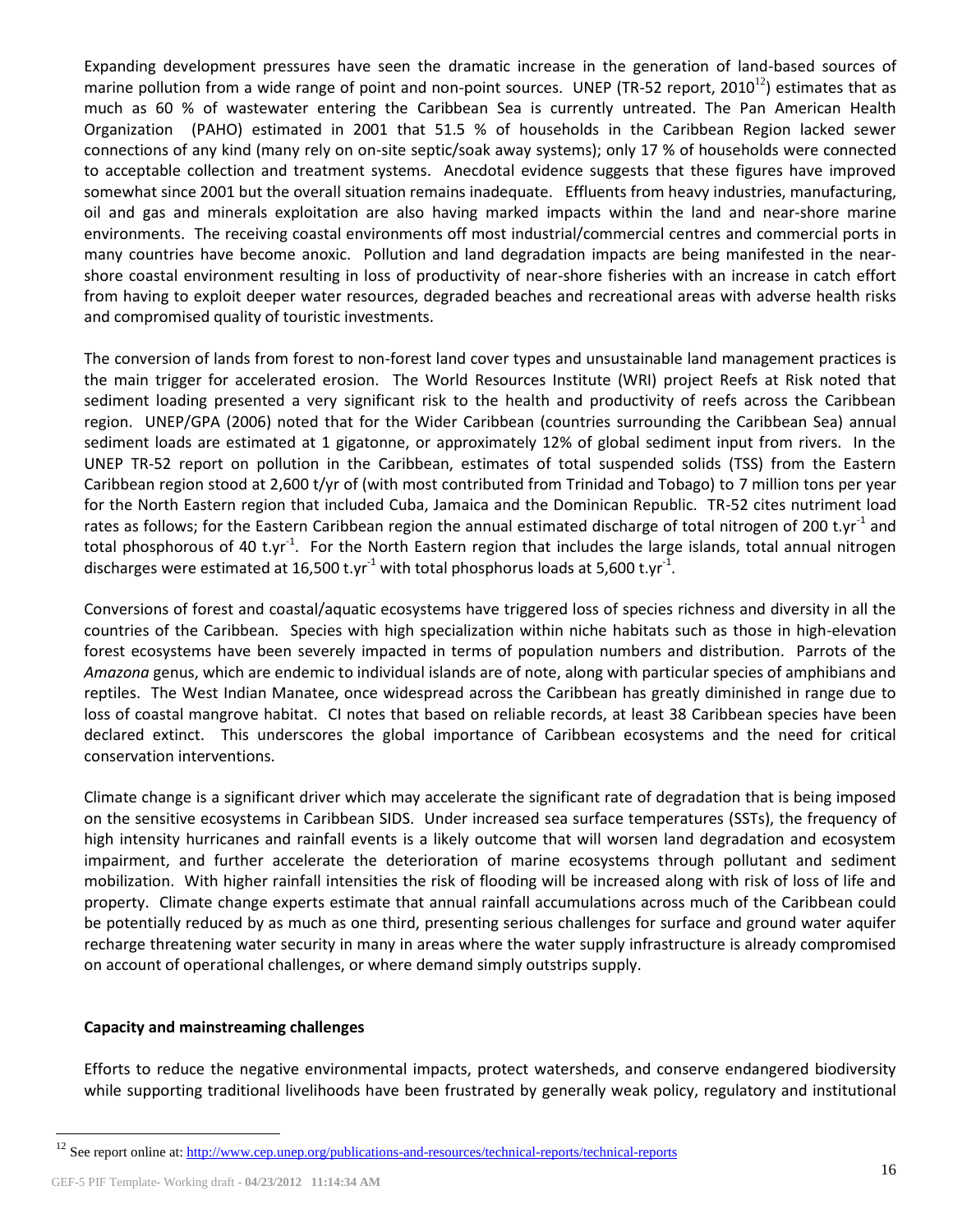Expanding development pressures have seen the dramatic increase in the generation of land-based sources of marine pollution from a wide range of point and non-point sources. UNEP (TR-52 report, 2010[12]) estimates that as much as 60 % of wastewater entering the Caribbean Sea is currently untreated. The Pan American Health Organization (PAHO) estimated in 2001 that 51.5 % of households in the Caribbean Region lacked sewer connections of any kind (many rely on on-site septic/soak away systems); only 17 % of households were connected to acceptable collection and treatment systems. Anecdotal evidence suggests that these figures have improved somewhat since 2001 but the overall situation remains inadequate. Effluents from heavy industries, manufacturing, oil and gas and minerals exploitation are also having marked impacts within the land and near-shore marine environments. The receiving coastal environments off most industrial/commercial centres and commercial ports in many countries have become anoxic. Pollution and land degradation impacts are being manifested in the near-shore coastal environment resulting in loss of productivity of near-shore fisheries with an increase in catch effort from having to exploit deeper water resources, degraded beaches and recreational areas with adverse health risks and compromised quality of touristic investments.

The conversion of lands from forest to non-forest land cover types and unsustainable land management practices is the main trigger for accelerated erosion. The World Resources Institute (WRI) project Reefs at Risk noted that sediment loading presented a very significant risk to the health and productivity of reefs across the Caribbean region. UNEP/GPA (2006) noted that for the Wider Caribbean (countries surrounding the Caribbean Sea) annual sediment loads are estimated at 1 gigatonne, or approximately 12% of global sediment input from rivers. In the UNEP TR-52 report on pollution in the Caribbean, estimates of total suspended solids (TSS) from the Eastern Caribbean region stood at 2,600 t/yr of (with most contributed from Trinidad and Tobago) to 7 million tons per year for the North Eastern region that included Cuba, Jamaica and the Dominican Republic. TR-52 cites nutriment load rates as follows; for the Eastern Caribbean region the annual estimated discharge of total nitrogen of 200 $t.yr^{-1}$ and total phosphorous of 40 $t.yr^{-1}$. For the North Eastern region that includes the large islands, total annual nitrogen discharges were estimated at 16,500 $t.yr^{-1}$ with total phosphorus loads at 5,600 $t.yr^{-1}$.

Conversions of forest and coastal/aquatic ecosystems have triggered loss of species richness and diversity in all the countries of the Caribbean. Species with high specialization within niche habitats such as those in high-elevation forest ecosystems have been severely impacted in terms of population numbers and distribution. Parrots of the *Amazona* genus, which are endemic to individual islands are of note, along with particular species of amphibians and reptiles. The West Indian Manatee, once widespread across the Caribbean has greatly diminished in range due to loss of coastal mangrove habitat. CI notes that based on reliable records, at least 38 Caribbean species have been declared extinct. This underscores the global importance of Caribbean ecosystems and the need for critical conservation interventions.

Climate change is a significant driver which may accelerate the significant rate of degradation that is being imposed on the sensitive ecosystems in Caribbean SIDS. Under increased sea surface temperatures (SSTs), the frequency of high intensity hurricanes and rainfall events is a likely outcome that will worsen land degradation and ecosystem impairment, and further accelerate the deterioration of marine ecosystems through pollutant and sediment mobilization. With higher rainfall intensities the risk of flooding will be increased along with risk of loss of life and property. Climate change experts estimate that annual rainfall accumulations across much of the Caribbean could be potentially reduced by as much as one third, presenting serious challenges for surface and ground water aquifer recharge threatening water security in many in areas where the water supply infrastructure is already compromised on account of operational challenges, or where demand simply outstrips supply.

**Capacity and mainstreaming challenges**

Efforts to reduce the negative environmental impacts, protect watersheds, and conserve endangered biodiversity while supporting traditional livelihoods have been frustrated by generally weak policy, regulatory and institutional

[12] See report online at: http://www.cep.unep.org/publications-and-resources/technical-reports/technical-reports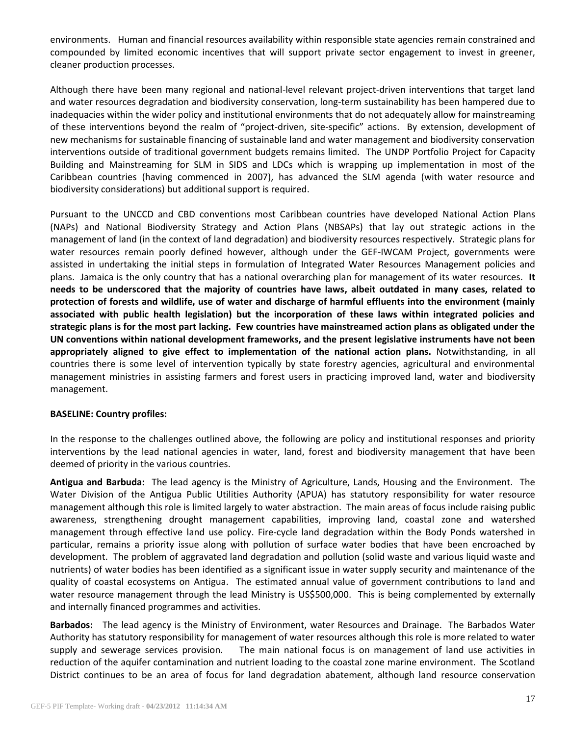environments. Human and financial resources availability within responsible state agencies remain constrained and compounded by limited economic incentives that will support private sector engagement to invest in greener, cleaner production processes.

Although there have been many regional and national-level relevant project-driven interventions that target land and water resources degradation and biodiversity conservation, long-term sustainability has been hampered due to inadequacies within the wider policy and institutional environments that do not adequately allow for mainstreaming of these interventions beyond the realm of "project-driven, site-specific" actions. By extension, development of new mechanisms for sustainable financing of sustainable land and water management and biodiversity conservation interventions outside of traditional government budgets remains limited. The UNDP Portfolio Project for Capacity Building and Mainstreaming for SLM in SIDS and LDCs which is wrapping up implementation in most of the Caribbean countries (having commenced in 2007), has advanced the SLM agenda (with water resource and biodiversity considerations) but additional support is required.

Pursuant to the UNCCD and CBD conventions most Caribbean countries have developed National Action Plans (NAPs) and National Biodiversity Strategy and Action Plans (NBSAPs) that lay out strategic actions in the management of land (in the context of land degradation) and biodiversity resources respectively. Strategic plans for water resources remain poorly defined however, although under the GEF-IWCAM Project, governments were assisted in undertaking the initial steps in formulation of Integrated Water Resources Management policies and plans. Jamaica is the only country that has a national overarching plan for management of its water resources. **It needs to be underscored that the majority of countries have laws, albeit outdated in many cases, related to protection of forests and wildlife, use of water and discharge of harmful effluents into the environment (mainly associated with public health legislation) but the incorporation of these laws within integrated policies and strategic plans is for the most part lacking. Few countries have mainstreamed action plans as obligated under the UN conventions within national development frameworks, and the present legislative instruments have not been appropriately aligned to give effect to implementation of the national action plans.** Notwithstanding, in all countries there is some level of intervention typically by state forestry agencies, agricultural and environmental management ministries in assisting farmers and forest users in practicing improved land, water and biodiversity management.

**BASELINE: Country profiles:**

In the response to the challenges outlined above, the following are policy and institutional responses and priority interventions by the lead national agencies in water, land, forest and biodiversity management that have been deemed of priority in the various countries.

**Antigua and Barbuda:** The lead agency is the Ministry of Agriculture, Lands, Housing and the Environment. The Water Division of the Antigua Public Utilities Authority (APUA) has statutory responsibility for water resource management although this role is limited largely to water abstraction. The main areas of focus include raising public awareness, strengthening drought management capabilities, improving land, coastal zone and watershed management through effective land use policy. Fire-cycle land degradation within the Body Ponds watershed in particular, remains a priority issue along with pollution of surface water bodies that have been encroached by development. The problem of aggravated land degradation and pollution (solid waste and various liquid waste and nutrients) of water bodies has been identified as a significant issue in water supply security and maintenance of the quality of coastal ecosystems on Antigua. The estimated annual value of government contributions to land and water resource management through the lead Ministry is US$500,000. This is being complemented by externally and internally financed programmes and activities.

**Barbados:** The lead agency is the Ministry of Environment, water Resources and Drainage. The Barbados Water Authority has statutory responsibility for management of water resources although this role is more related to water supply and sewerage services provision. The main national focus is on management of land use activities in reduction of the aquifer contamination and nutrient loading to the coastal zone marine environment. The Scotland District continues to be an area of focus for land degradation abatement, although land resource conservation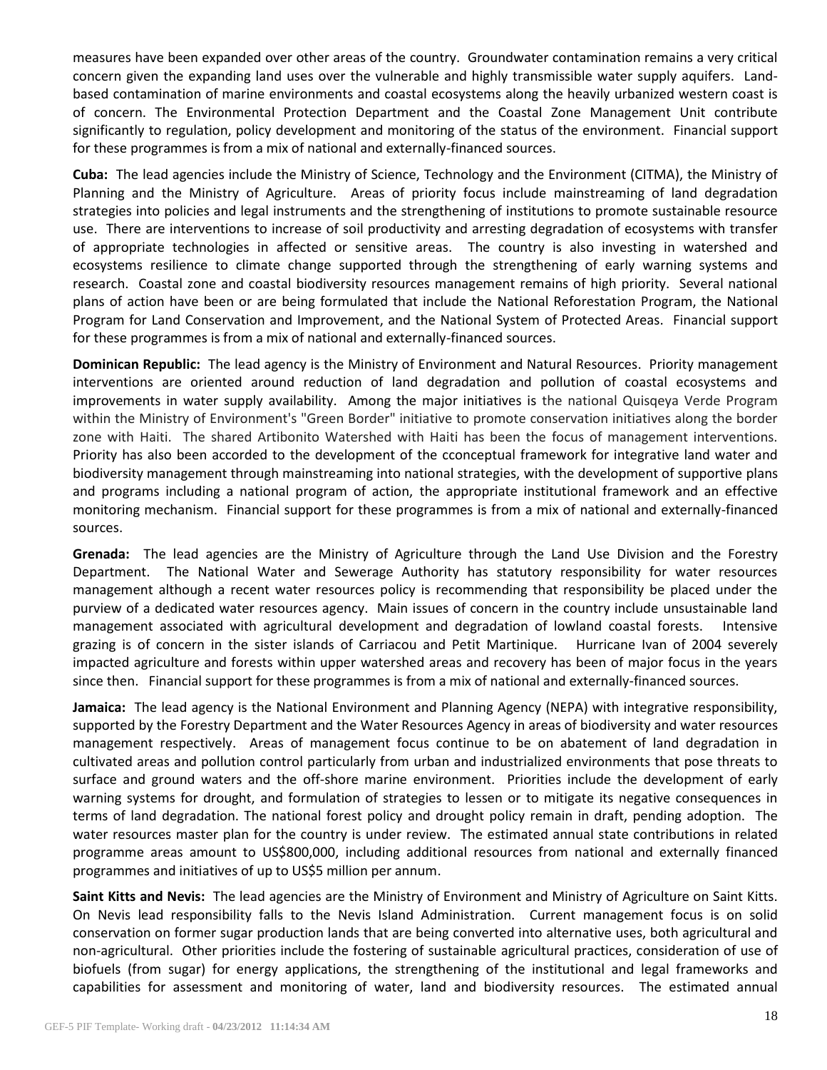measures have been expanded over other areas of the country. Groundwater contamination remains a very critical concern given the expanding land uses over the vulnerable and highly transmissible water supply aquifers. Land-based contamination of marine environments and coastal ecosystems along the heavily urbanized western coast is of concern. The Environmental Protection Department and the Coastal Zone Management Unit contribute significantly to regulation, policy development and monitoring of the status of the environment. Financial support for these programmes is from a mix of national and externally-financed sources.

**Cuba:** The lead agencies include the Ministry of Science, Technology and the Environment (CITMA), the Ministry of Planning and the Ministry of Agriculture. Areas of priority focus include mainstreaming of land degradation strategies into policies and legal instruments and the strengthening of institutions to promote sustainable resource use. There are interventions to increase of soil productivity and arresting degradation of ecosystems with transfer of appropriate technologies in affected or sensitive areas. The country is also investing in watershed and ecosystems resilience to climate change supported through the strengthening of early warning systems and research. Coastal zone and coastal biodiversity resources management remains of high priority. Several national plans of action have been or are being formulated that include the National Reforestation Program, the National Program for Land Conservation and Improvement, and the National System of Protected Areas. Financial support for these programmes is from a mix of national and externally-financed sources.

**Dominican Republic:** The lead agency is the Ministry of Environment and Natural Resources. Priority management interventions are oriented around reduction of land degradation and pollution of coastal ecosystems and improvements in water supply availability. Among the major initiatives is the national Quisqeya Verde Program within the Ministry of Environment's "Green Border" initiative to promote conservation initiatives along the border zone with Haiti. The shared Artibonito Watershed with Haiti has been the focus of management interventions. Priority has also been accorded to the development of the cconceptual framework for integrative land water and biodiversity management through mainstreaming into national strategies, with the development of supportive plans and programs including a national program of action, the appropriate institutional framework and an effective monitoring mechanism. Financial support for these programmes is from a mix of national and externally-financed sources.

**Grenada:** The lead agencies are the Ministry of Agriculture through the Land Use Division and the Forestry Department. The National Water and Sewerage Authority has statutory responsibility for water resources management although a recent water resources policy is recommending that responsibility be placed under the purview of a dedicated water resources agency. Main issues of concern in the country include unsustainable land management associated with agricultural development and degradation of lowland coastal forests. Intensive grazing is of concern in the sister islands of Carriacou and Petit Martinique. Hurricane Ivan of 2004 severely impacted agriculture and forests within upper watershed areas and recovery has been of major focus in the years since then. Financial support for these programmes is from a mix of national and externally-financed sources.

**Jamaica:** The lead agency is the National Environment and Planning Agency (NEPA) with integrative responsibility, supported by the Forestry Department and the Water Resources Agency in areas of biodiversity and water resources management respectively. Areas of management focus continue to be on abatement of land degradation in cultivated areas and pollution control particularly from urban and industrialized environments that pose threats to surface and ground waters and the off-shore marine environment. Priorities include the development of early warning systems for drought, and formulation of strategies to lessen or to mitigate its negative consequences in terms of land degradation. The national forest policy and drought policy remain in draft, pending adoption. The water resources master plan for the country is under review. The estimated annual state contributions in related programme areas amount to US$800,000, including additional resources from national and externally financed programmes and initiatives of up to US$5 million per annum.

**Saint Kitts and Nevis:** The lead agencies are the Ministry of Environment and Ministry of Agriculture on Saint Kitts. On Nevis lead responsibility falls to the Nevis Island Administration. Current management focus is on solid conservation on former sugar production lands that are being converted into alternative uses, both agricultural and non-agricultural. Other priorities include the fostering of sustainable agricultural practices, consideration of use of biofuels (from sugar) for energy applications, the strengthening of the institutional and legal frameworks and capabilities for assessment and monitoring of water, land and biodiversity resources. The estimated annual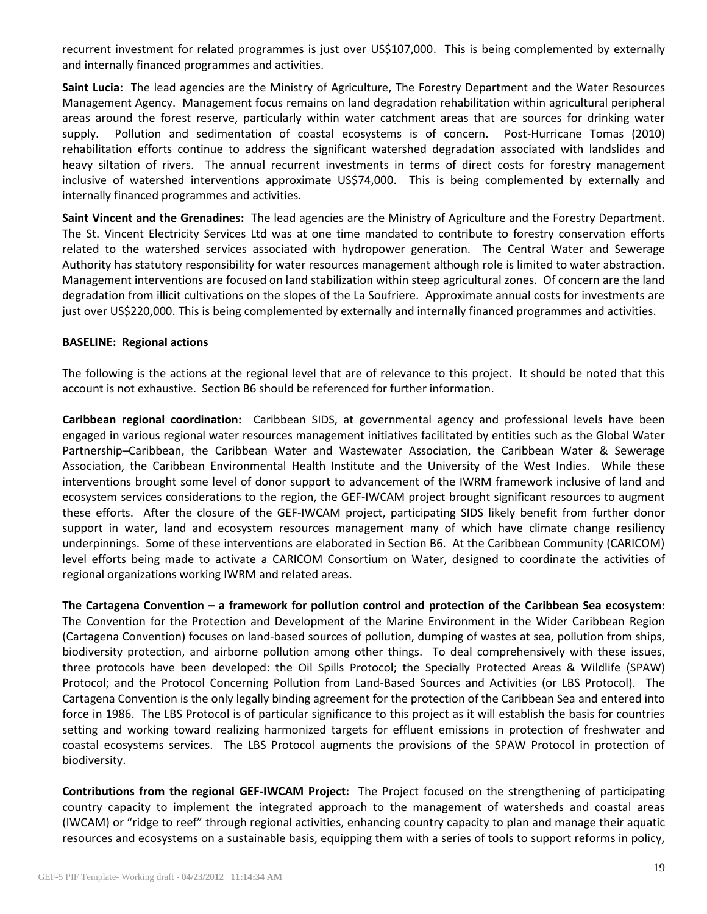recurrent investment for related programmes is just over US$107,000. This is being complemented by externally and internally financed programmes and activities.

**Saint Lucia:** The lead agencies are the Ministry of Agriculture, The Forestry Department and the Water Resources Management Agency. Management focus remains on land degradation rehabilitation within agricultural peripheral areas around the forest reserve, particularly within water catchment areas that are sources for drinking water supply. Pollution and sedimentation of coastal ecosystems is of concern. Post-Hurricane Tomas (2010) rehabilitation efforts continue to address the significant watershed degradation associated with landslides and heavy siltation of rivers. The annual recurrent investments in terms of direct costs for forestry management inclusive of watershed interventions approximate US$74,000. This is being complemented by externally and internally financed programmes and activities.

**Saint Vincent and the Grenadines:** The lead agencies are the Ministry of Agriculture and the Forestry Department. The St. Vincent Electricity Services Ltd was at one time mandated to contribute to forestry conservation efforts related to the watershed services associated with hydropower generation. The Central Water and Sewerage Authority has statutory responsibility for water resources management although role is limited to water abstraction. Management interventions are focused on land stabilization within steep agricultural zones. Of concern are the land degradation from illicit cultivations on the slopes of the La Soufriere. Approximate annual costs for investments are just over US$220,000. This is being complemented by externally and internally financed programmes and activities.

**BASELINE: Regional actions**

The following is the actions at the regional level that are of relevance to this project. It should be noted that this account is not exhaustive. Section B6 should be referenced for further information.

**Caribbean regional coordination:** Caribbean SIDS, at governmental agency and professional levels have been engaged in various regional water resources management initiatives facilitated by entities such as the Global Water Partnership–Caribbean, the Caribbean Water and Wastewater Association, the Caribbean Water & Sewerage Association, the Caribbean Environmental Health Institute and the University of the West Indies. While these interventions brought some level of donor support to advancement of the IWRM framework inclusive of land and ecosystem services considerations to the region, the GEF-IWCAM project brought significant resources to augment these efforts. After the closure of the GEF-IWCAM project, participating SIDS likely benefit from further donor support in water, land and ecosystem resources management many of which have climate change resiliency underpinnings. Some of these interventions are elaborated in Section B6. At the Caribbean Community (CARICOM) level efforts being made to activate a CARICOM Consortium on Water, designed to coordinate the activities of regional organizations working IWRM and related areas.

**The Cartagena Convention – a framework for pollution control and protection of the Caribbean Sea ecosystem:** The Convention for the Protection and Development of the Marine Environment in the Wider Caribbean Region (Cartagena Convention) focuses on land-based sources of pollution, dumping of wastes at sea, pollution from ships, biodiversity protection, and airborne pollution among other things. To deal comprehensively with these issues, three protocols have been developed: the Oil Spills Protocol; the Specially Protected Areas & Wildlife (SPAW) Protocol; and the Protocol Concerning Pollution from Land-Based Sources and Activities (or LBS Protocol). The Cartagena Convention is the only legally binding agreement for the protection of the Caribbean Sea and entered into force in 1986. The LBS Protocol is of particular significance to this project as it will establish the basis for countries setting and working toward realizing harmonized targets for effluent emissions in protection of freshwater and coastal ecosystems services. The LBS Protocol augments the provisions of the SPAW Protocol in protection of biodiversity.

**Contributions from the regional GEF-IWCAM Project:** The Project focused on the strengthening of participating country capacity to implement the integrated approach to the management of watersheds and coastal areas (IWCAM) or "ridge to reef" through regional activities, enhancing country capacity to plan and manage their aquatic resources and ecosystems on a sustainable basis, equipping them with a series of tools to support reforms in policy,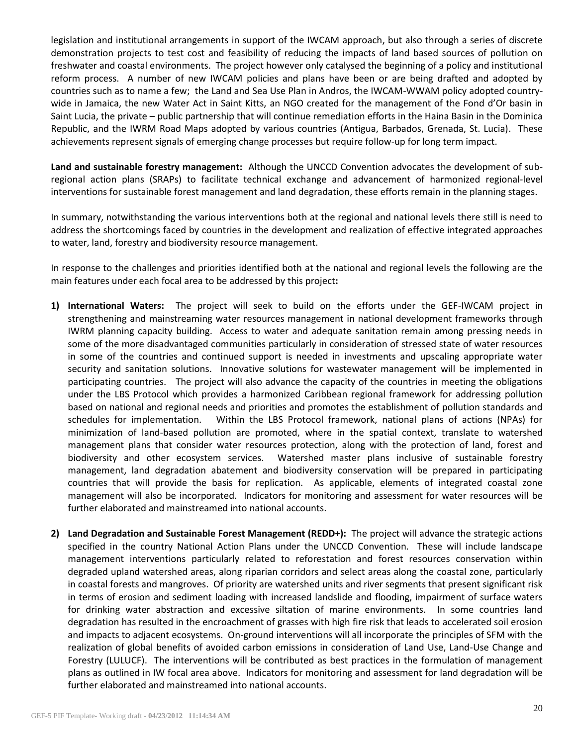legislation and institutional arrangements in support of the IWCAM approach, but also through a series of discrete demonstration projects to test cost and feasibility of reducing the impacts of land based sources of pollution on freshwater and coastal environments. The project however only catalysed the beginning of a policy and institutional reform process. A number of new IWCAM policies and plans have been or are being drafted and adopted by countries such as to name a few; the Land and Sea Use Plan in Andros, the IWCAM-WWAM policy adopted country-wide in Jamaica, the new Water Act in Saint Kitts, an NGO created for the management of the Fond d'Or basin in Saint Lucia, the private – public partnership that will continue remediation efforts in the Haina Basin in the Dominica Republic, and the IWRM Road Maps adopted by various countries (Antigua, Barbados, Grenada, St. Lucia). These achievements represent signals of emerging change processes but require follow-up for long term impact.

**Land and sustainable forestry management:** Although the UNCCD Convention advocates the development of sub-regional action plans (SRAPs) to facilitate technical exchange and advancement of harmonized regional-level interventions for sustainable forest management and land degradation, these efforts remain in the planning stages.

In summary, notwithstanding the various interventions both at the regional and national levels there still is need to address the shortcomings faced by countries in the development and realization of effective integrated approaches to water, land, forestry and biodiversity resource management.

In response to the challenges and priorities identified both at the national and regional levels the following are the main features under each focal area to be addressed by this project**:**

1) **International Waters:** The project will seek to build on the efforts under the GEF-IWCAM project in strengthening and mainstreaming water resources management in national development frameworks through IWRM planning capacity building. Access to water and adequate sanitation remain among pressing needs in some of the more disadvantaged communities particularly in consideration of stressed state of water resources in some of the countries and continued support is needed in investments and upscaling appropriate water security and sanitation solutions. Innovative solutions for wastewater management will be implemented in participating countries. The project will also advance the capacity of the countries in meeting the obligations under the LBS Protocol which provides a harmonized Caribbean regional framework for addressing pollution based on national and regional needs and priorities and promotes the establishment of pollution standards and schedules for implementation. Within the LBS Protocol framework, national plans of actions (NPAs) for minimization of land-based pollution are promoted, where in the spatial context, translate to watershed management plans that consider water resources protection, along with the protection of land, forest and biodiversity and other ecosystem services. Watershed master plans inclusive of sustainable forestry management, land degradation abatement and biodiversity conservation will be prepared in participating countries that will provide the basis for replication. As applicable, elements of integrated coastal zone management will also be incorporated. Indicators for monitoring and assessment for water resources will be further elaborated and mainstreamed into national accounts.

2) **Land Degradation and Sustainable Forest Management (REDD+):** The project will advance the strategic actions specified in the country National Action Plans under the UNCCD Convention. These will include landscape management interventions particularly related to reforestation and forest resources conservation within degraded upland watershed areas, along riparian corridors and select areas along the coastal zone, particularly in coastal forests and mangroves. Of priority are watershed units and river segments that present significant risk in terms of erosion and sediment loading with increased landslide and flooding, impairment of surface waters for drinking water abstraction and excessive siltation of marine environments. In some countries land degradation has resulted in the encroachment of grasses with high fire risk that leads to accelerated soil erosion and impacts to adjacent ecosystems. On-ground interventions will all incorporate the principles of SFM with the realization of global benefits of avoided carbon emissions in consideration of Land Use, Land-Use Change and Forestry (LULUCF). The interventions will be contributed as best practices in the formulation of management plans as outlined in IW focal area above. Indicators for monitoring and assessment for land degradation will be further elaborated and mainstreamed into national accounts.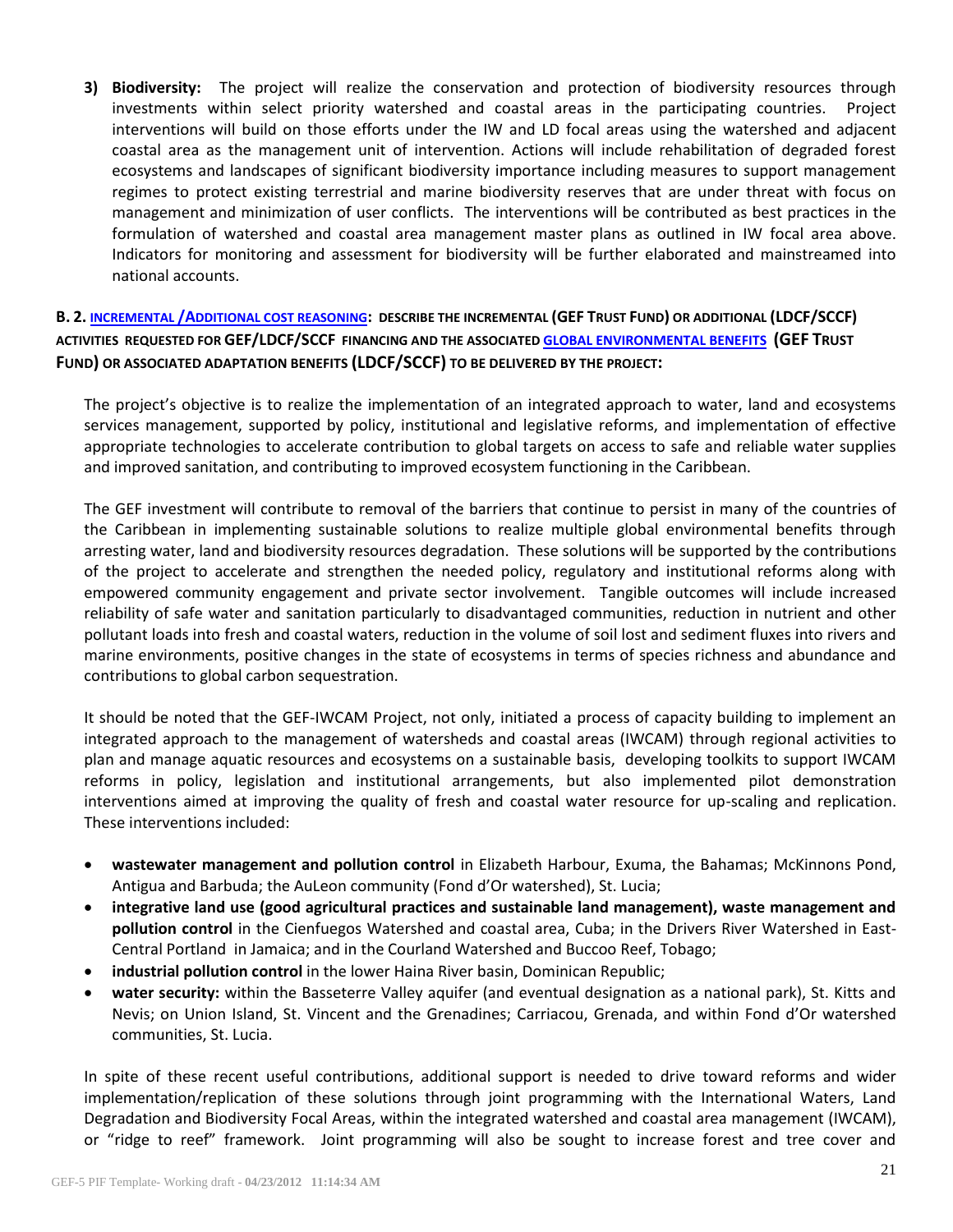3) **Biodiversity:** The project will realize the conservation and protection of biodiversity resources through investments within select priority watershed and coastal areas in the participating countries. Project interventions will build on those efforts under the IW and LD focal areas using the watershed and adjacent coastal area as the management unit of intervention. Actions will include rehabilitation of degraded forest ecosystems and landscapes of significant biodiversity importance including measures to support management regimes to protect existing terrestrial and marine biodiversity reserves that are under threat with focus on management and minimization of user conflicts. The interventions will be contributed as best practices in the formulation of watershed and coastal area management master plans as outlined in IW focal area above. Indicators for monitoring and assessment for biodiversity will be further elaborated and mainstreamed into national accounts.

### B. 2. INCREMENTAL /ADDITIONAL COST REASONING: DESCRIBE THE INCREMENTAL (GEF TRUST FUND) OR ADDITIONAL (LDCF/SCCF) ACTIVITIES REQUESTED FOR GEF/LDCF/SCCF FINANCING AND THE ASSOCIATED GLOBAL ENVIRONMENTAL BENEFITS (GEF TRUST FUND) OR ASSOCIATED ADAPTATION BENEFITS (LDCF/SCCF) TO BE DELIVERED BY THE PROJECT:

The project's objective is to realize the implementation of an integrated approach to water, land and ecosystems services management, supported by policy, institutional and legislative reforms, and implementation of effective appropriate technologies to accelerate contribution to global targets on access to safe and reliable water supplies and improved sanitation, and contributing to improved ecosystem functioning in the Caribbean.

The GEF investment will contribute to removal of the barriers that continue to persist in many of the countries of the Caribbean in implementing sustainable solutions to realize multiple global environmental benefits through arresting water, land and biodiversity resources degradation. These solutions will be supported by the contributions of the project to accelerate and strengthen the needed policy, regulatory and institutional reforms along with empowered community engagement and private sector involvement. Tangible outcomes will include increased reliability of safe water and sanitation particularly to disadvantaged communities, reduction in nutrient and other pollutant loads into fresh and coastal waters, reduction in the volume of soil lost and sediment fluxes into rivers and marine environments, positive changes in the state of ecosystems in terms of species richness and abundance and contributions to global carbon sequestration.

It should be noted that the GEF-IWCAM Project, not only, initiated a process of capacity building to implement an integrated approach to the management of watersheds and coastal areas (IWCAM) through regional activities to plan and manage aquatic resources and ecosystems on a sustainable basis, developing toolkits to support IWCAM reforms in policy, legislation and institutional arrangements, but also implemented pilot demonstration interventions aimed at improving the quality of fresh and coastal water resource for up-scaling and replication. These interventions included:

- **wastewater management and pollution control** in Elizabeth Harbour, Exuma, the Bahamas; McKinnons Pond, Antigua and Barbuda; the AuLeon community (Fond d'Or watershed), St. Lucia;
- **integrative land use (good agricultural practices and sustainable land management), waste management and pollution control** in the Cienfuegos Watershed and coastal area, Cuba; in the Drivers River Watershed in East-Central Portland in Jamaica; and in the Courland Watershed and Buccoo Reef, Tobago;
- **industrial pollution control** in the lower Haina River basin, Dominican Republic;
- **water security:** within the Basseterre Valley aquifer (and eventual designation as a national park), St. Kitts and Nevis; on Union Island, St. Vincent and the Grenadines; Carriacou, Grenada, and within Fond d'Or watershed communities, St. Lucia.

In spite of these recent useful contributions, additional support is needed to drive toward reforms and wider implementation/replication of these solutions through joint programming with the International Waters, Land Degradation and Biodiversity Focal Areas, within the integrated watershed and coastal area management (IWCAM), or "ridge to reef" framework. Joint programming will also be sought to increase forest and tree cover and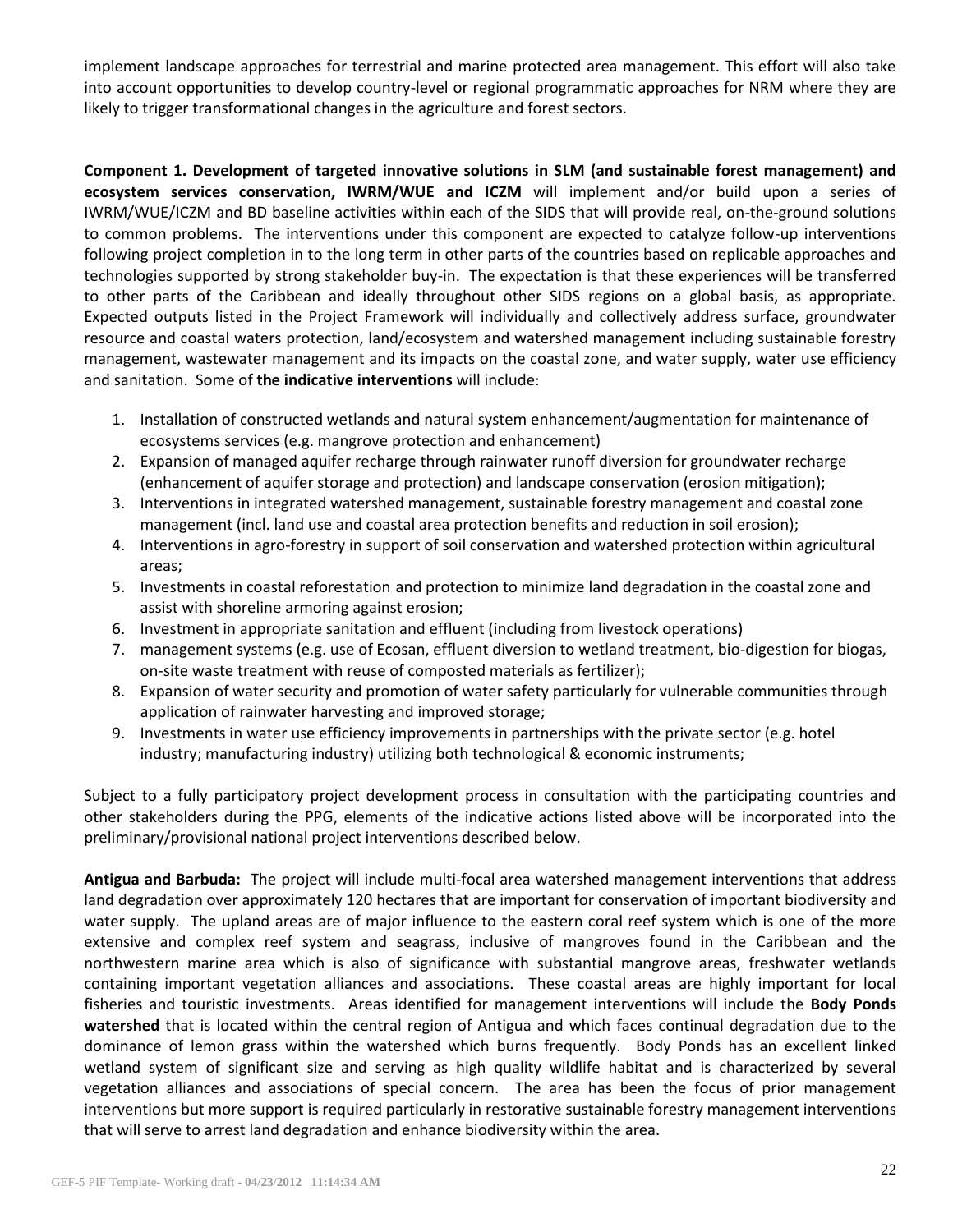implement landscape approaches for terrestrial and marine protected area management. This effort will also take into account opportunities to develop country-level or regional programmatic approaches for NRM where they are likely to trigger transformational changes in the agriculture and forest sectors.

**Component 1. Development of targeted innovative solutions in SLM (and sustainable forest management) and ecosystem services conservation, IWRM/WUE and ICZM** will implement and/or build upon a series of IWRM/WUE/ICZM and BD baseline activities within each of the SIDS that will provide real, on-the-ground solutions to common problems. The interventions under this component are expected to catalyze follow-up interventions following project completion in to the long term in other parts of the countries based on replicable approaches and technologies supported by strong stakeholder buy-in. The expectation is that these experiences will be transferred to other parts of the Caribbean and ideally throughout other SIDS regions on a global basis, as appropriate. Expected outputs listed in the Project Framework will individually and collectively address surface, groundwater resource and coastal waters protection, land/ecosystem and watershed management including sustainable forestry management, wastewater management and its impacts on the coastal zone, and water supply, water use efficiency and sanitation. Some of **the indicative interventions** will include:

1. Installation of constructed wetlands and natural system enhancement/augmentation for maintenance of ecosystems services (e.g. mangrove protection and enhancement)
2. Expansion of managed aquifer recharge through rainwater runoff diversion for groundwater recharge (enhancement of aquifer storage and protection) and landscape conservation (erosion mitigation);
3. Interventions in integrated watershed management, sustainable forestry management and coastal zone management (incl. land use and coastal area protection benefits and reduction in soil erosion);
4. Interventions in agro-forestry in support of soil conservation and watershed protection within agricultural areas;
5. Investments in coastal reforestation and protection to minimize land degradation in the coastal zone and assist with shoreline armoring against erosion;
6. Investment in appropriate sanitation and effluent (including from livestock operations)
7. management systems (e.g. use of Ecosan, effluent diversion to wetland treatment, bio-digestion for biogas, on-site waste treatment with reuse of composted materials as fertilizer);
8. Expansion of water security and promotion of water safety particularly for vulnerable communities through application of rainwater harvesting and improved storage;
9. Investments in water use efficiency improvements in partnerships with the private sector (e.g. hotel industry; manufacturing industry) utilizing both technological & economic instruments;

Subject to a fully participatory project development process in consultation with the participating countries and other stakeholders during the PPG, elements of the indicative actions listed above will be incorporated into the preliminary/provisional national project interventions described below.

**Antigua and Barbuda:** The project will include multi-focal area watershed management interventions that address land degradation over approximately 120 hectares that are important for conservation of important biodiversity and water supply. The upland areas are of major influence to the eastern coral reef system which is one of the more extensive and complex reef system and seagrass, inclusive of mangroves found in the Caribbean and the northwestern marine area which is also of significance with substantial mangrove areas, freshwater wetlands containing important vegetation alliances and associations. These coastal areas are highly important for local fisheries and touristic investments. Areas identified for management interventions will include the **Body Ponds watershed** that is located within the central region of Antigua and which faces continual degradation due to the dominance of lemon grass within the watershed which burns frequently. Body Ponds has an excellent linked wetland system of significant size and serving as high quality wildlife habitat and is characterized by several vegetation alliances and associations of special concern. The area has been the focus of prior management interventions but more support is required particularly in restorative sustainable forestry management interventions that will serve to arrest land degradation and enhance biodiversity within the area.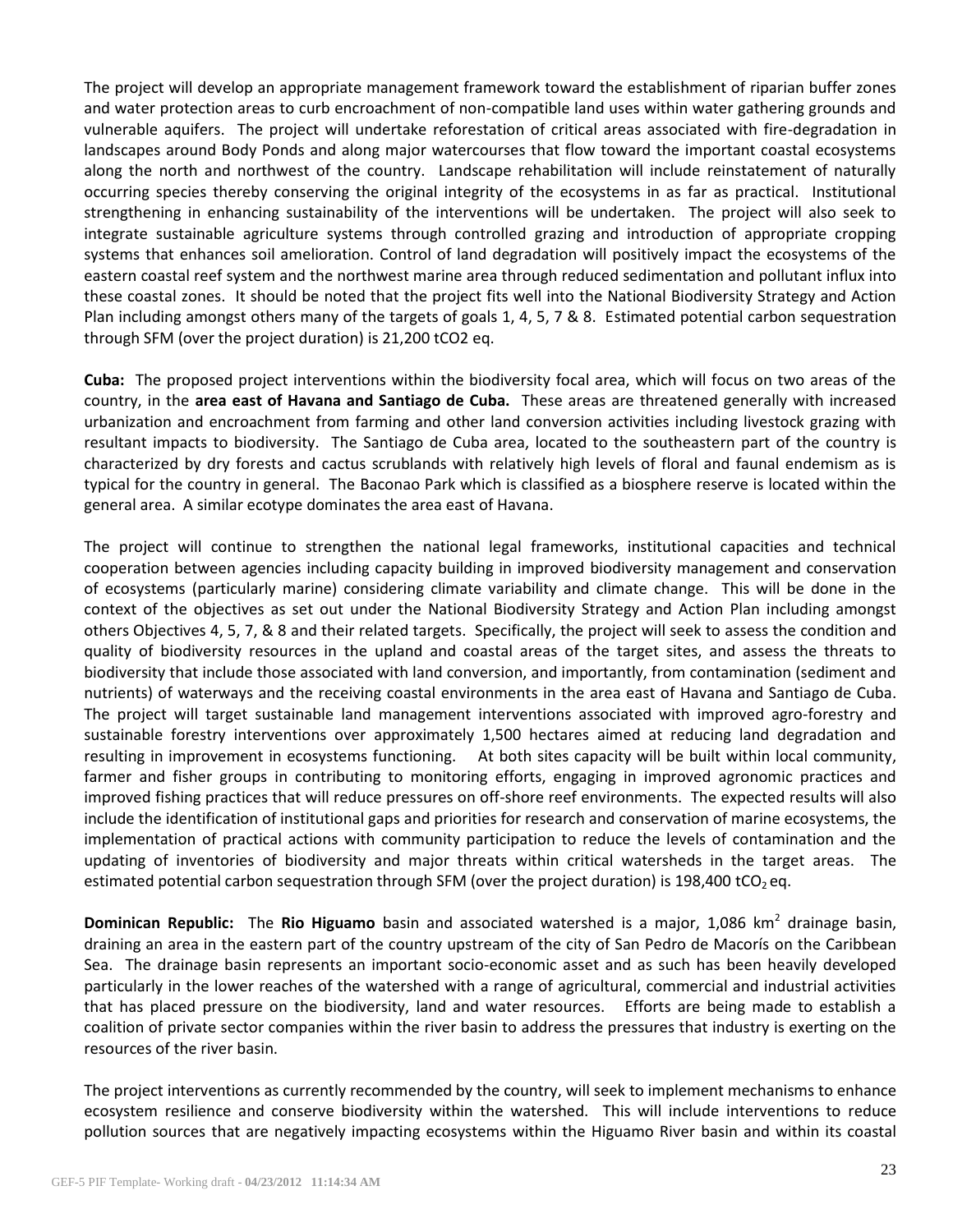The project will develop an appropriate management framework toward the establishment of riparian buffer zones and water protection areas to curb encroachment of non-compatible land uses within water gathering grounds and vulnerable aquifers. The project will undertake reforestation of critical areas associated with fire-degradation in landscapes around Body Ponds and along major watercourses that flow toward the important coastal ecosystems along the north and northwest of the country. Landscape rehabilitation will include reinstatement of naturally occurring species thereby conserving the original integrity of the ecosystems in as far as practical. Institutional strengthening in enhancing sustainability of the interventions will be undertaken. The project will also seek to integrate sustainable agriculture systems through controlled grazing and introduction of appropriate cropping systems that enhances soil amelioration. Control of land degradation will positively impact the ecosystems of the eastern coastal reef system and the northwest marine area through reduced sedimentation and pollutant influx into these coastal zones. It should be noted that the project fits well into the National Biodiversity Strategy and Action Plan including amongst others many of the targets of goals 1, 4, 5, 7 & 8. Estimated potential carbon sequestration through SFM (over the project duration) is 21,200 tCO2 eq.

**Cuba:** The proposed project interventions within the biodiversity focal area, which will focus on two areas of the country, in the **area east of Havana and Santiago de Cuba.** These areas are threatened generally with increased urbanization and encroachment from farming and other land conversion activities including livestock grazing with resultant impacts to biodiversity. The Santiago de Cuba area, located to the southeastern part of the country is characterized by dry forests and cactus scrublands with relatively high levels of floral and faunal endemism as is typical for the country in general. The Baconao Park which is classified as a biosphere reserve is located within the general area. A similar ecotype dominates the area east of Havana.

The project will continue to strengthen the national legal frameworks, institutional capacities and technical cooperation between agencies including capacity building in improved biodiversity management and conservation of ecosystems (particularly marine) considering climate variability and climate change. This will be done in the context of the objectives as set out under the National Biodiversity Strategy and Action Plan including amongst others Objectives 4, 5, 7, & 8 and their related targets. Specifically, the project will seek to assess the condition and quality of biodiversity resources in the upland and coastal areas of the target sites, and assess the threats to biodiversity that include those associated with land conversion, and importantly, from contamination (sediment and nutrients) of waterways and the receiving coastal environments in the area east of Havana and Santiago de Cuba. The project will target sustainable land management interventions associated with improved agro-forestry and sustainable forestry interventions over approximately 1,500 hectares aimed at reducing land degradation and resulting in improvement in ecosystems functioning. At both sites capacity will be built within local community, farmer and fisher groups in contributing to monitoring efforts, engaging in improved agronomic practices and improved fishing practices that will reduce pressures on off-shore reef environments. The expected results will also include the identification of institutional gaps and priorities for research and conservation of marine ecosystems, the implementation of practical actions with community participation to reduce the levels of contamination and the updating of inventories of biodiversity and major threats within critical watersheds in the target areas. The estimated potential carbon sequestration through SFM (over the project duration) is 198,400 $tCO_2$ eq.

**Dominican Republic:** The **Rio Higuamo** basin and associated watershed is a major, 1,086 $km^2$ drainage basin, draining an area in the eastern part of the country upstream of the city of San Pedro de Macorís on the Caribbean Sea. The drainage basin represents an important socio-economic asset and as such has been heavily developed particularly in the lower reaches of the watershed with a range of agricultural, commercial and industrial activities that has placed pressure on the biodiversity, land and water resources. Efforts are being made to establish a coalition of private sector companies within the river basin to address the pressures that industry is exerting on the resources of the river basin.

The project interventions as currently recommended by the country, will seek to implement mechanisms to enhance ecosystem resilience and conserve biodiversity within the watershed. This will include interventions to reduce pollution sources that are negatively impacting ecosystems within the Higuamo River basin and within its coastal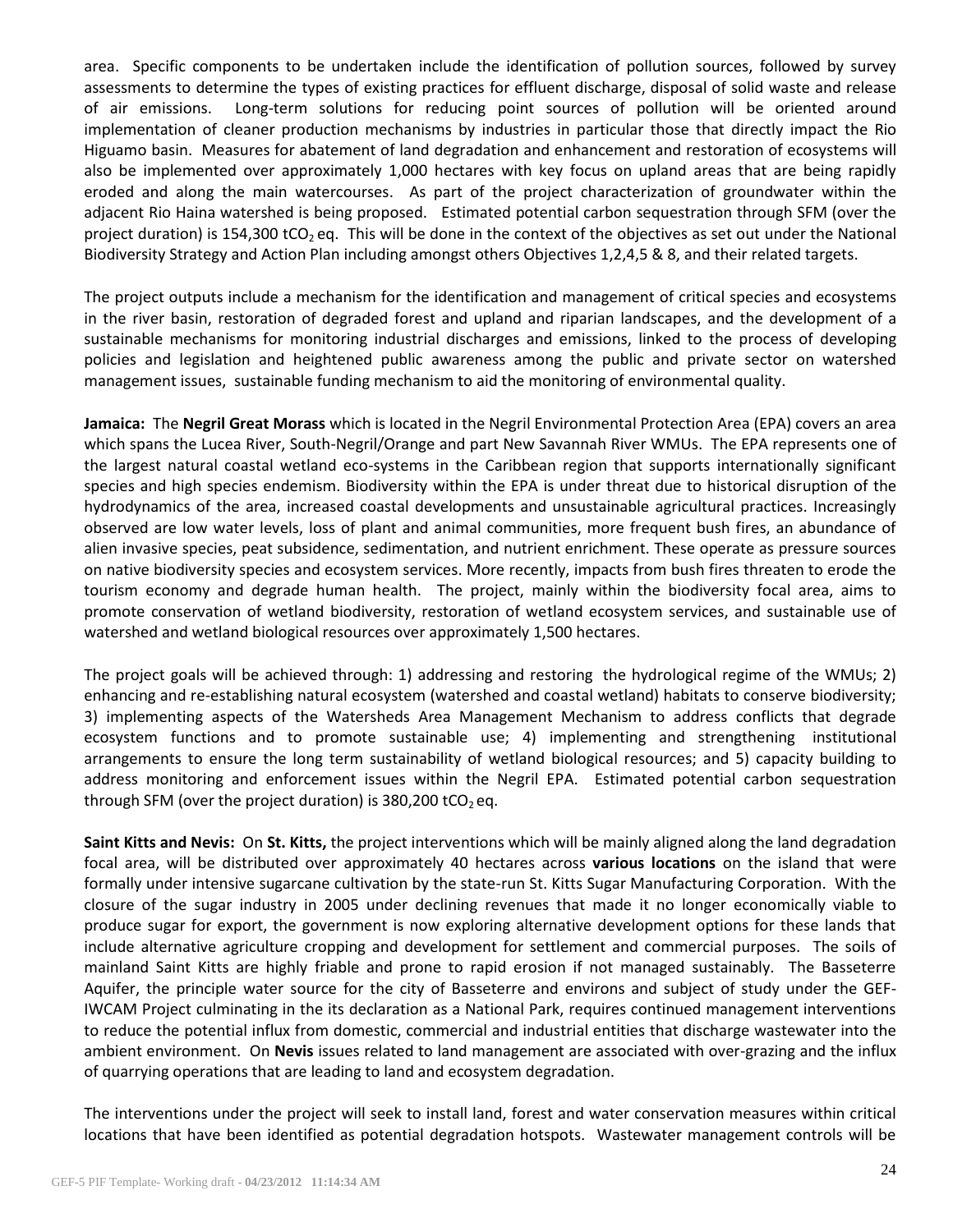area. Specific components to be undertaken include the identification of pollution sources, followed by survey assessments to determine the types of existing practices for effluent discharge, disposal of solid waste and release of air emissions. Long-term solutions for reducing point sources of pollution will be oriented around implementation of cleaner production mechanisms by industries in particular those that directly impact the Rio Higuamo basin. Measures for abatement of land degradation and enhancement and restoration of ecosystems will also be implemented over approximately 1,000 hectares with key focus on upland areas that are being rapidly eroded and along the main watercourses. As part of the project characterization of groundwater within the adjacent Rio Haina watershed is being proposed. Estimated potential carbon sequestration through SFM (over the project duration) is 154,300 $tCO_2$ eq. This will be done in the context of the objectives as set out under the National Biodiversity Strategy and Action Plan including amongst others Objectives 1,2,4,5 & 8, and their related targets.

The project outputs include a mechanism for the identification and management of critical species and ecosystems in the river basin, restoration of degraded forest and upland and riparian landscapes, and the development of a sustainable mechanisms for monitoring industrial discharges and emissions, linked to the process of developing policies and legislation and heightened public awareness among the public and private sector on watershed management issues, sustainable funding mechanism to aid the monitoring of environmental quality.

**Jamaica:** The **Negril Great Morass** which is located in the Negril Environmental Protection Area (EPA) covers an area which spans the Lucea River, South-Negril/Orange and part New Savannah River WMUs. The EPA represents one of the largest natural coastal wetland eco-systems in the Caribbean region that supports internationally significant species and high species endemism. Biodiversity within the EPA is under threat due to historical disruption of the hydrodynamics of the area, increased coastal developments and unsustainable agricultural practices. Increasingly observed are low water levels, loss of plant and animal communities, more frequent bush fires, an abundance of alien invasive species, peat subsidence, sedimentation, and nutrient enrichment. These operate as pressure sources on native biodiversity species and ecosystem services. More recently, impacts from bush fires threaten to erode the tourism economy and degrade human health. The project, mainly within the biodiversity focal area, aims to promote conservation of wetland biodiversity, restoration of wetland ecosystem services, and sustainable use of watershed and wetland biological resources over approximately 1,500 hectares.

The project goals will be achieved through: 1) addressing and restoring the hydrological regime of the WMUs; 2) enhancing and re-establishing natural ecosystem (watershed and coastal wetland) habitats to conserve biodiversity; 3) implementing aspects of the Watersheds Area Management Mechanism to address conflicts that degrade ecosystem functions and to promote sustainable use; 4) implementing and strengthening institutional arrangements to ensure the long term sustainability of wetland biological resources; and 5) capacity building to address monitoring and enforcement issues within the Negril EPA. Estimated potential carbon sequestration through SFM (over the project duration) is 380,200 $tCO_2$ eq.

**Saint Kitts and Nevis:** On **St. Kitts,** the project interventions which will be mainly aligned along the land degradation focal area, will be distributed over approximately 40 hectares across **various locations** on the island that were formally under intensive sugarcane cultivation by the state-run St. Kitts Sugar Manufacturing Corporation. With the closure of the sugar industry in 2005 under declining revenues that made it no longer economically viable to produce sugar for export, the government is now exploring alternative development options for these lands that include alternative agriculture cropping and development for settlement and commercial purposes. The soils of mainland Saint Kitts are highly friable and prone to rapid erosion if not managed sustainably. The Basseterre Aquifer, the principle water source for the city of Basseterre and environs and subject of study under the GEF-IWCAM Project culminating in the its declaration as a National Park, requires continued management interventions to reduce the potential influx from domestic, commercial and industrial entities that discharge wastewater into the ambient environment. On **Nevis** issues related to land management are associated with over-grazing and the influx of quarrying operations that are leading to land and ecosystem degradation.

The interventions under the project will seek to install land, forest and water conservation measures within critical locations that have been identified as potential degradation hotspots. Wastewater management controls will be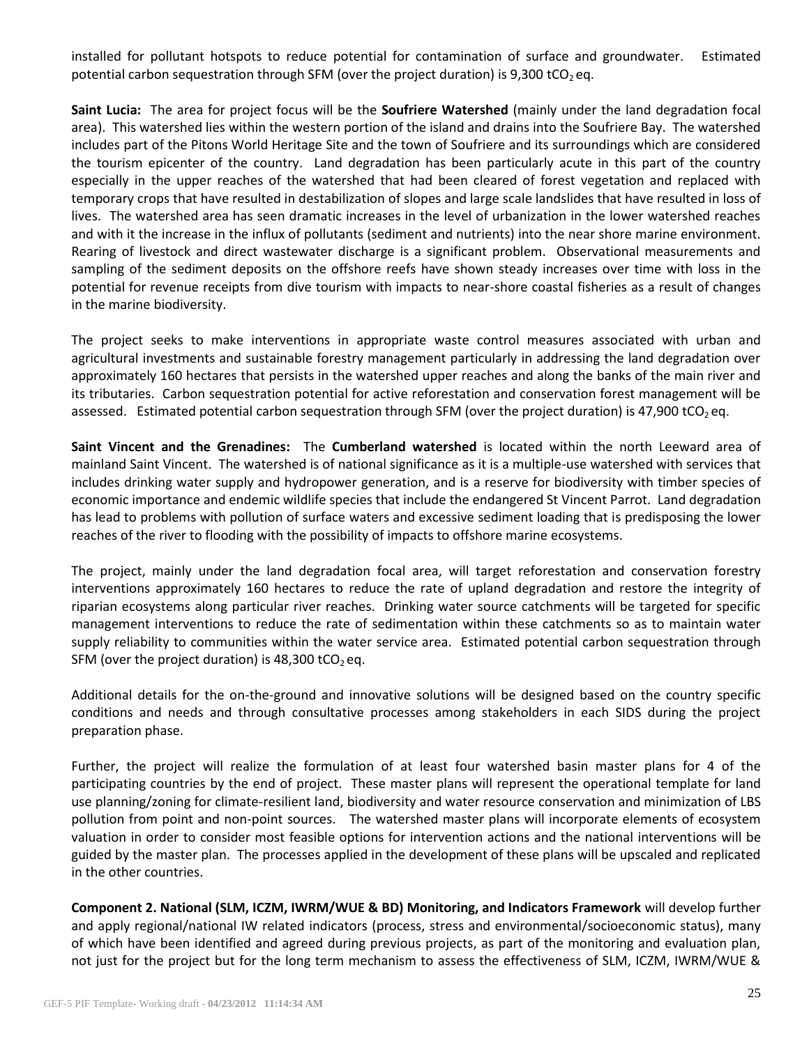installed for pollutant hotspots to reduce potential for contamination of surface and groundwater. Estimated potential carbon sequestration through SFM (over the project duration) is 9,300 t$CO_2$ eq.

**Saint Lucia:** The area for project focus will be the **Soufriere Watershed** (mainly under the land degradation focal area). This watershed lies within the western portion of the island and drains into the Soufriere Bay. The watershed includes part of the Pitons World Heritage Site and the town of Soufriere and its surroundings which are considered the tourism epicenter of the country. Land degradation has been particularly acute in this part of the country especially in the upper reaches of the watershed that had been cleared of forest vegetation and replaced with temporary crops that have resulted in destabilization of slopes and large scale landslides that have resulted in loss of lives. The watershed area has seen dramatic increases in the level of urbanization in the lower watershed reaches and with it the increase in the influx of pollutants (sediment and nutrients) into the near shore marine environment. Rearing of livestock and direct wastewater discharge is a significant problem. Observational measurements and sampling of the sediment deposits on the offshore reefs have shown steady increases over time with loss in the potential for revenue receipts from dive tourism with impacts to near-shore coastal fisheries as a result of changes in the marine biodiversity.

The project seeks to make interventions in appropriate waste control measures associated with urban and agricultural investments and sustainable forestry management particularly in addressing the land degradation over approximately 160 hectares that persists in the watershed upper reaches and along the banks of the main river and its tributaries. Carbon sequestration potential for active reforestation and conservation forest management will be assessed. Estimated potential carbon sequestration through SFM (over the project duration) is 47,900 t$CO_2$ eq.

**Saint Vincent and the Grenadines:** The **Cumberland watershed** is located within the north Leeward area of mainland Saint Vincent. The watershed is of national significance as it is a multiple-use watershed with services that includes drinking water supply and hydropower generation, and is a reserve for biodiversity with timber species of economic importance and endemic wildlife species that include the endangered St Vincent Parrot. Land degradation has lead to problems with pollution of surface waters and excessive sediment loading that is predisposing the lower reaches of the river to flooding with the possibility of impacts to offshore marine ecosystems.

The project, mainly under the land degradation focal area, will target reforestation and conservation forestry interventions approximately 160 hectares to reduce the rate of upland degradation and restore the integrity of riparian ecosystems along particular river reaches. Drinking water source catchments will be targeted for specific management interventions to reduce the rate of sedimentation within these catchments so as to maintain water supply reliability to communities within the water service area. Estimated potential carbon sequestration through SFM (over the project duration) is 48,300 t$CO_2$ eq.

Additional details for the on-the-ground and innovative solutions will be designed based on the country specific conditions and needs and through consultative processes among stakeholders in each SIDS during the project preparation phase.

Further, the project will realize the formulation of at least four watershed basin master plans for 4 of the participating countries by the end of project. These master plans will represent the operational template for land use planning/zoning for climate-resilient land, biodiversity and water resource conservation and minimization of LBS pollution from point and non-point sources. The watershed master plans will incorporate elements of ecosystem valuation in order to consider most feasible options for intervention actions and the national interventions will be guided by the master plan. The processes applied in the development of these plans will be upscaled and replicated in the other countries.

**Component 2. National (SLM, ICZM, IWRM/WUE & BD) Monitoring, and Indicators Framework** will develop further and apply regional/national IW related indicators (process, stress and environmental/socioeconomic status), many of which have been identified and agreed during previous projects, as part of the monitoring and evaluation plan, not just for the project but for the long term mechanism to assess the effectiveness of SLM, ICZM, IWRM/WUE &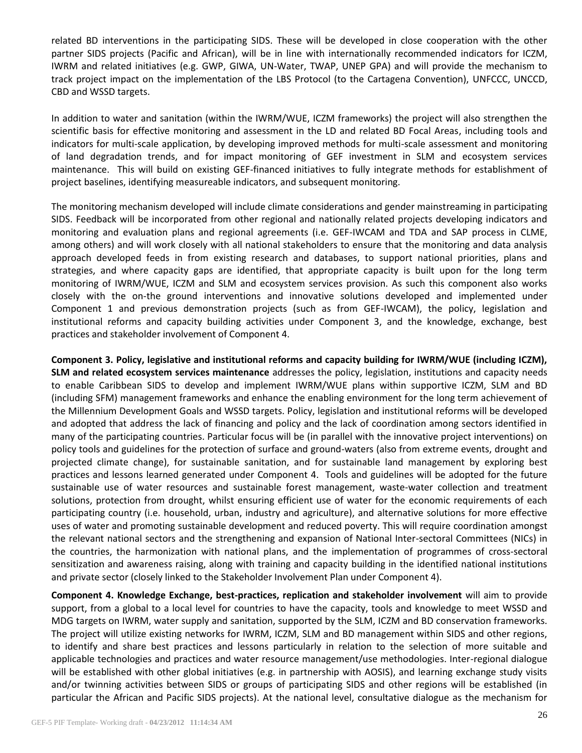related BD interventions in the participating SIDS. These will be developed in close cooperation with the other partner SIDS projects (Pacific and African), will be in line with internationally recommended indicators for ICZM, IWRM and related initiatives (e.g. GWP, GIWA, UN-Water, TWAP, UNEP GPA) and will provide the mechanism to track project impact on the implementation of the LBS Protocol (to the Cartagena Convention), UNFCCC, UNCCD, CBD and WSSD targets.

In addition to water and sanitation (within the IWRM/WUE, ICZM frameworks) the project will also strengthen the scientific basis for effective monitoring and assessment in the LD and related BD Focal Areas, including tools and indicators for multi-scale application, by developing improved methods for multi-scale assessment and monitoring of land degradation trends, and for impact monitoring of GEF investment in SLM and ecosystem services maintenance. This will build on existing GEF-financed initiatives to fully integrate methods for establishment of project baselines, identifying measureable indicators, and subsequent monitoring.

The monitoring mechanism developed will include climate considerations and gender mainstreaming in participating SIDS. Feedback will be incorporated from other regional and nationally related projects developing indicators and monitoring and evaluation plans and regional agreements (i.e. GEF-IWCAM and TDA and SAP process in CLME, among others) and will work closely with all national stakeholders to ensure that the monitoring and data analysis approach developed feeds in from existing research and databases, to support national priorities, plans and strategies, and where capacity gaps are identified, that appropriate capacity is built upon for the long term monitoring of IWRM/WUE, ICZM and SLM and ecosystem services provision. As such this component also works closely with the on-the ground interventions and innovative solutions developed and implemented under Component 1 and previous demonstration projects (such as from GEF-IWCAM), the policy, legislation and institutional reforms and capacity building activities under Component 3, and the knowledge, exchange, best practices and stakeholder involvement of Component 4.

**Component 3. Policy, legislative and institutional reforms and capacity building for IWRM/WUE (including ICZM), SLM and related ecosystem services maintenance** addresses the policy, legislation, institutions and capacity needs to enable Caribbean SIDS to develop and implement IWRM/WUE plans within supportive ICZM, SLM and BD (including SFM) management frameworks and enhance the enabling environment for the long term achievement of the Millennium Development Goals and WSSD targets. Policy, legislation and institutional reforms will be developed and adopted that address the lack of financing and policy and the lack of coordination among sectors identified in many of the participating countries. Particular focus will be (in parallel with the innovative project interventions) on policy tools and guidelines for the protection of surface and ground-waters (also from extreme events, drought and projected climate change), for sustainable sanitation, and for sustainable land management by exploring best practices and lessons learned generated under Component 4. Tools and guidelines will be adopted for the future sustainable use of water resources and sustainable forest management, waste-water collection and treatment solutions, protection from drought, whilst ensuring efficient use of water for the economic requirements of each participating country (i.e. household, urban, industry and agriculture), and alternative solutions for more effective uses of water and promoting sustainable development and reduced poverty. This will require coordination amongst the relevant national sectors and the strengthening and expansion of National Inter-sectoral Committees (NICs) in the countries, the harmonization with national plans, and the implementation of programmes of cross-sectoral sensitization and awareness raising, along with training and capacity building in the identified national institutions and private sector (closely linked to the Stakeholder Involvement Plan under Component 4).

**Component 4. Knowledge Exchange, best-practices, replication and stakeholder involvement** will aim to provide support, from a global to a local level for countries to have the capacity, tools and knowledge to meet WSSD and MDG targets on IWRM, water supply and sanitation, supported by the SLM, ICZM and BD conservation frameworks. The project will utilize existing networks for IWRM, ICZM, SLM and BD management within SIDS and other regions, to identify and share best practices and lessons particularly in relation to the selection of more suitable and applicable technologies and practices and water resource management/use methodologies. Inter-regional dialogue will be established with other global initiatives (e.g. in partnership with AOSIS), and learning exchange study visits and/or twinning activities between SIDS or groups of participating SIDS and other regions will be established (in particular the African and Pacific SIDS projects). At the national level, consultative dialogue as the mechanism for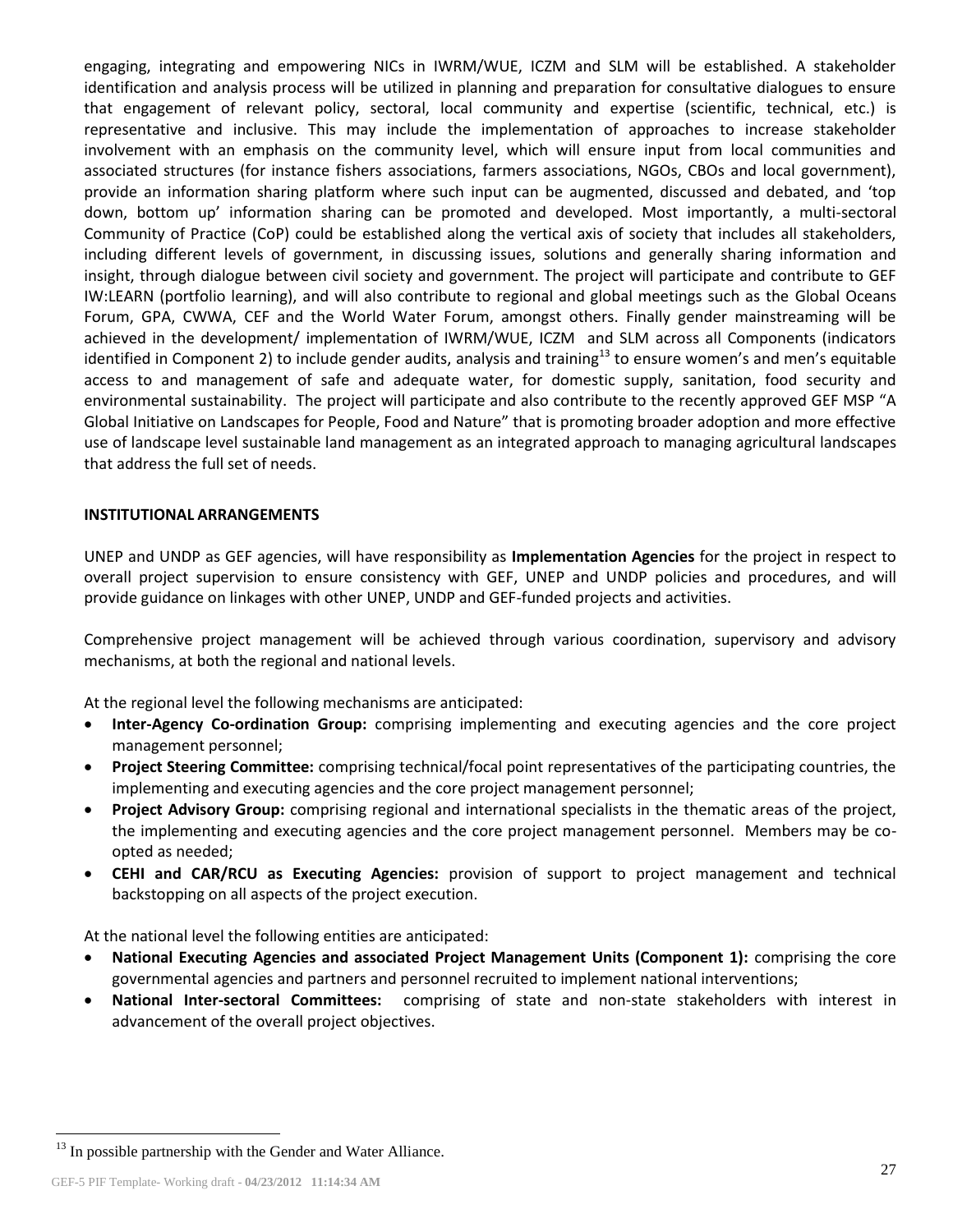engaging, integrating and empowering NICs in IWRM/WUE, ICZM and SLM will be established. A stakeholder identification and analysis process will be utilized in planning and preparation for consultative dialogues to ensure that engagement of relevant policy, sectoral, local community and expertise (scientific, technical, etc.) is representative and inclusive. This may include the implementation of approaches to increase stakeholder involvement with an emphasis on the community level, which will ensure input from local communities and associated structures (for instance fishers associations, farmers associations, NGOs, CBOs and local government), provide an information sharing platform where such input can be augmented, discussed and debated, and 'top down, bottom up' information sharing can be promoted and developed. Most importantly, a multi-sectoral Community of Practice (CoP) could be established along the vertical axis of society that includes all stakeholders, including different levels of government, in discussing issues, solutions and generally sharing information and insight, through dialogue between civil society and government. The project will participate and contribute to GEF IW:LEARN (portfolio learning), and will also contribute to regional and global meetings such as the Global Oceans Forum, GPA, CWWA, CEF and the World Water Forum, amongst others. Finally gender mainstreaming will be achieved in the development/ implementation of IWRM/WUE, ICZM and SLM across all Components (indicators identified in Component 2) to include gender audits, analysis and training[13] to ensure women's and men's equitable access to and management of safe and adequate water, for domestic supply, sanitation, food security and environmental sustainability. The project will participate and also contribute to the recently approved GEF MSP "A Global Initiative on Landscapes for People, Food and Nature" that is promoting broader adoption and more effective use of landscape level sustainable land management as an integrated approach to managing agricultural landscapes that address the full set of needs.

**INSTITUTIONAL ARRANGEMENTS**

UNEP and UNDP as GEF agencies, will have responsibility as **Implementation Agencies** for the project in respect to overall project supervision to ensure consistency with GEF, UNEP and UNDP policies and procedures, and will provide guidance on linkages with other UNEP, UNDP and GEF-funded projects and activities.

Comprehensive project management will be achieved through various coordination, supervisory and advisory mechanisms, at both the regional and national levels.

At the regional level the following mechanisms are anticipated:

- **Inter-Agency Co-ordination Group:** comprising implementing and executing agencies and the core project management personnel;
- **Project Steering Committee:** comprising technical/focal point representatives of the participating countries, the implementing and executing agencies and the core project management personnel;
- **Project Advisory Group:** comprising regional and international specialists in the thematic areas of the project, the implementing and executing agencies and the core project management personnel. Members may be co-opted as needed;
- **CEHI and CAR/RCU as Executing Agencies:** provision of support to project management and technical backstopping on all aspects of the project execution.

At the national level the following entities are anticipated:

- **National Executing Agencies and associated Project Management Units (Component 1):** comprising the core governmental agencies and partners and personnel recruited to implement national interventions;
- **National Inter-sectoral Committees:** comprising of state and non-state stakeholders with interest in advancement of the overall project objectives.

[13] In possible partnership with the Gender and Water Alliance.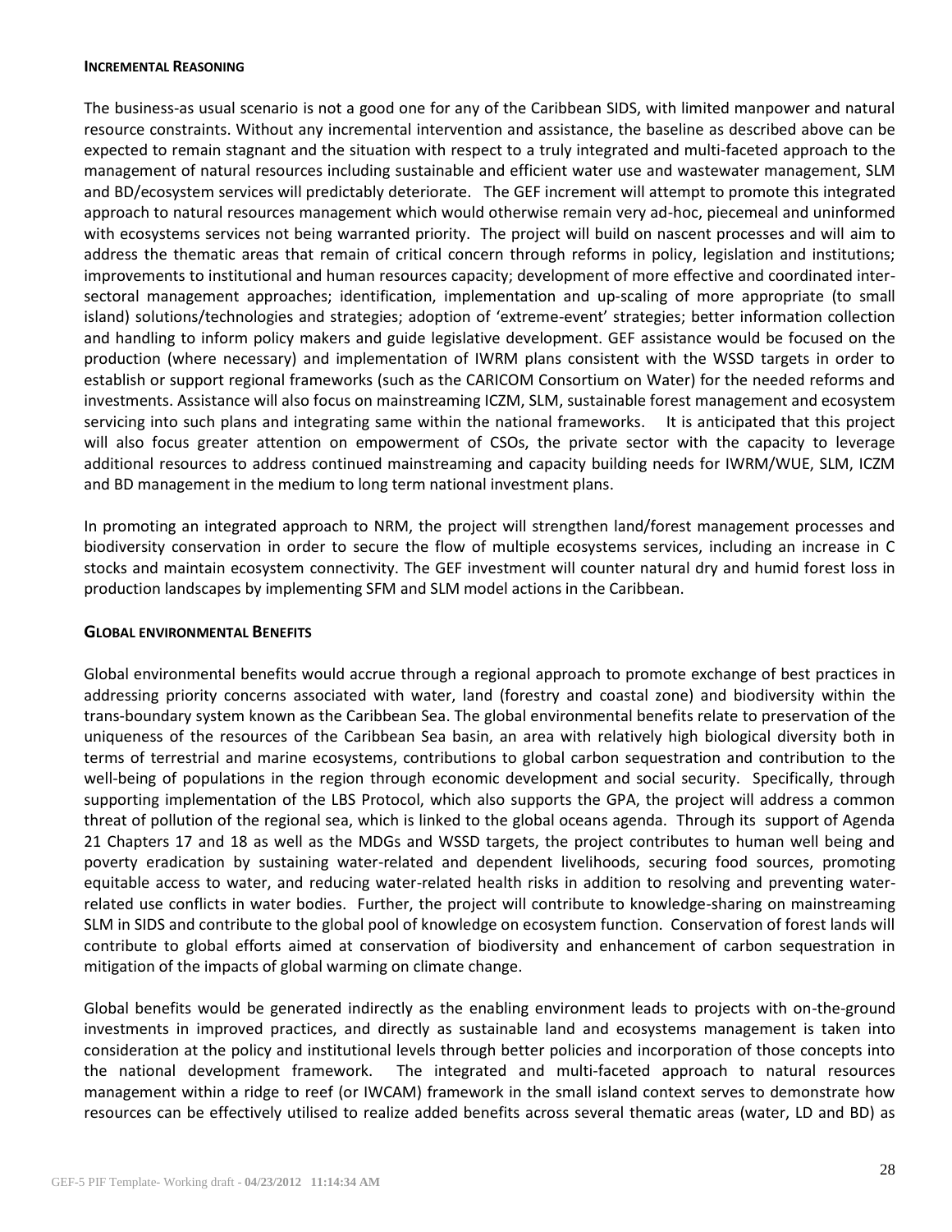#### INCREMENTAL REASONING

The business-as usual scenario is not a good one for any of the Caribbean SIDS, with limited manpower and natural resource constraints. Without any incremental intervention and assistance, the baseline as described above can be expected to remain stagnant and the situation with respect to a truly integrated and multi-faceted approach to the management of natural resources including sustainable and efficient water use and wastewater management, SLM and BD/ecosystem services will predictably deteriorate. The GEF increment will attempt to promote this integrated approach to natural resources management which would otherwise remain very ad-hoc, piecemeal and uninformed with ecosystems services not being warranted priority. The project will build on nascent processes and will aim to address the thematic areas that remain of critical concern through reforms in policy, legislation and institutions; improvements to institutional and human resources capacity; development of more effective and coordinated inter-sectoral management approaches; identification, implementation and up-scaling of more appropriate (to small island) solutions/technologies and strategies; adoption of 'extreme-event' strategies; better information collection and handling to inform policy makers and guide legislative development. GEF assistance would be focused on the production (where necessary) and implementation of IWRM plans consistent with the WSSD targets in order to establish or support regional frameworks (such as the CARICOM Consortium on Water) for the needed reforms and investments. Assistance will also focus on mainstreaming ICZM, SLM, sustainable forest management and ecosystem servicing into such plans and integrating same within the national frameworks. It is anticipated that this project will also focus greater attention on empowerment of CSOs, the private sector with the capacity to leverage additional resources to address continued mainstreaming and capacity building needs for IWRM/WUE, SLM, ICZM and BD management in the medium to long term national investment plans.

In promoting an integrated approach to NRM, the project will strengthen land/forest management processes and biodiversity conservation in order to secure the flow of multiple ecosystems services, including an increase in C stocks and maintain ecosystem connectivity. The GEF investment will counter natural dry and humid forest loss in production landscapes by implementing SFM and SLM model actions in the Caribbean.

#### GLOBAL ENVIRONMENTAL BENEFITS

Global environmental benefits would accrue through a regional approach to promote exchange of best practices in addressing priority concerns associated with water, land (forestry and coastal zone) and biodiversity within the trans-boundary system known as the Caribbean Sea. The global environmental benefits relate to preservation of the uniqueness of the resources of the Caribbean Sea basin, an area with relatively high biological diversity both in terms of terrestrial and marine ecosystems, contributions to global carbon sequestration and contribution to the well-being of populations in the region through economic development and social security. Specifically, through supporting implementation of the LBS Protocol, which also supports the GPA, the project will address a common threat of pollution of the regional sea, which is linked to the global oceans agenda. Through its support of Agenda 21 Chapters 17 and 18 as well as the MDGs and WSSD targets, the project contributes to human well being and poverty eradication by sustaining water-related and dependent livelihoods, securing food sources, promoting equitable access to water, and reducing water-related health risks in addition to resolving and preventing water-related use conflicts in water bodies. Further, the project will contribute to knowledge-sharing on mainstreaming SLM in SIDS and contribute to the global pool of knowledge on ecosystem function. Conservation of forest lands will contribute to global efforts aimed at conservation of biodiversity and enhancement of carbon sequestration in mitigation of the impacts of global warming on climate change.

Global benefits would be generated indirectly as the enabling environment leads to projects with on-the-ground investments in improved practices, and directly as sustainable land and ecosystems management is taken into consideration at the policy and institutional levels through better policies and incorporation of those concepts into the national development framework. The integrated and multi-faceted approach to natural resources management within a ridge to reef (or IWCAM) framework in the small island context serves to demonstrate how resources can be effectively utilised to realize added benefits across several thematic areas (water, LD and BD) as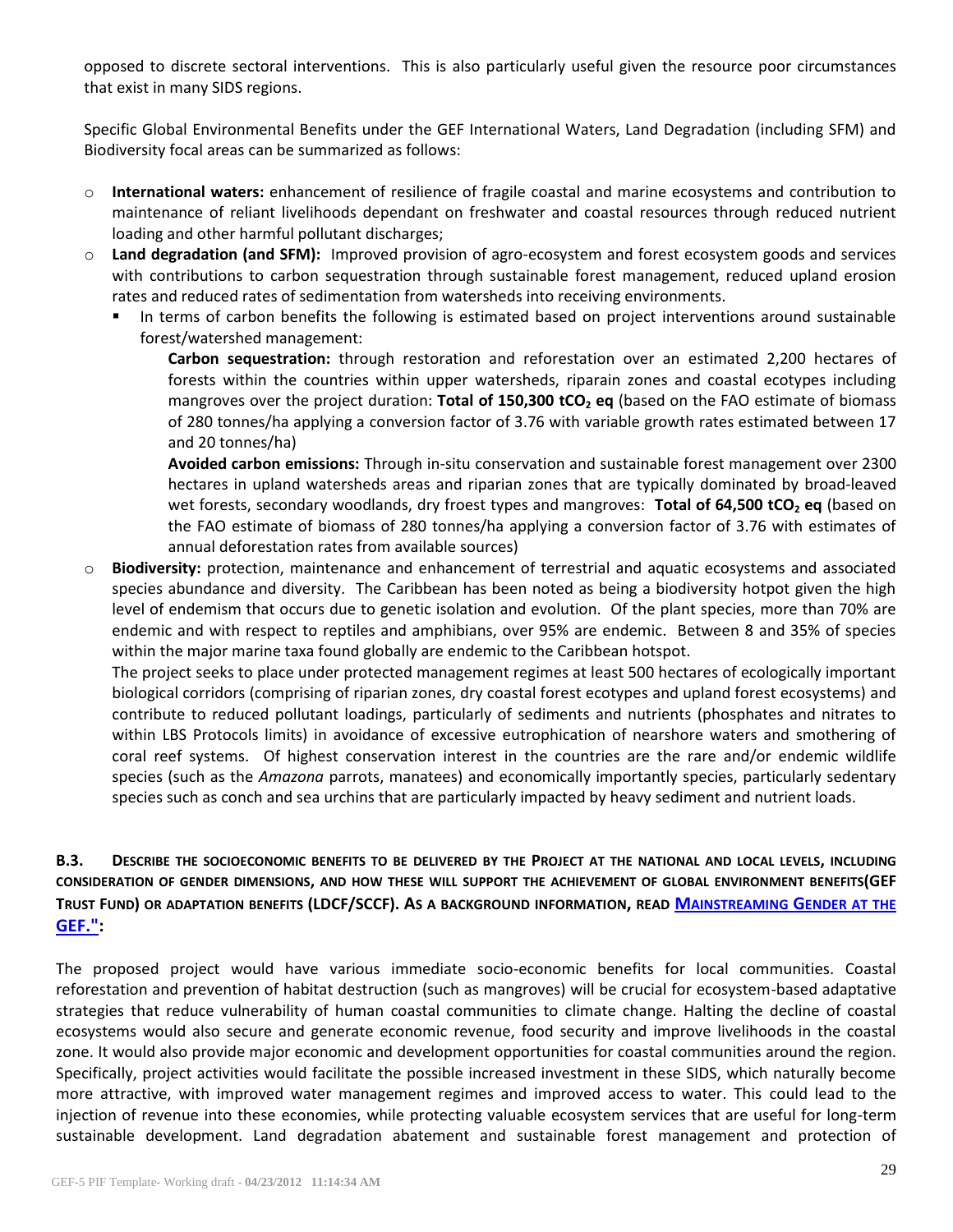opposed to discrete sectoral interventions. This is also particularly useful given the resource poor circumstances that exist in many SIDS regions.

Specific Global Environmental Benefits under the GEF International Waters, Land Degradation (including SFM) and Biodiversity focal areas can be summarized as follows:

- **International waters:** enhancement of resilience of fragile coastal and marine ecosystems and contribution to maintenance of reliant livelihoods dependant on freshwater and coastal resources through reduced nutrient loading and other harmful pollutant discharges;
- **Land degradation (and SFM):** Improved provision of agro-ecosystem and forest ecosystem goods and services with contributions to carbon sequestration through sustainable forest management, reduced upland erosion rates and reduced rates of sedimentation from watersheds into receiving environments.
  - In terms of carbon benefits the following is estimated based on project interventions around sustainable forest/watershed management:

    **Carbon sequestration:** through restoration and reforestation over an estimated 2,200 hectares of forests within the countries within upper watersheds, riparain zones and coastal ecotypes including mangroves over the project duration: **Total of 150,300 t$CO_2$ eq** (based on the FAO estimate of biomass of 280 tonnes/ha applying a conversion factor of 3.76 with variable growth rates estimated between 17 and 20 tonnes/ha)

    **Avoided carbon emissions:** Through in-situ conservation and sustainable forest management over 2300 hectares in upland watersheds areas and riparian zones that are typically dominated by broad-leaved wet forests, secondary woodlands, dry froest types and mangroves: **Total of 64,500 t$CO_2$ eq** (based on the FAO estimate of biomass of 280 tonnes/ha applying a conversion factor of 3.76 with estimates of annual deforestation rates from available sources)
- **Biodiversity:** protection, maintenance and enhancement of terrestrial and aquatic ecosystems and associated species abundance and diversity. The Caribbean has been noted as being a biodiversity hotpot given the high level of endemism that occurs due to genetic isolation and evolution. Of the plant species, more than 70% are endemic and with respect to reptiles and amphibians, over 95% are endemic. Between 8 and 35% of species within the major marine taxa found globally are endemic to the Caribbean hotspot.

  The project seeks to place under protected management regimes at least 500 hectares of ecologically important biological corridors (comprising of riparian zones, dry coastal forest ecotypes and upland forest ecosystems) and contribute to reduced pollutant loadings, particularly of sediments and nutrients (phosphates and nitrates to within LBS Protocols limits) in avoidance of excessive eutrophication of nearshore waters and smothering of coral reef systems. Of highest conservation interest in the countries are the rare and/or endemic wildlife species (such as the *Amazona* parrots, manatees) and economically importantly species, particularly sedentary species such as conch and sea urchins that are particularly impacted by heavy sediment and nutrient loads.

### B.3. Describe the socioeconomic benefits to be delivered by the Project at the national and local levels, including consideration of gender dimensions, and how these will support the achievement of global environment benefits(GEF Trust Fund) or adaptation benefits (LDCF/SCCF). As a background information, read Mainstreaming Gender at the GEF.":

The proposed project would have various immediate socio-economic benefits for local communities. Coastal reforestation and prevention of habitat destruction (such as mangroves) will be crucial for ecosystem-based adaptative strategies that reduce vulnerability of human coastal communities to climate change. Halting the decline of coastal ecosystems would also secure and generate economic revenue, food security and improve livelihoods in the coastal zone. It would also provide major economic and development opportunities for coastal communities around the region. Specifically, project activities would facilitate the possible increased investment in these SIDS, which naturally become more attractive, with improved water management regimes and improved access to water. This could lead to the injection of revenue into these economies, while protecting valuable ecosystem services that are useful for long-term sustainable development. Land degradation abatement and sustainable forest management and protection of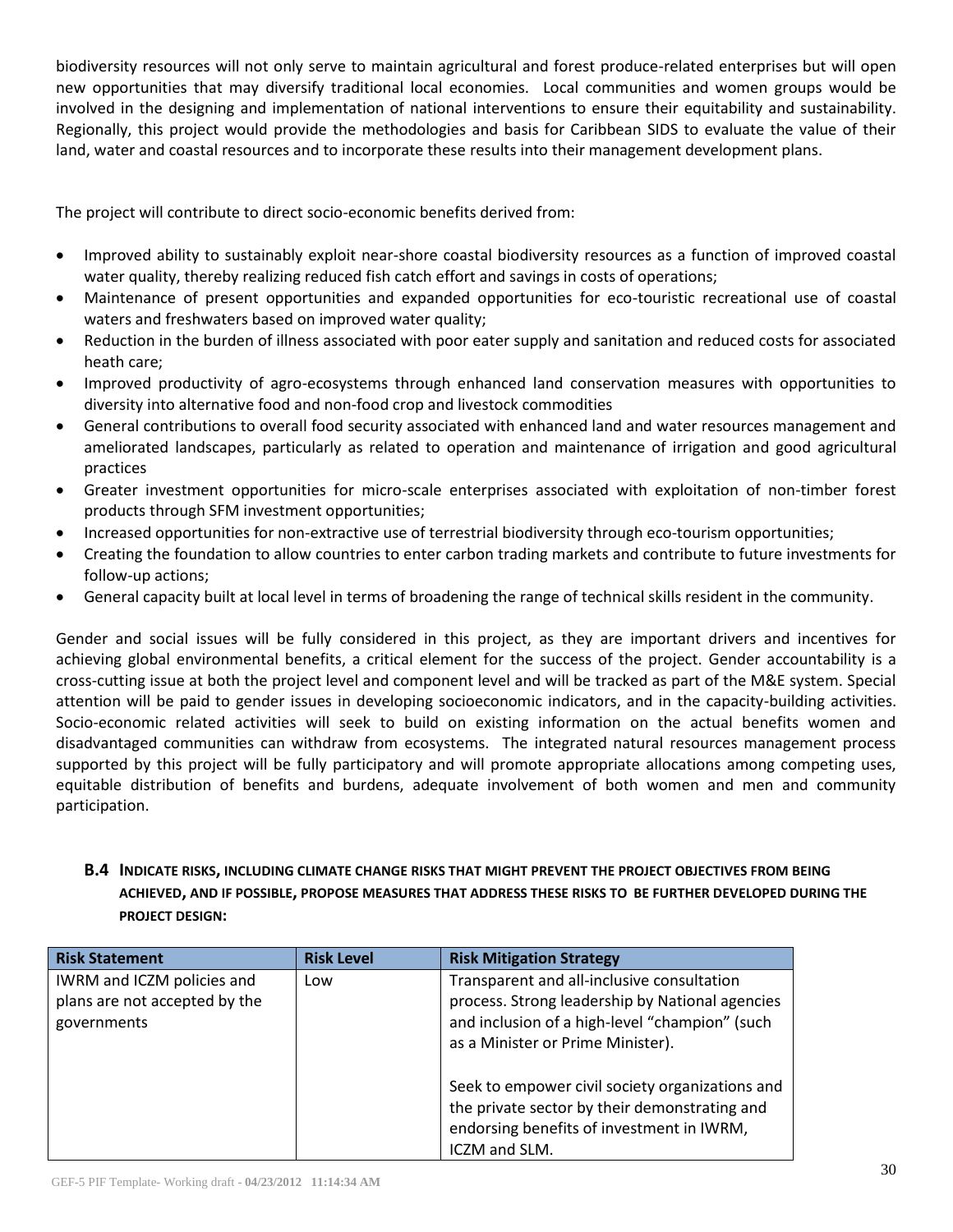biodiversity resources will not only serve to maintain agricultural and forest produce-related enterprises but will open new opportunities that may diversify traditional local economies. Local communities and women groups would be involved in the designing and implementation of national interventions to ensure their equitability and sustainability. Regionally, this project would provide the methodologies and basis for Caribbean SIDS to evaluate the value of their land, water and coastal resources and to incorporate these results into their management development plans.

The project will contribute to direct socio-economic benefits derived from:

- Improved ability to sustainably exploit near-shore coastal biodiversity resources as a function of improved coastal water quality, thereby realizing reduced fish catch effort and savings in costs of operations;
- Maintenance of present opportunities and expanded opportunities for eco-touristic recreational use of coastal waters and freshwaters based on improved water quality;
- Reduction in the burden of illness associated with poor eater supply and sanitation and reduced costs for associated heath care;
- Improved productivity of agro-ecosystems through enhanced land conservation measures with opportunities to diversity into alternative food and non-food crop and livestock commodities
- General contributions to overall food security associated with enhanced land and water resources management and ameliorated landscapes, particularly as related to operation and maintenance of irrigation and good agricultural practices
- Greater investment opportunities for micro-scale enterprises associated with exploitation of non-timber forest products through SFM investment opportunities;
- Increased opportunities for non-extractive use of terrestrial biodiversity through eco-tourism opportunities;
- Creating the foundation to allow countries to enter carbon trading markets and contribute to future investments for follow-up actions;
- General capacity built at local level in terms of broadening the range of technical skills resident in the community.

Gender and social issues will be fully considered in this project, as they are important drivers and incentives for achieving global environmental benefits, a critical element for the success of the project. Gender accountability is a cross-cutting issue at both the project level and component level and will be tracked as part of the M&E system. Special attention will be paid to gender issues in developing socioeconomic indicators, and in the capacity-building activities. Socio-economic related activities will seek to build on existing information on the actual benefits women and disadvantaged communities can withdraw from ecosystems. The integrated natural resources management process supported by this project will be fully participatory and will promote appropriate allocations among competing uses, equitable distribution of benefits and burdens, adequate involvement of both women and men and community participation.

### B.4 INDICATE RISKS, INCLUDING CLIMATE CHANGE RISKS THAT MIGHT PREVENT THE PROJECT OBJECTIVES FROM BEING ACHIEVED, AND IF POSSIBLE, PROPOSE MEASURES THAT ADDRESS THESE RISKS TO BE FURTHER DEVELOPED DURING THE PROJECT DESIGN:

| Risk Statement | Risk Level | Risk Mitigation Strategy |
|---|---|---|
| IWRM and ICZM policies and plans are not accepted by the governments | Low | Transparent and all-inclusive consultation process. Strong leadership by National agencies and inclusion of a high-level "champion" (such as a Minister or Prime Minister).<br><br>Seek to empower civil society organizations and the private sector by their demonstrating and endorsing benefits of investment in IWRM, ICZM and SLM. |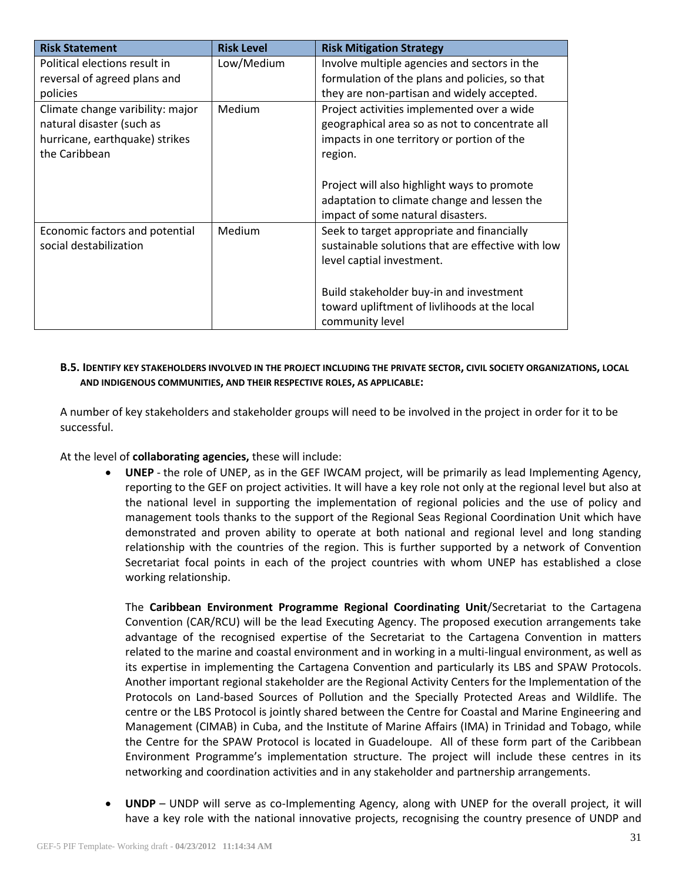| Risk Statement | Risk Level | Risk Mitigation Strategy |
|---|---|---|
| Political elections result in reversal of agreed plans and policies | Low/Medium | Involve multiple agencies and sectors in the formulation of the plans and policies, so that they are non-partisan and widely accepted. |
| Climate change variability: major natural disaster (such as hurricane, earthquake) strikes the Caribbean | Medium | Project activities implemented over a wide geographical area so as not to concentrate all impacts in one territory or portion of the region.<br><br>Project will also highlight ways to promote adaptation to climate change and lessen the impact of some natural disasters. |
| Economic factors and potential social destabilization | Medium | Seek to target appropriate and financially sustainable solutions that are effective with low level captial investment.<br><br>Build stakeholder buy-in and investment toward upliftment of livlihoods at the local community level |

### B.5. Identify key stakeholders involved in the project including the private sector, civil society organizations, local and indigenous communities, and their respective roles, as applicable:

A number of key stakeholders and stakeholder groups will need to be involved in the project in order for it to be successful.

At the level of **collaborating agencies,** these will include:

- **UNEP** - the role of UNEP, as in the GEF IWCAM project, will be primarily as lead Implementing Agency, reporting to the GEF on project activities. It will have a key role not only at the regional level but also at the national level in supporting the implementation of regional policies and the use of policy and management tools thanks to the support of the Regional Seas Regional Coordination Unit which have demonstrated and proven ability to operate at both national and regional level and long standing relationship with the countries of the region. This is further supported by a network of Convention Secretariat focal points in each of the project countries with whom UNEP has established a close working relationship.

  The **Caribbean Environment Programme Regional Coordinating Unit**/Secretariat to the Cartagena Convention (CAR/RCU) will be the lead Executing Agency. The proposed execution arrangements take advantage of the recognised expertise of the Secretariat to the Cartagena Convention in matters related to the marine and coastal environment and in working in a multi-lingual environment, as well as its expertise in implementing the Cartagena Convention and particularly its LBS and SPAW Protocols. Another important regional stakeholder are the Regional Activity Centers for the Implementation of the Protocols on Land-based Sources of Pollution and the Specially Protected Areas and Wildlife. The centre or the LBS Protocol is jointly shared between the Centre for Coastal and Marine Engineering and Management (CIMAB) in Cuba, and the Institute of Marine Affairs (IMA) in Trinidad and Tobago, while the Centre for the SPAW Protocol is located in Guadeloupe. All of these form part of the Caribbean Environment Programme's implementation structure. The project will include these centres in its networking and coordination activities and in any stakeholder and partnership arrangements.

- **UNDP** – UNDP will serve as co-Implementing Agency, along with UNEP for the overall project, it will have a key role with the national innovative projects, recognising the country presence of UNDP and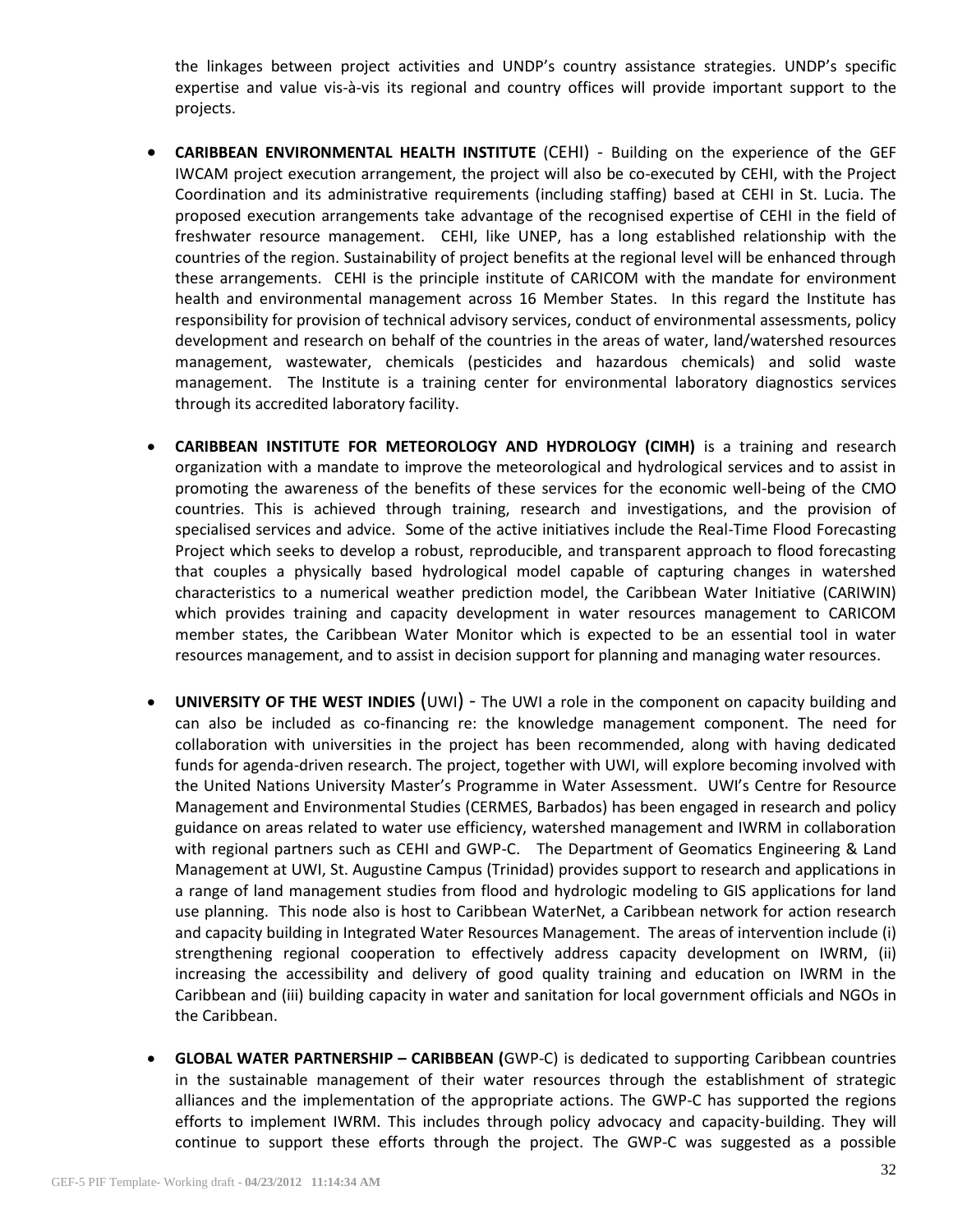the linkages between project activities and UNDP's country assistance strategies. UNDP's specific expertise and value vis-à-vis its regional and country offices will provide important support to the projects.

- **CARIBBEAN ENVIRONMENTAL HEALTH INSTITUTE** (CEHI) - Building on the experience of the GEF IWCAM project execution arrangement, the project will also be co-executed by CEHI, with the Project Coordination and its administrative requirements (including staffing) based at CEHI in St. Lucia. The proposed execution arrangements take advantage of the recognised expertise of CEHI in the field of freshwater resource management. CEHI, like UNEP, has a long established relationship with the countries of the region. Sustainability of project benefits at the regional level will be enhanced through these arrangements. CEHI is the principle institute of CARICOM with the mandate for environment health and environmental management across 16 Member States. In this regard the Institute has responsibility for provision of technical advisory services, conduct of environmental assessments, policy development and research on behalf of the countries in the areas of water, land/watershed resources management, wastewater, chemicals (pesticides and hazardous chemicals) and solid waste management. The Institute is a training center for environmental laboratory diagnostics services through its accredited laboratory facility.

- **CARIBBEAN INSTITUTE FOR METEOROLOGY AND HYDROLOGY (CIMH)** is a training and research organization with a mandate to improve the meteorological and hydrological services and to assist in promoting the awareness of the benefits of these services for the economic well-being of the CMO countries. This is achieved through training, research and investigations, and the provision of specialised services and advice. Some of the active initiatives include the Real-Time Flood Forecasting Project which seeks to develop a robust, reproducible, and transparent approach to flood forecasting that couples a physically based hydrological model capable of capturing changes in watershed characteristics to a numerical weather prediction model, the Caribbean Water Initiative (CARIWIN) which provides training and capacity development in water resources management to CARICOM member states, the Caribbean Water Monitor which is expected to be an essential tool in water resources management, and to assist in decision support for planning and managing water resources.

- **UNIVERSITY OF THE WEST INDIES** (UWI) - The UWI a role in the component on capacity building and can also be included as co-financing re: the knowledge management component. The need for collaboration with universities in the project has been recommended, along with having dedicated funds for agenda-driven research. The project, together with UWI, will explore becoming involved with the United Nations University Master's Programme in Water Assessment. UWI's Centre for Resource Management and Environmental Studies (CERMES, Barbados) has been engaged in research and policy guidance on areas related to water use efficiency, watershed management and IWRM in collaboration with regional partners such as CEHI and GWP-C. The Department of Geomatics Engineering & Land Management at UWI, St. Augustine Campus (Trinidad) provides support to research and applications in a range of land management studies from flood and hydrologic modeling to GIS applications for land use planning. This node also is host to Caribbean WaterNet, a Caribbean network for action research and capacity building in Integrated Water Resources Management. The areas of intervention include (i) strengthening regional cooperation to effectively address capacity development on IWRM, (ii) increasing the accessibility and delivery of good quality training and education on IWRM in the Caribbean and (iii) building capacity in water and sanitation for local government officials and NGOs in the Caribbean.

- **GLOBAL WATER PARTNERSHIP – CARIBBEAN (**GWP-C) is dedicated to supporting Caribbean countries in the sustainable management of their water resources through the establishment of strategic alliances and the implementation of the appropriate actions. The GWP-C has supported the regions efforts to implement IWRM. This includes through policy advocacy and capacity-building. They will continue to support these efforts through the project. The GWP-C was suggested as a possible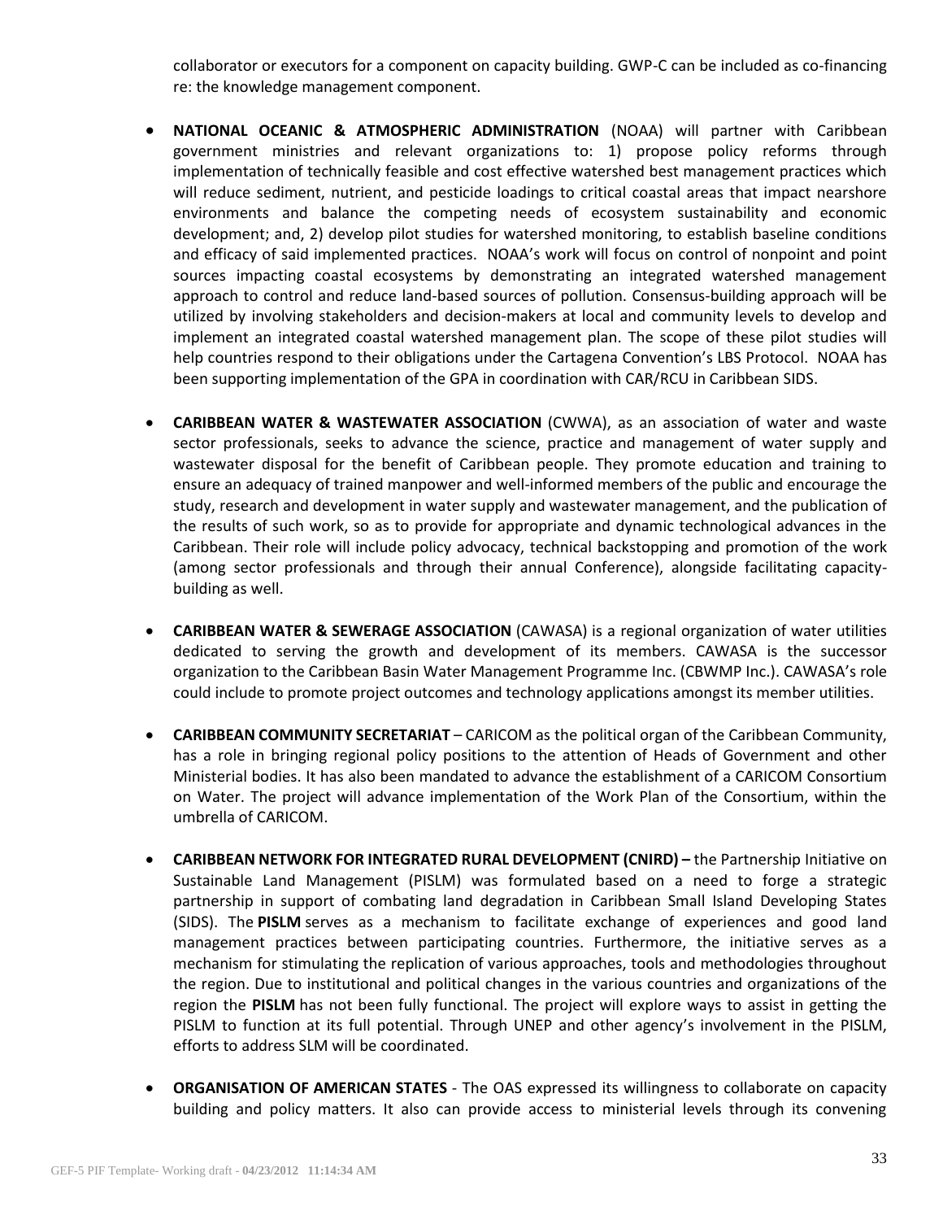collaborator or executors for a component on capacity building. GWP-C can be included as co-financing re: the knowledge management component.

- **NATIONAL OCEANIC & ATMOSPHERIC ADMINISTRATION** (NOAA) will partner with Caribbean government ministries and relevant organizations to: 1) propose policy reforms through implementation of technically feasible and cost effective watershed best management practices which will reduce sediment, nutrient, and pesticide loadings to critical coastal areas that impact nearshore environments and balance the competing needs of ecosystem sustainability and economic development; and, 2) develop pilot studies for watershed monitoring, to establish baseline conditions and efficacy of said implemented practices. NOAA's work will focus on control of nonpoint and point sources impacting coastal ecosystems by demonstrating an integrated watershed management approach to control and reduce land-based sources of pollution. Consensus-building approach will be utilized by involving stakeholders and decision-makers at local and community levels to develop and implement an integrated coastal watershed management plan. The scope of these pilot studies will help countries respond to their obligations under the Cartagena Convention's LBS Protocol. NOAA has been supporting implementation of the GPA in coordination with CAR/RCU in Caribbean SIDS.

- **CARIBBEAN WATER & WASTEWATER ASSOCIATION** (CWWA), as an association of water and waste sector professionals, seeks to advance the science, practice and management of water supply and wastewater disposal for the benefit of Caribbean people. They promote education and training to ensure an adequacy of trained manpower and well-informed members of the public and encourage the study, research and development in water supply and wastewater management, and the publication of the results of such work, so as to provide for appropriate and dynamic technological advances in the Caribbean. Their role will include policy advocacy, technical backstopping and promotion of the work (among sector professionals and through their annual Conference), alongside facilitating capacity-building as well.

- **CARIBBEAN WATER & SEWERAGE ASSOCIATION** (CAWASA) is a regional organization of water utilities dedicated to serving the growth and development of its members. CAWASA is the successor organization to the Caribbean Basin Water Management Programme Inc. (CBWMP Inc.). CAWASA's role could include to promote project outcomes and technology applications amongst its member utilities.

- **CARIBBEAN COMMUNITY SECRETARIAT** – CARICOM as the political organ of the Caribbean Community, has a role in bringing regional policy positions to the attention of Heads of Government and other Ministerial bodies. It has also been mandated to advance the establishment of a CARICOM Consortium on Water. The project will advance implementation of the Work Plan of the Consortium, within the umbrella of CARICOM.

- **CARIBBEAN NETWORK FOR INTEGRATED RURAL DEVELOPMENT (CNIRD) –** the Partnership Initiative on Sustainable Land Management (PISLM) was formulated based on a need to forge a strategic partnership in support of combating land degradation in Caribbean Small Island Developing States (SIDS). The **PISLM** serves as a mechanism to facilitate exchange of experiences and good land management practices between participating countries. Furthermore, the initiative serves as a mechanism for stimulating the replication of various approaches, tools and methodologies throughout the region. Due to institutional and political changes in the various countries and organizations of the region the **PISLM** has not been fully functional. The project will explore ways to assist in getting the PISLM to function at its full potential. Through UNEP and other agency's involvement in the PISLM, efforts to address SLM will be coordinated.

- **ORGANISATION OF AMERICAN STATES** - The OAS expressed its willingness to collaborate on capacity building and policy matters. It also can provide access to ministerial levels through its convening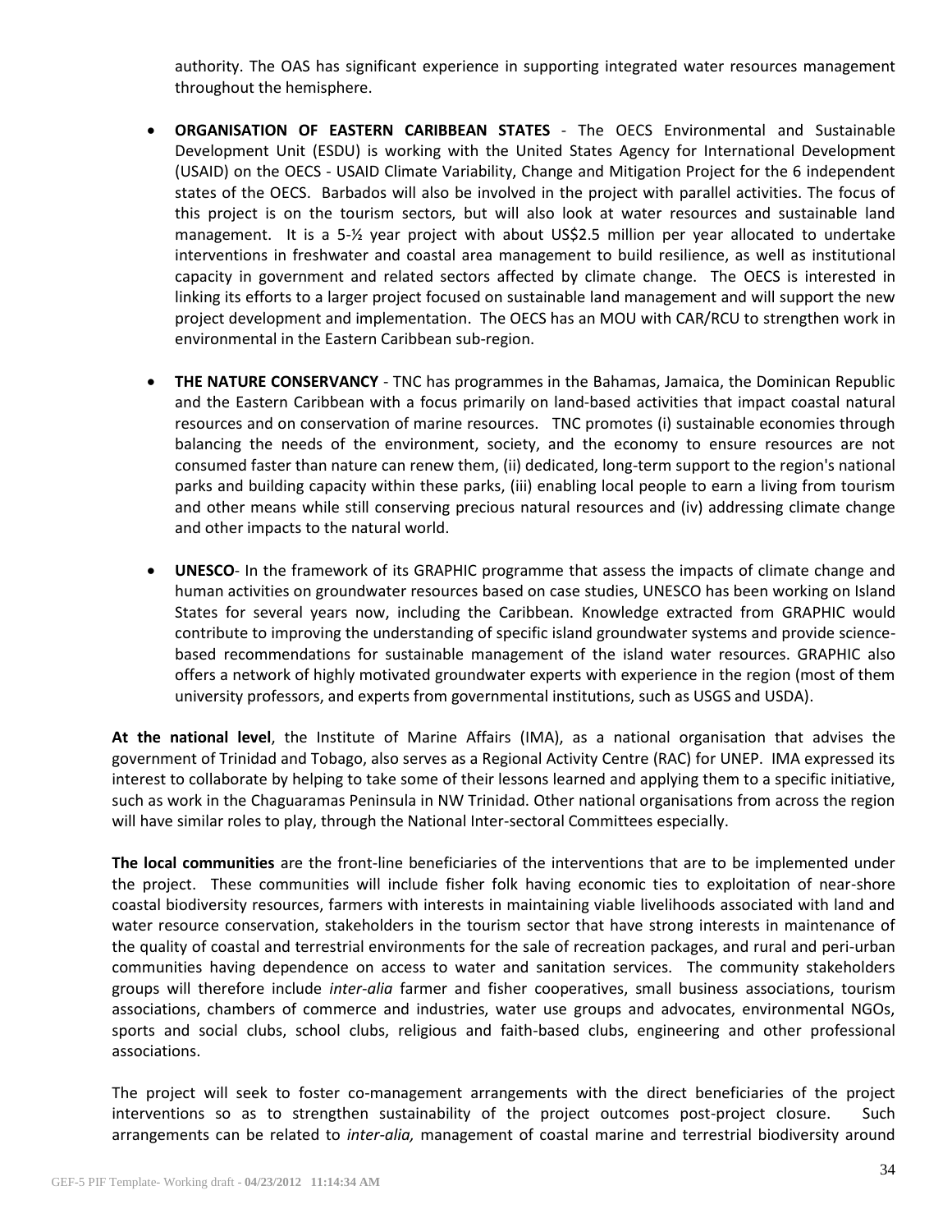authority. The OAS has significant experience in supporting integrated water resources management throughout the hemisphere.

- **ORGANISATION OF EASTERN CARIBBEAN STATES** - The OECS Environmental and Sustainable Development Unit (ESDU) is working with the United States Agency for International Development (USAID) on the OECS - USAID Climate Variability, Change and Mitigation Project for the 6 independent states of the OECS. Barbados will also be involved in the project with parallel activities. The focus of this project is on the tourism sectors, but will also look at water resources and sustainable land management. It is a 5-½ year project with about US$2.5 million per year allocated to undertake interventions in freshwater and coastal area management to build resilience, as well as institutional capacity in government and related sectors affected by climate change. The OECS is interested in linking its efforts to a larger project focused on sustainable land management and will support the new project development and implementation. The OECS has an MOU with CAR/RCU to strengthen work in environmental in the Eastern Caribbean sub-region.

- **THE NATURE CONSERVANCY** - TNC has programmes in the Bahamas, Jamaica, the Dominican Republic and the Eastern Caribbean with a focus primarily on land-based activities that impact coastal natural resources and on conservation of marine resources. TNC promotes (i) sustainable economies through balancing the needs of the environment, society, and the economy to ensure resources are not consumed faster than nature can renew them, (ii) dedicated, long-term support to the region's national parks and building capacity within these parks, (iii) enabling local people to earn a living from tourism and other means while still conserving precious natural resources and (iv) addressing climate change and other impacts to the natural world.

- **UNESCO**- In the framework of its GRAPHIC programme that assess the impacts of climate change and human activities on groundwater resources based on case studies, UNESCO has been working on Island States for several years now, including the Caribbean. Knowledge extracted from GRAPHIC would contribute to improving the understanding of specific island groundwater systems and provide science-based recommendations for sustainable management of the island water resources. GRAPHIC also offers a network of highly motivated groundwater experts with experience in the region (most of them university professors, and experts from governmental institutions, such as USGS and USDA).

**At the national level**, the Institute of Marine Affairs (IMA), as a national organisation that advises the government of Trinidad and Tobago, also serves as a Regional Activity Centre (RAC) for UNEP. IMA expressed its interest to collaborate by helping to take some of their lessons learned and applying them to a specific initiative, such as work in the Chaguaramas Peninsula in NW Trinidad. Other national organisations from across the region will have similar roles to play, through the National Inter-sectoral Committees especially.

**The local communities** are the front-line beneficiaries of the interventions that are to be implemented under the project. These communities will include fisher folk having economic ties to exploitation of near-shore coastal biodiversity resources, farmers with interests in maintaining viable livelihoods associated with land and water resource conservation, stakeholders in the tourism sector that have strong interests in maintenance of the quality of coastal and terrestrial environments for the sale of recreation packages, and rural and peri-urban communities having dependence on access to water and sanitation services. The community stakeholders groups will therefore include *inter-alia* farmer and fisher cooperatives, small business associations, tourism associations, chambers of commerce and industries, water use groups and advocates, environmental NGOs, sports and social clubs, school clubs, religious and faith-based clubs, engineering and other professional associations.

The project will seek to foster co-management arrangements with the direct beneficiaries of the project interventions so as to strengthen sustainability of the project outcomes post-project closure. Such arrangements can be related to *inter-alia,* management of coastal marine and terrestrial biodiversity around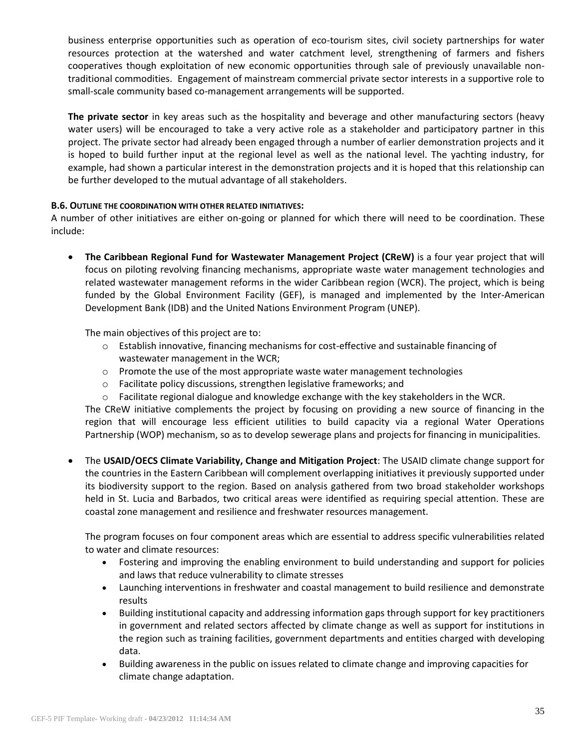business enterprise opportunities such as operation of eco-tourism sites, civil society partnerships for water resources protection at the watershed and water catchment level, strengthening of farmers and fishers cooperatives though exploitation of new economic opportunities through sale of previously unavailable non-traditional commodities. Engagement of mainstream commercial private sector interests in a supportive role to small-scale community based co-management arrangements will be supported.

**The private sector** in key areas such as the hospitality and beverage and other manufacturing sectors (heavy water users) will be encouraged to take a very active role as a stakeholder and participatory partner in this project. The private sector had already been engaged through a number of earlier demonstration projects and it is hoped to build further input at the regional level as well as the national level. The yachting industry, for example, had shown a particular interest in the demonstration projects and it is hoped that this relationship can be further developed to the mutual advantage of all stakeholders.

### B.6. Outline the coordination with other related initiatives:

A number of other initiatives are either on-going or planned for which there will need to be coordination. These include:

- **The Caribbean Regional Fund for Wastewater Management Project (CReW)** is a four year project that will focus on piloting revolving financing mechanisms, appropriate waste water management technologies and related wastewater management reforms in the wider Caribbean region (WCR). The project, which is being funded by the Global Environment Facility (GEF), is managed and implemented by the Inter-American Development Bank (IDB) and the United Nations Environment Program (UNEP).

  The main objectives of this project are to:
  - Establish innovative, financing mechanisms for cost-effective and sustainable financing of wastewater management in the WCR;
  - Promote the use of the most appropriate waste water management technologies
  - Facilitate policy discussions, strengthen legislative frameworks; and
  - Facilitate regional dialogue and knowledge exchange with the key stakeholders in the WCR.

  The CReW initiative complements the project by focusing on providing a new source of financing in the region that will encourage less efficient utilities to build capacity via a regional Water Operations Partnership (WOP) mechanism, so as to develop sewerage plans and projects for financing in municipalities.

- The **USAID/OECS Climate Variability, Change and Mitigation Project**: The USAID climate change support for the countries in the Eastern Caribbean will complement overlapping initiatives it previously supported under its biodiversity support to the region. Based on analysis gathered from two broad stakeholder workshops held in St. Lucia and Barbados, two critical areas were identified as requiring special attention. These are coastal zone management and resilience and freshwater resources management.

  The program focuses on four component areas which are essential to address specific vulnerabilities related to water and climate resources:
  - Fostering and improving the enabling environment to build understanding and support for policies and laws that reduce vulnerability to climate stresses
  - Launching interventions in freshwater and coastal management to build resilience and demonstrate results
  - Building institutional capacity and addressing information gaps through support for key practitioners in government and related sectors affected by climate change as well as support for institutions in the region such as training facilities, government departments and entities charged with developing data.
  - Building awareness in the public on issues related to climate change and improving capacities for climate change adaptation.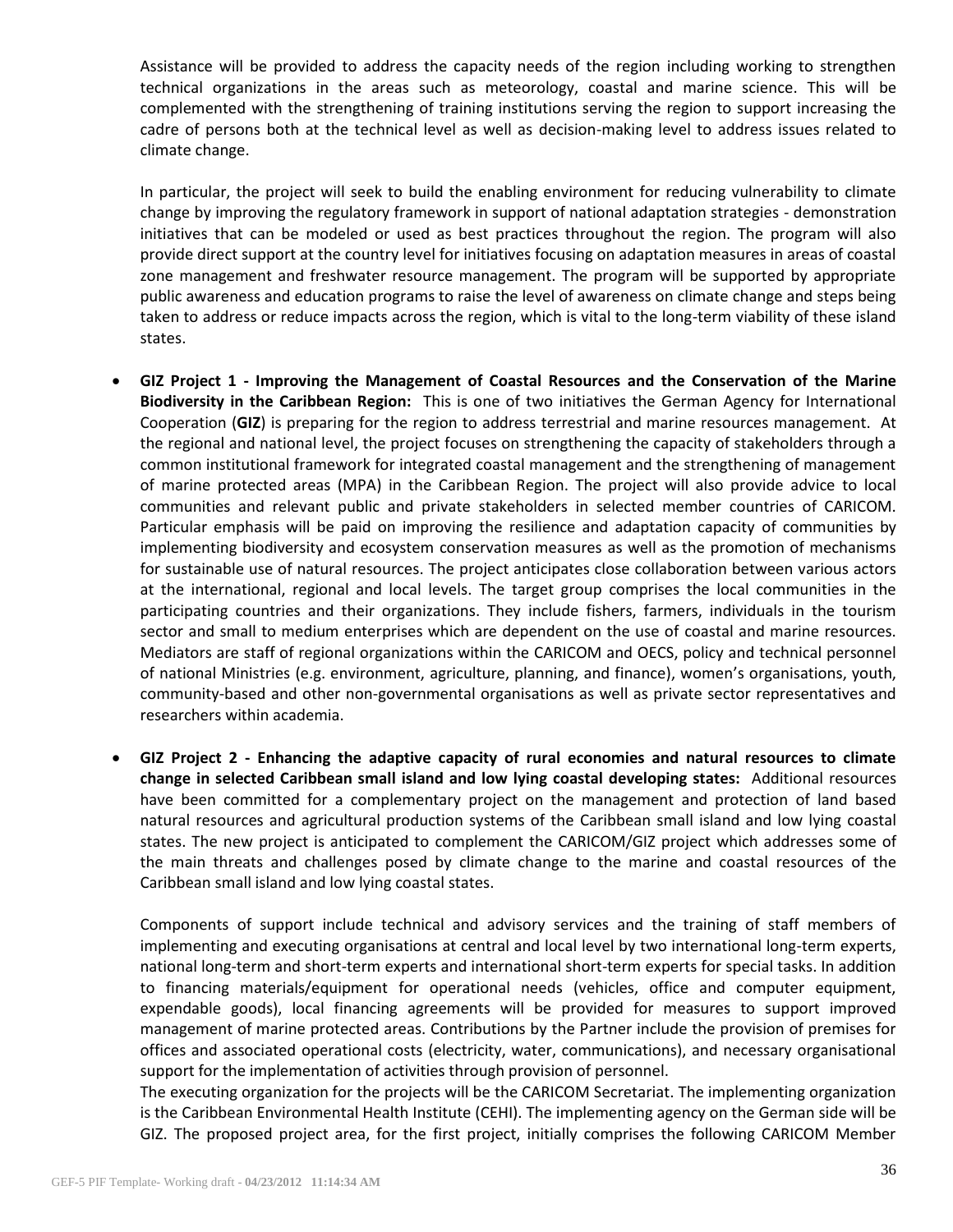Assistance will be provided to address the capacity needs of the region including working to strengthen technical organizations in the areas such as meteorology, coastal and marine science. This will be complemented with the strengthening of training institutions serving the region to support increasing the cadre of persons both at the technical level as well as decision-making level to address issues related to climate change.

In particular, the project will seek to build the enabling environment for reducing vulnerability to climate change by improving the regulatory framework in support of national adaptation strategies - demonstration initiatives that can be modeled or used as best practices throughout the region. The program will also provide direct support at the country level for initiatives focusing on adaptation measures in areas of coastal zone management and freshwater resource management. The program will be supported by appropriate public awareness and education programs to raise the level of awareness on climate change and steps being taken to address or reduce impacts across the region, which is vital to the long-term viability of these island states.

- **GIZ Project 1 - Improving the Management of Coastal Resources and the Conservation of the Marine Biodiversity in the Caribbean Region:** This is one of two initiatives the German Agency for International Cooperation (**GIZ**) is preparing for the region to address terrestrial and marine resources management. At the regional and national level, the project focuses on strengthening the capacity of stakeholders through a common institutional framework for integrated coastal management and the strengthening of management of marine protected areas (MPA) in the Caribbean Region. The project will also provide advice to local communities and relevant public and private stakeholders in selected member countries of CARICOM. Particular emphasis will be paid on improving the resilience and adaptation capacity of communities by implementing biodiversity and ecosystem conservation measures as well as the promotion of mechanisms for sustainable use of natural resources. The project anticipates close collaboration between various actors at the international, regional and local levels. The target group comprises the local communities in the participating countries and their organizations. They include fishers, farmers, individuals in the tourism sector and small to medium enterprises which are dependent on the use of coastal and marine resources. Mediators are staff of regional organizations within the CARICOM and OECS, policy and technical personnel of national Ministries (e.g. environment, agriculture, planning, and finance), women's organisations, youth, community-based and other non-governmental organisations as well as private sector representatives and researchers within academia.

- **GIZ Project 2 - Enhancing the adaptive capacity of rural economies and natural resources to climate change in selected Caribbean small island and low lying coastal developing states:** Additional resources have been committed for a complementary project on the management and protection of land based natural resources and agricultural production systems of the Caribbean small island and low lying coastal states. The new project is anticipated to complement the CARICOM/GIZ project which addresses some of the main threats and challenges posed by climate change to the marine and coastal resources of the Caribbean small island and low lying coastal states.

  Components of support include technical and advisory services and the training of staff members of implementing and executing organisations at central and local level by two international long-term experts, national long-term and short-term experts and international short-term experts for special tasks. In addition to financing materials/equipment for operational needs (vehicles, office and computer equipment, expendable goods), local financing agreements will be provided for measures to support improved management of marine protected areas. Contributions by the Partner include the provision of premises for offices and associated operational costs (electricity, water, communications), and necessary organisational support for the implementation of activities through provision of personnel.

  The executing organization for the projects will be the CARICOM Secretariat. The implementing organization is the Caribbean Environmental Health Institute (CEHI). The implementing agency on the German side will be GIZ. The proposed project area, for the first project, initially comprises the following CARICOM Member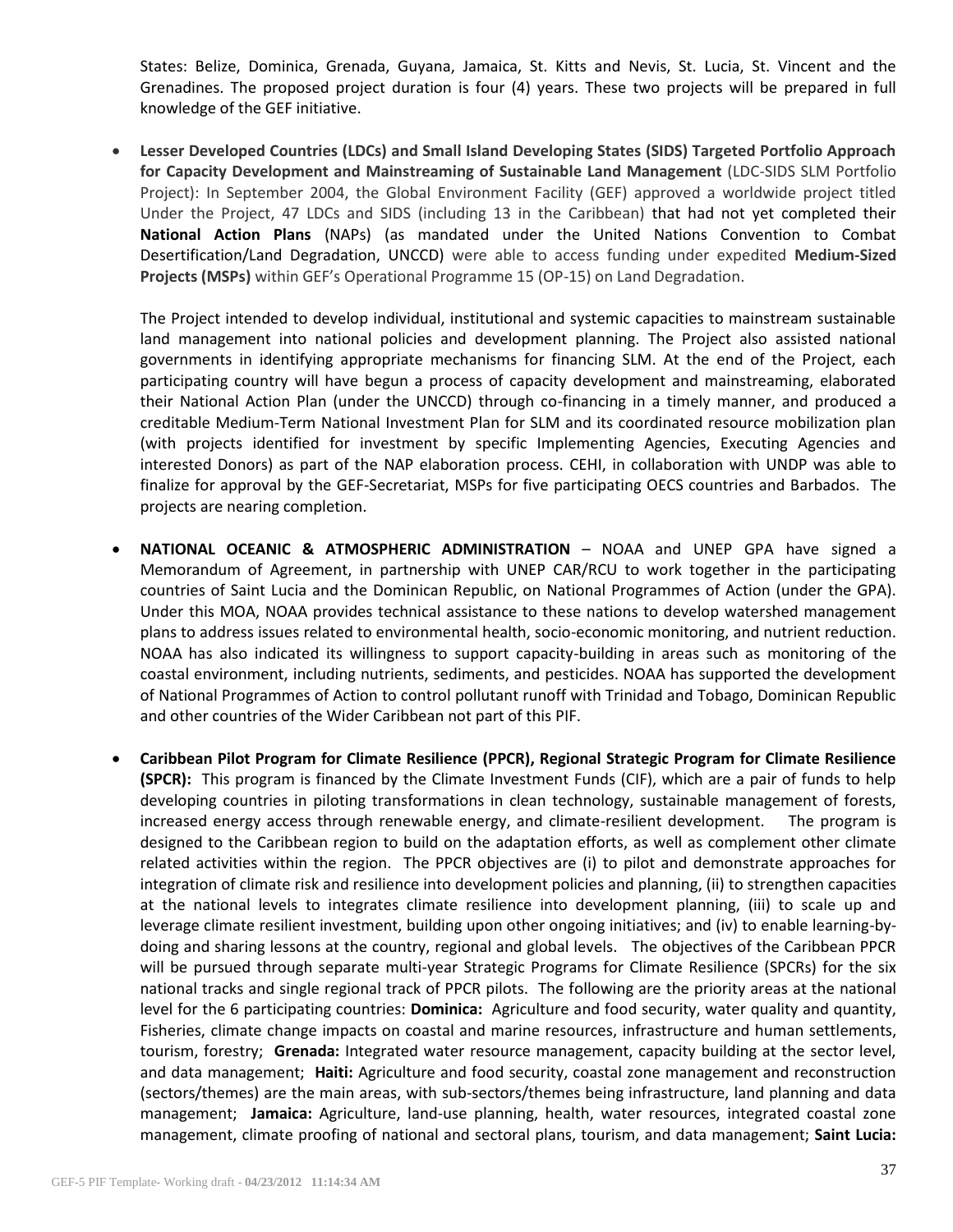States: Belize, Dominica, Grenada, Guyana, Jamaica, St. Kitts and Nevis, St. Lucia, St. Vincent and the Grenadines. The proposed project duration is four (4) years. These two projects will be prepared in full knowledge of the GEF initiative.

- **Lesser Developed Countries (LDCs) and Small Island Developing States (SIDS) Targeted Portfolio Approach for Capacity Development and Mainstreaming of Sustainable Land Management** (LDC-SIDS SLM Portfolio Project): In September 2004, the Global Environment Facility (GEF) approved a worldwide project titled Under the Project, 47 LDCs and SIDS (including 13 in the Caribbean) that had not yet completed their **National Action Plans** (NAPs) (as mandated under the United Nations Convention to Combat Desertification/Land Degradation, UNCCD) were able to access funding under expedited **Medium-Sized Projects (MSPs)** within GEF's Operational Programme 15 (OP-15) on Land Degradation.

  The Project intended to develop individual, institutional and systemic capacities to mainstream sustainable land management into national policies and development planning. The Project also assisted national governments in identifying appropriate mechanisms for financing SLM. At the end of the Project, each participating country will have begun a process of capacity development and mainstreaming, elaborated their National Action Plan (under the UNCCD) through co-financing in a timely manner, and produced a creditable Medium-Term National Investment Plan for SLM and its coordinated resource mobilization plan (with projects identified for investment by specific Implementing Agencies, Executing Agencies and interested Donors) as part of the NAP elaboration process. CEHI, in collaboration with UNDP was able to finalize for approval by the GEF-Secretariat, MSPs for five participating OECS countries and Barbados. The projects are nearing completion.

- **NATIONAL OCEANIC & ATMOSPHERIC ADMINISTRATION** – NOAA and UNEP GPA have signed a Memorandum of Agreement, in partnership with UNEP CAR/RCU to work together in the participating countries of Saint Lucia and the Dominican Republic, on National Programmes of Action (under the GPA). Under this MOA, NOAA provides technical assistance to these nations to develop watershed management plans to address issues related to environmental health, socio-economic monitoring, and nutrient reduction. NOAA has also indicated its willingness to support capacity-building in areas such as monitoring of the coastal environment, including nutrients, sediments, and pesticides. NOAA has supported the development of National Programmes of Action to control pollutant runoff with Trinidad and Tobago, Dominican Republic and other countries of the Wider Caribbean not part of this PIF.

- **Caribbean Pilot Program for Climate Resilience (PPCR), Regional Strategic Program for Climate Resilience (SPCR):** This program is financed by the Climate Investment Funds (CIF), which are a pair of funds to help developing countries in piloting transformations in clean technology, sustainable management of forests, increased energy access through renewable energy, and climate-resilient development. The program is designed to the Caribbean region to build on the adaptation efforts, as well as complement other climate related activities within the region. The PPCR objectives are (i) to pilot and demonstrate approaches for integration of climate risk and resilience into development policies and planning, (ii) to strengthen capacities at the national levels to integrates climate resilience into development planning, (iii) to scale up and leverage climate resilient investment, building upon other ongoing initiatives; and (iv) to enable learning-by-doing and sharing lessons at the country, regional and global levels. The objectives of the Caribbean PPCR will be pursued through separate multi-year Strategic Programs for Climate Resilience (SPCRs) for the six national tracks and single regional track of PPCR pilots. The following are the priority areas at the national level for the 6 participating countries: **Dominica:** Agriculture and food security, water quality and quantity, Fisheries, climate change impacts on coastal and marine resources, infrastructure and human settlements, tourism, forestry; **Grenada:** Integrated water resource management, capacity building at the sector level, and data management; **Haiti:** Agriculture and food security, coastal zone management and reconstruction (sectors/themes) are the main areas, with sub-sectors/themes being infrastructure, land planning and data management; **Jamaica:** Agriculture, land-use planning, health, water resources, integrated coastal zone management, climate proofing of national and sectoral plans, tourism, and data management; **Saint Lucia:**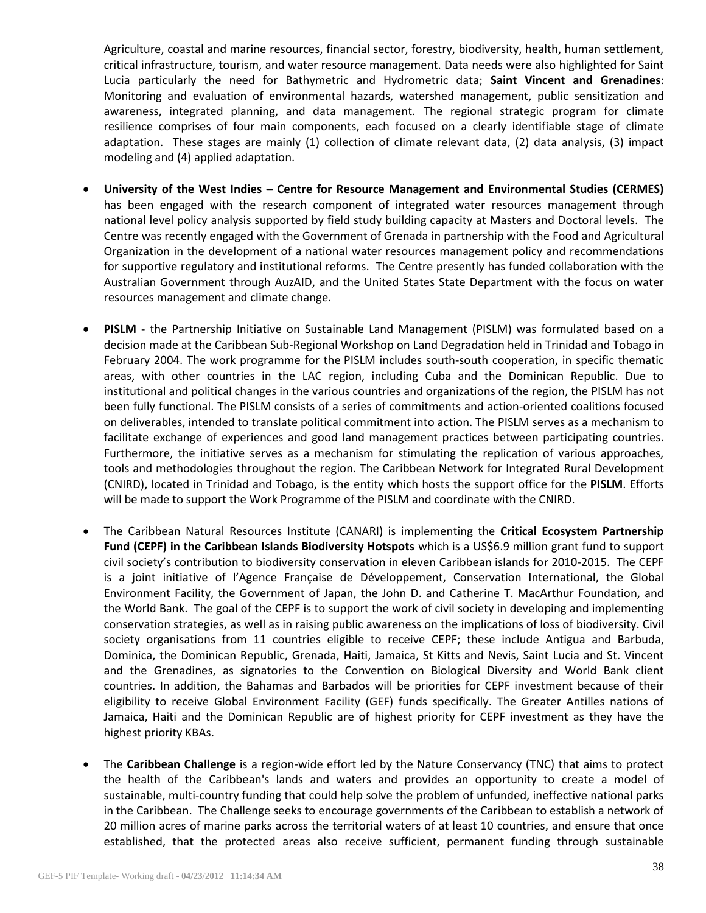Agriculture, coastal and marine resources, financial sector, forestry, biodiversity, health, human settlement, critical infrastructure, tourism, and water resource management. Data needs were also highlighted for Saint Lucia particularly the need for Bathymetric and Hydrometric data; **Saint Vincent and Grenadines**: Monitoring and evaluation of environmental hazards, watershed management, public sensitization and awareness, integrated planning, and data management. The regional strategic program for climate resilience comprises of four main components, each focused on a clearly identifiable stage of climate adaptation. These stages are mainly (1) collection of climate relevant data, (2) data analysis, (3) impact modeling and (4) applied adaptation.

- **University of the West Indies – Centre for Resource Management and Environmental Studies (CERMES)** has been engaged with the research component of integrated water resources management through national level policy analysis supported by field study building capacity at Masters and Doctoral levels. The Centre was recently engaged with the Government of Grenada in partnership with the Food and Agricultural Organization in the development of a national water resources management policy and recommendations for supportive regulatory and institutional reforms. The Centre presently has funded collaboration with the Australian Government through AuzAID, and the United States State Department with the focus on water resources management and climate change.

- **PISLM** - the Partnership Initiative on Sustainable Land Management (PISLM) was formulated based on a decision made at the Caribbean Sub-Regional Workshop on Land Degradation held in Trinidad and Tobago in February 2004. The work programme for the PISLM includes south-south cooperation, in specific thematic areas, with other countries in the LAC region, including Cuba and the Dominican Republic. Due to institutional and political changes in the various countries and organizations of the region, the PISLM has not been fully functional. The PISLM consists of a series of commitments and action-oriented coalitions focused on deliverables, intended to translate political commitment into action. The PISLM serves as a mechanism to facilitate exchange of experiences and good land management practices between participating countries. Furthermore, the initiative serves as a mechanism for stimulating the replication of various approaches, tools and methodologies throughout the region. The Caribbean Network for Integrated Rural Development (CNIRD), located in Trinidad and Tobago, is the entity which hosts the support office for the **PISLM**. Efforts will be made to support the Work Programme of the PISLM and coordinate with the CNIRD.

- The Caribbean Natural Resources Institute (CANARI) is implementing the **Critical Ecosystem Partnership Fund (CEPF) in the Caribbean Islands Biodiversity Hotspots** which is a US$6.9 million grant fund to support civil society's contribution to biodiversity conservation in eleven Caribbean islands for 2010-2015. The CEPF is a joint initiative of l'Agence Française de Développement, Conservation International, the Global Environment Facility, the Government of Japan, the John D. and Catherine T. MacArthur Foundation, and the World Bank. The goal of the CEPF is to support the work of civil society in developing and implementing conservation strategies, as well as in raising public awareness on the implications of loss of biodiversity. Civil society organisations from 11 countries eligible to receive CEPF; these include Antigua and Barbuda, Dominica, the Dominican Republic, Grenada, Haiti, Jamaica, St Kitts and Nevis, Saint Lucia and St. Vincent and the Grenadines, as signatories to the Convention on Biological Diversity and World Bank client countries. In addition, the Bahamas and Barbados will be priorities for CEPF investment because of their eligibility to receive Global Environment Facility (GEF) funds specifically. The Greater Antilles nations of Jamaica, Haiti and the Dominican Republic are of highest priority for CEPF investment as they have the highest priority KBAs.

- The **Caribbean Challenge** is a region-wide effort led by the Nature Conservancy (TNC) that aims to protect the health of the Caribbean's lands and waters and provides an opportunity to create a model of sustainable, multi-country funding that could help solve the problem of unfunded, ineffective national parks in the Caribbean. The Challenge seeks to encourage governments of the Caribbean to establish a network of 20 million acres of marine parks across the territorial waters of at least 10 countries, and ensure that once established, that the protected areas also receive sufficient, permanent funding through sustainable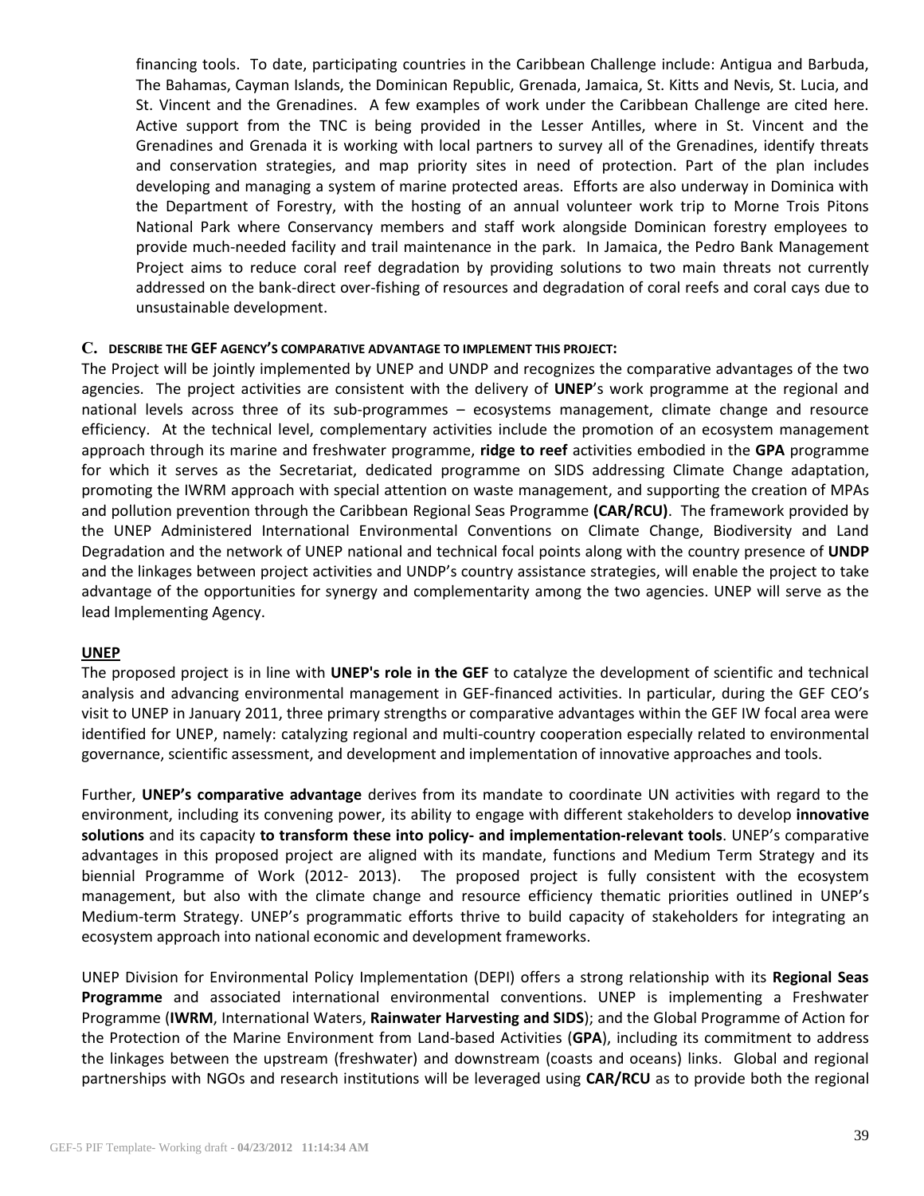financing tools. To date, participating countries in the Caribbean Challenge include: Antigua and Barbuda, The Bahamas, Cayman Islands, the Dominican Republic, Grenada, Jamaica, St. Kitts and Nevis, St. Lucia, and St. Vincent and the Grenadines. A few examples of work under the Caribbean Challenge are cited here. Active support from the TNC is being provided in the Lesser Antilles, where in St. Vincent and the Grenadines and Grenada it is working with local partners to survey all of the Grenadines, identify threats and conservation strategies, and map priority sites in need of protection. Part of the plan includes developing and managing a system of marine protected areas. Efforts are also underway in Dominica with the Department of Forestry, with the hosting of an annual volunteer work trip to Morne Trois Pitons National Park where Conservancy members and staff work alongside Dominican forestry employees to provide much-needed facility and trail maintenance in the park. In Jamaica, the Pedro Bank Management Project aims to reduce coral reef degradation by providing solutions to two main threats not currently addressed on the bank-direct over-fishing of resources and degradation of coral reefs and coral cays due to unsustainable development.

### C. DESCRIBE THE GEF AGENCY'S COMPARATIVE ADVANTAGE TO IMPLEMENT THIS PROJECT:

The Project will be jointly implemented by UNEP and UNDP and recognizes the comparative advantages of the two agencies. The project activities are consistent with the delivery of **UNEP**'s work programme at the regional and national levels across three of its sub-programmes – ecosystems management, climate change and resource efficiency. At the technical level, complementary activities include the promotion of an ecosystem management approach through its marine and freshwater programme, **ridge to reef** activities embodied in the **GPA** programme for which it serves as the Secretariat, dedicated programme on SIDS addressing Climate Change adaptation, promoting the IWRM approach with special attention on waste management, and supporting the creation of MPAs and pollution prevention through the Caribbean Regional Seas Programme **(CAR/RCU)**. The framework provided by the UNEP Administered International Environmental Conventions on Climate Change, Biodiversity and Land Degradation and the network of UNEP national and technical focal points along with the country presence of **UNDP** and the linkages between project activities and UNDP's country assistance strategies, will enable the project to take advantage of the opportunities for synergy and complementarity among the two agencies. UNEP will serve as the lead Implementing Agency.

**UNEP**

The proposed project is in line with **UNEP's role in the GEF** to catalyze the development of scientific and technical analysis and advancing environmental management in GEF-financed activities. In particular, during the GEF CEO's visit to UNEP in January 2011, three primary strengths or comparative advantages within the GEF IW focal area were identified for UNEP, namely: catalyzing regional and multi-country cooperation especially related to environmental governance, scientific assessment, and development and implementation of innovative approaches and tools.

Further, **UNEP's comparative advantage** derives from its mandate to coordinate UN activities with regard to the environment, including its convening power, its ability to engage with different stakeholders to develop **innovative solutions** and its capacity **to transform these into policy- and implementation-relevant tools**. UNEP's comparative advantages in this proposed project are aligned with its mandate, functions and Medium Term Strategy and its biennial Programme of Work (2012- 2013). The proposed project is fully consistent with the ecosystem management, but also with the climate change and resource efficiency thematic priorities outlined in UNEP's Medium-term Strategy. UNEP's programmatic efforts thrive to build capacity of stakeholders for integrating an ecosystem approach into national economic and development frameworks.

UNEP Division for Environmental Policy Implementation (DEPI) offers a strong relationship with its **Regional Seas Programme** and associated international environmental conventions. UNEP is implementing a Freshwater Programme (**IWRM**, International Waters, **Rainwater Harvesting and SIDS**); and the Global Programme of Action for the Protection of the Marine Environment from Land-based Activities (**GPA**), including its commitment to address the linkages between the upstream (freshwater) and downstream (coasts and oceans) links. Global and regional partnerships with NGOs and research institutions will be leveraged using **CAR/RCU** as to provide both the regional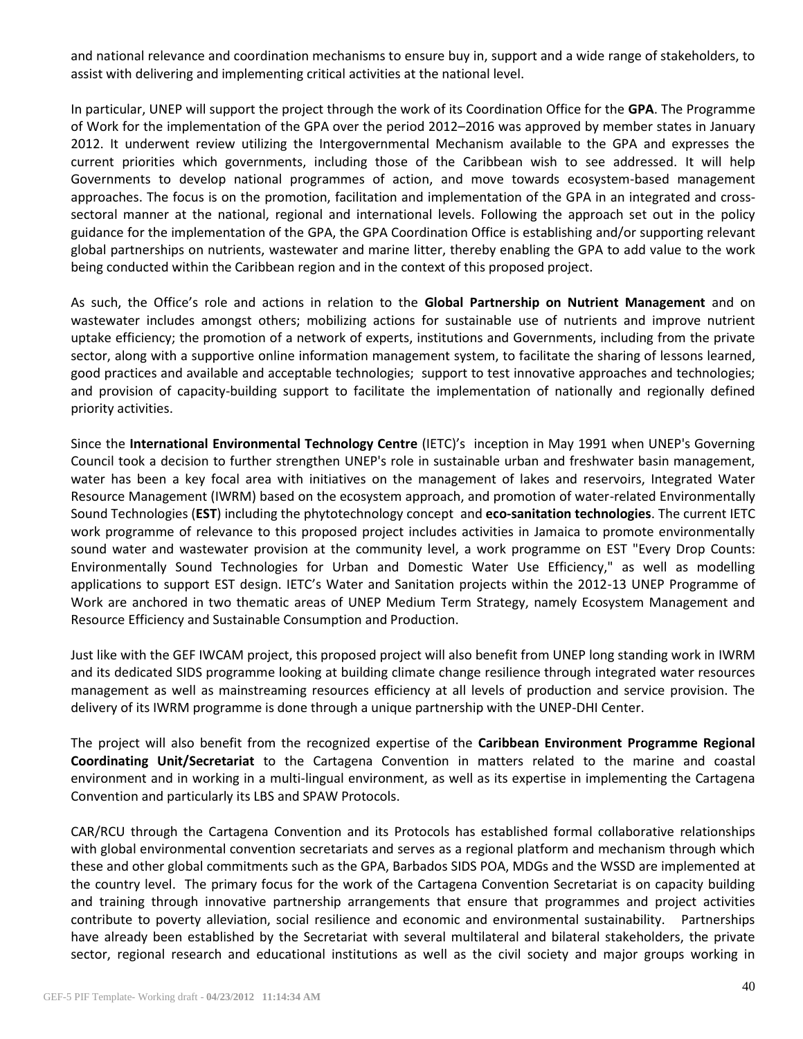and national relevance and coordination mechanisms to ensure buy in, support and a wide range of stakeholders, to assist with delivering and implementing critical activities at the national level.

In particular, UNEP will support the project through the work of its Coordination Office for the **GPA**. The Programme of Work for the implementation of the GPA over the period 2012–2016 was approved by member states in January 2012. It underwent review utilizing the Intergovernmental Mechanism available to the GPA and expresses the current priorities which governments, including those of the Caribbean wish to see addressed. It will help Governments to develop national programmes of action, and move towards ecosystem-based management approaches. The focus is on the promotion, facilitation and implementation of the GPA in an integrated and cross-sectoral manner at the national, regional and international levels. Following the approach set out in the policy guidance for the implementation of the GPA, the GPA Coordination Office is establishing and/or supporting relevant global partnerships on nutrients, wastewater and marine litter, thereby enabling the GPA to add value to the work being conducted within the Caribbean region and in the context of this proposed project.

As such, the Office's role and actions in relation to the **Global Partnership on Nutrient Management** and on wastewater includes amongst others; mobilizing actions for sustainable use of nutrients and improve nutrient uptake efficiency; the promotion of a network of experts, institutions and Governments, including from the private sector, along with a supportive online information management system, to facilitate the sharing of lessons learned, good practices and available and acceptable technologies; support to test innovative approaches and technologies; and provision of capacity-building support to facilitate the implementation of nationally and regionally defined priority activities.

Since the **International Environmental Technology Centre** (IETC)'s inception in May 1991 when UNEP's Governing Council took a decision to further strengthen UNEP's role in sustainable urban and freshwater basin management, water has been a key focal area with initiatives on the management of lakes and reservoirs, Integrated Water Resource Management (IWRM) based on the ecosystem approach, and promotion of water-related Environmentally Sound Technologies (**EST**) including the phytotechnology concept and **eco-sanitation technologies**. The current IETC work programme of relevance to this proposed project includes activities in Jamaica to promote environmentally sound water and wastewater provision at the community level, a work programme on EST "Every Drop Counts: Environmentally Sound Technologies for Urban and Domestic Water Use Efficiency," as well as modelling applications to support EST design. IETC's Water and Sanitation projects within the 2012-13 UNEP Programme of Work are anchored in two thematic areas of UNEP Medium Term Strategy, namely Ecosystem Management and Resource Efficiency and Sustainable Consumption and Production.

Just like with the GEF IWCAM project, this proposed project will also benefit from UNEP long standing work in IWRM and its dedicated SIDS programme looking at building climate change resilience through integrated water resources management as well as mainstreaming resources efficiency at all levels of production and service provision. The delivery of its IWRM programme is done through a unique partnership with the UNEP-DHI Center.

The project will also benefit from the recognized expertise of the **Caribbean Environment Programme Regional Coordinating Unit/Secretariat** to the Cartagena Convention in matters related to the marine and coastal environment and in working in a multi-lingual environment, as well as its expertise in implementing the Cartagena Convention and particularly its LBS and SPAW Protocols.

CAR/RCU through the Cartagena Convention and its Protocols has established formal collaborative relationships with global environmental convention secretariats and serves as a regional platform and mechanism through which these and other global commitments such as the GPA, Barbados SIDS POA, MDGs and the WSSD are implemented at the country level. The primary focus for the work of the Cartagena Convention Secretariat is on capacity building and training through innovative partnership arrangements that ensure that programmes and project activities contribute to poverty alleviation, social resilience and economic and environmental sustainability. Partnerships have already been established by the Secretariat with several multilateral and bilateral stakeholders, the private sector, regional research and educational institutions as well as the civil society and major groups working in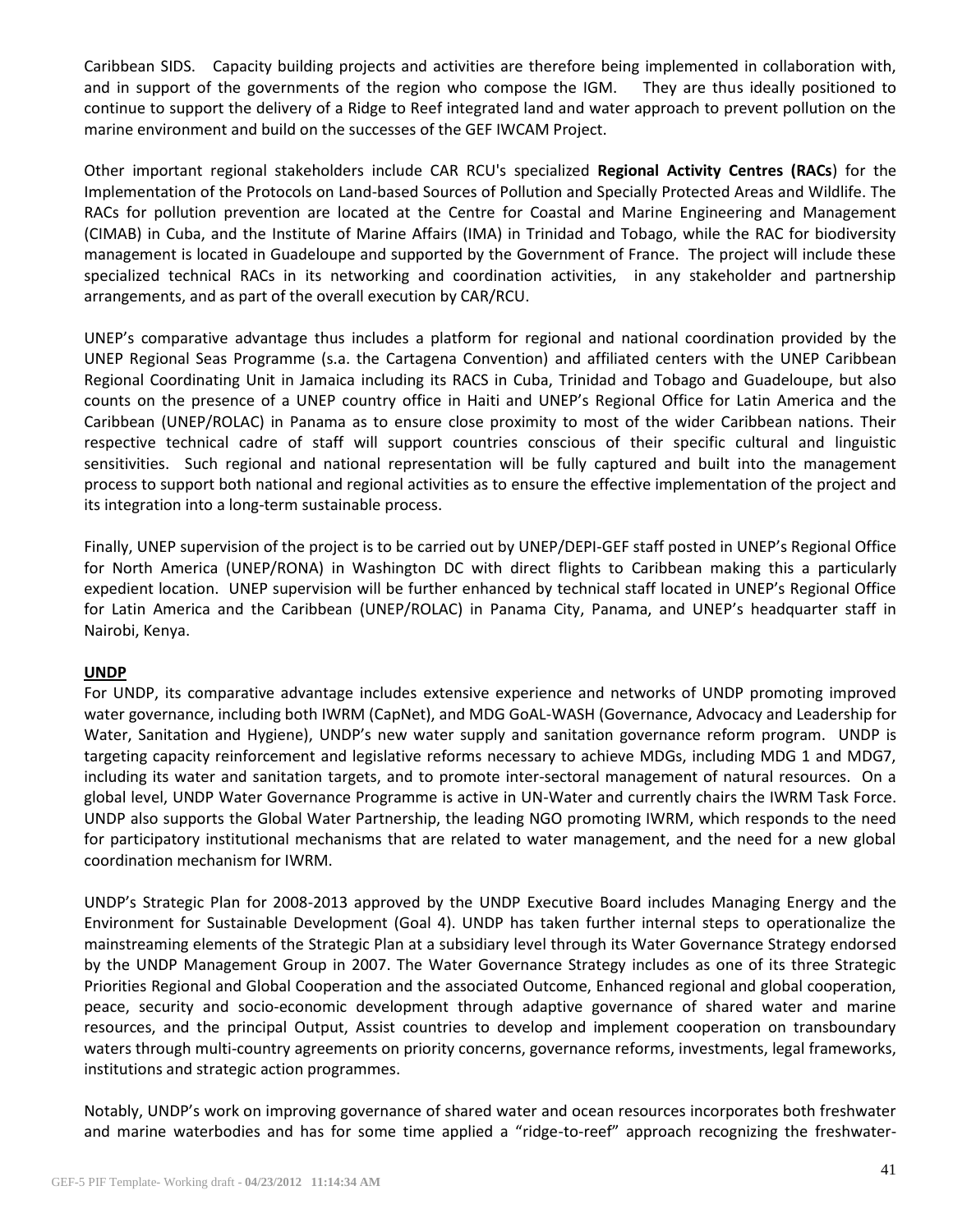Caribbean SIDS. Capacity building projects and activities are therefore being implemented in collaboration with, and in support of the governments of the region who compose the IGM. They are thus ideally positioned to continue to support the delivery of a Ridge to Reef integrated land and water approach to prevent pollution on the marine environment and build on the successes of the GEF IWCAM Project.

Other important regional stakeholders include CAR RCU's specialized **Regional Activity Centres (RACs**) for the Implementation of the Protocols on Land-based Sources of Pollution and Specially Protected Areas and Wildlife. The RACs for pollution prevention are located at the Centre for Coastal and Marine Engineering and Management (CIMAB) in Cuba, and the Institute of Marine Affairs (IMA) in Trinidad and Tobago, while the RAC for biodiversity management is located in Guadeloupe and supported by the Government of France. The project will include these specialized technical RACs in its networking and coordination activities, in any stakeholder and partnership arrangements, and as part of the overall execution by CAR/RCU.

UNEP's comparative advantage thus includes a platform for regional and national coordination provided by the UNEP Regional Seas Programme (s.a. the Cartagena Convention) and affiliated centers with the UNEP Caribbean Regional Coordinating Unit in Jamaica including its RACS in Cuba, Trinidad and Tobago and Guadeloupe, but also counts on the presence of a UNEP country office in Haiti and UNEP's Regional Office for Latin America and the Caribbean (UNEP/ROLAC) in Panama as to ensure close proximity to most of the wider Caribbean nations. Their respective technical cadre of staff will support countries conscious of their specific cultural and linguistic sensitivities. Such regional and national representation will be fully captured and built into the management process to support both national and regional activities as to ensure the effective implementation of the project and its integration into a long-term sustainable process.

Finally, UNEP supervision of the project is to be carried out by UNEP/DEPI-GEF staff posted in UNEP's Regional Office for North America (UNEP/RONA) in Washington DC with direct flights to Caribbean making this a particularly expedient location. UNEP supervision will be further enhanced by technical staff located in UNEP's Regional Office for Latin America and the Caribbean (UNEP/ROLAC) in Panama City, Panama, and UNEP's headquarter staff in Nairobi, Kenya.

**UNDP**

For UNDP, its comparative advantage includes extensive experience and networks of UNDP promoting improved water governance, including both IWRM (CapNet), and MDG GoAL-WASH (Governance, Advocacy and Leadership for Water, Sanitation and Hygiene), UNDP's new water supply and sanitation governance reform program. UNDP is targeting capacity reinforcement and legislative reforms necessary to achieve MDGs, including MDG 1 and MDG7, including its water and sanitation targets, and to promote inter-sectoral management of natural resources. On a global level, UNDP Water Governance Programme is active in UN-Water and currently chairs the IWRM Task Force. UNDP also supports the Global Water Partnership, the leading NGO promoting IWRM, which responds to the need for participatory institutional mechanisms that are related to water management, and the need for a new global coordination mechanism for IWRM.

UNDP's Strategic Plan for 2008-2013 approved by the UNDP Executive Board includes Managing Energy and the Environment for Sustainable Development (Goal 4). UNDP has taken further internal steps to operationalize the mainstreaming elements of the Strategic Plan at a subsidiary level through its Water Governance Strategy endorsed by the UNDP Management Group in 2007. The Water Governance Strategy includes as one of its three Strategic Priorities Regional and Global Cooperation and the associated Outcome, Enhanced regional and global cooperation, peace, security and socio-economic development through adaptive governance of shared water and marine resources, and the principal Output, Assist countries to develop and implement cooperation on transboundary waters through multi-country agreements on priority concerns, governance reforms, investments, legal frameworks, institutions and strategic action programmes.

Notably, UNDP's work on improving governance of shared water and ocean resources incorporates both freshwater and marine waterbodies and has for some time applied a "ridge-to-reef" approach recognizing the freshwater-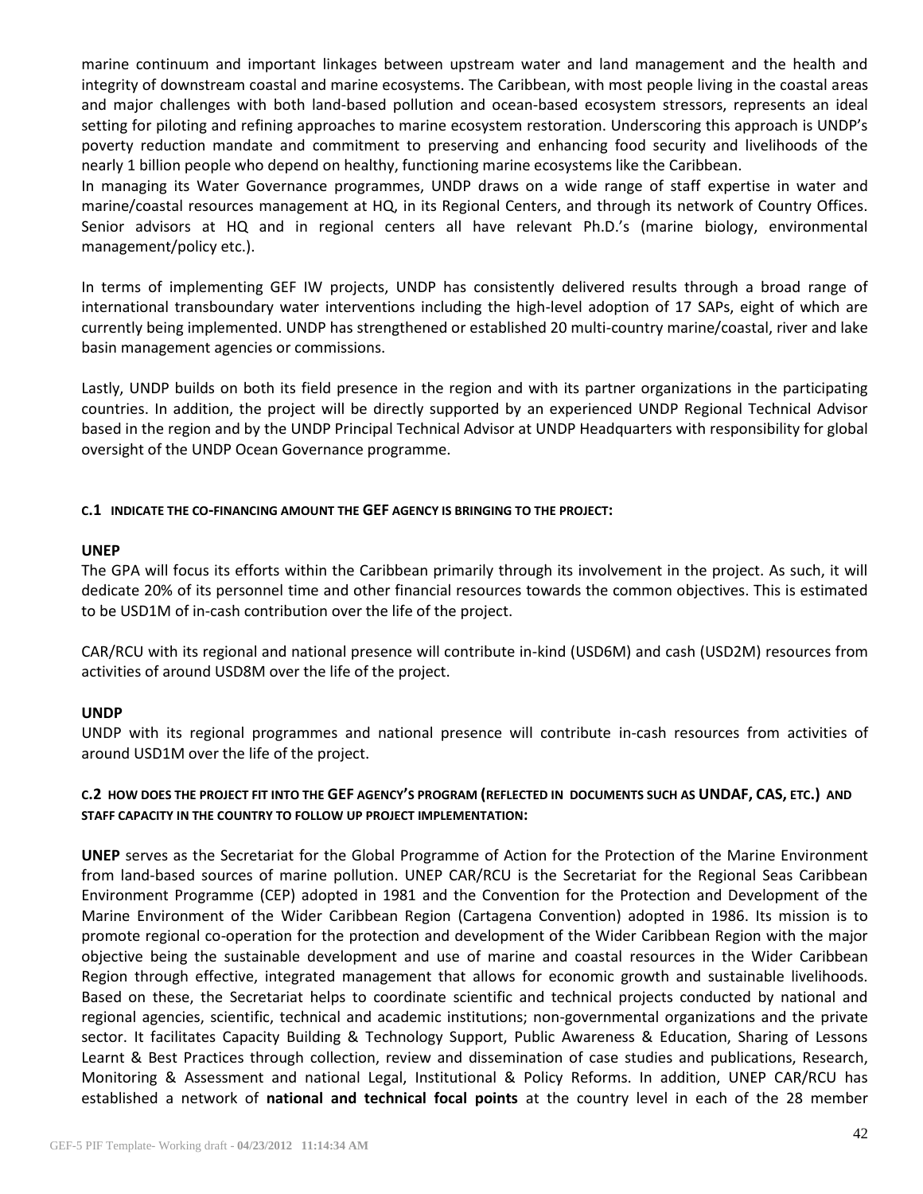marine continuum and important linkages between upstream water and land management and the health and integrity of downstream coastal and marine ecosystems. The Caribbean, with most people living in the coastal areas and major challenges with both land-based pollution and ocean-based ecosystem stressors, represents an ideal setting for piloting and refining approaches to marine ecosystem restoration. Underscoring this approach is UNDP's poverty reduction mandate and commitment to preserving and enhancing food security and livelihoods of the nearly 1 billion people who depend on healthy, functioning marine ecosystems like the Caribbean.
In managing its Water Governance programmes, UNDP draws on a wide range of staff expertise in water and marine/coastal resources management at HQ, in its Regional Centers, and through its network of Country Offices. Senior advisors at HQ and in regional centers all have relevant Ph.D.'s (marine biology, environmental management/policy etc.).

In terms of implementing GEF IW projects, UNDP has consistently delivered results through a broad range of international transboundary water interventions including the high-level adoption of 17 SAPs, eight of which are currently being implemented. UNDP has strengthened or established 20 multi-country marine/coastal, river and lake basin management agencies or commissions.

Lastly, UNDP builds on both its field presence in the region and with its partner organizations in the participating countries. In addition, the project will be directly supported by an experienced UNDP Regional Technical Advisor based in the region and by the UNDP Principal Technical Advisor at UNDP Headquarters with responsibility for global oversight of the UNDP Ocean Governance programme.

### C.1 INDICATE THE CO-FINANCING AMOUNT THE GEF AGENCY IS BRINGING TO THE PROJECT:

**UNEP**
The GPA will focus its efforts within the Caribbean primarily through its involvement in the project. As such, it will dedicate 20% of its personnel time and other financial resources towards the common objectives. This is estimated to be USD1M of in-cash contribution over the life of the project.

CAR/RCU with its regional and national presence will contribute in-kind (USD6M) and cash (USD2M) resources from activities of around USD8M over the life of the project.

**UNDP**
UNDP with its regional programmes and national presence will contribute in-cash resources from activities of around USD1M over the life of the project.

### C.2 HOW DOES THE PROJECT FIT INTO THE GEF AGENCY'S PROGRAM (REFLECTED IN DOCUMENTS SUCH AS UNDAF, CAS, ETC.) AND STAFF CAPACITY IN THE COUNTRY TO FOLLOW UP PROJECT IMPLEMENTATION:

**UNEP** serves as the Secretariat for the Global Programme of Action for the Protection of the Marine Environment from land-based sources of marine pollution. UNEP CAR/RCU is the Secretariat for the Regional Seas Caribbean Environment Programme (CEP) adopted in 1981 and the Convention for the Protection and Development of the Marine Environment of the Wider Caribbean Region (Cartagena Convention) adopted in 1986. Its mission is to promote regional co-operation for the protection and development of the Wider Caribbean Region with the major objective being the sustainable development and use of marine and coastal resources in the Wider Caribbean Region through effective, integrated management that allows for economic growth and sustainable livelihoods. Based on these, the Secretariat helps to coordinate scientific and technical projects conducted by national and regional agencies, scientific, technical and academic institutions; non-governmental organizations and the private sector. It facilitates Capacity Building & Technology Support, Public Awareness & Education, Sharing of Lessons Learnt & Best Practices through collection, review and dissemination of case studies and publications, Research, Monitoring & Assessment and national Legal, Institutional & Policy Reforms. In addition, UNEP CAR/RCU has established a network of **national and technical focal points** at the country level in each of the 28 member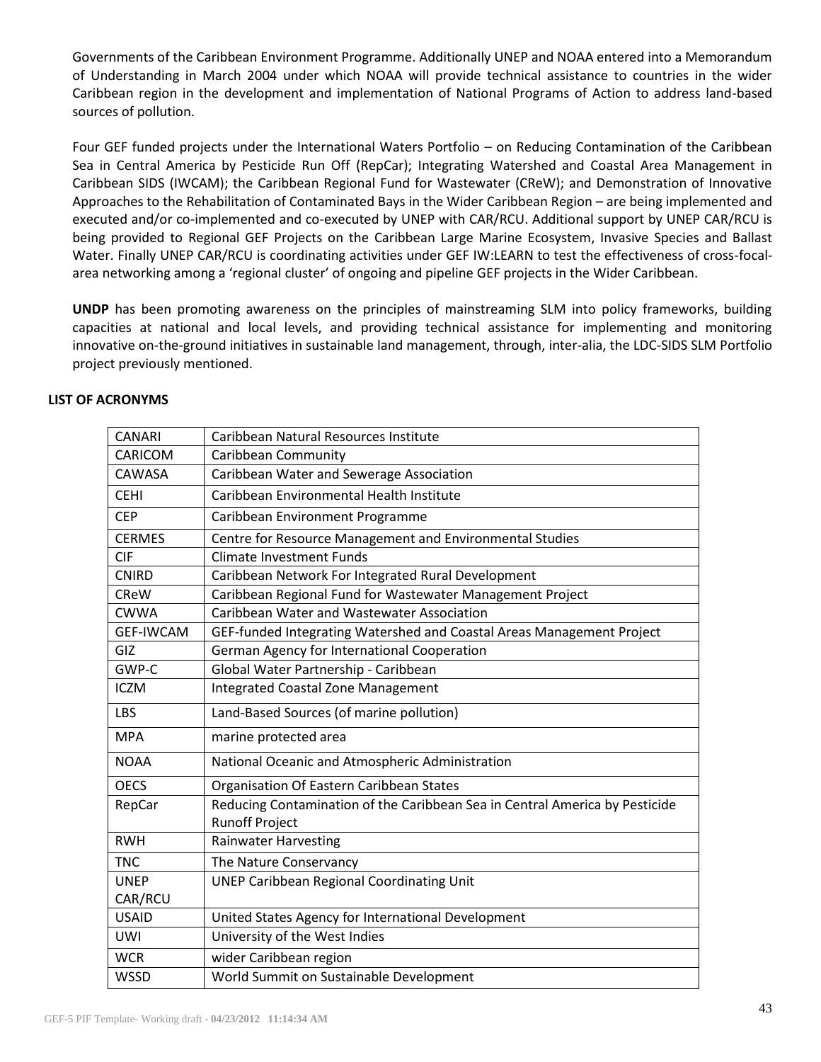Governments of the Caribbean Environment Programme. Additionally UNEP and NOAA entered into a Memorandum of Understanding in March 2004 under which NOAA will provide technical assistance to countries in the wider Caribbean region in the development and implementation of National Programs of Action to address land-based sources of pollution.

Four GEF funded projects under the International Waters Portfolio – on Reducing Contamination of the Caribbean Sea in Central America by Pesticide Run Off (RepCar); Integrating Watershed and Coastal Area Management in Caribbean SIDS (IWCAM); the Caribbean Regional Fund for Wastewater (CReW); and Demonstration of Innovative Approaches to the Rehabilitation of Contaminated Bays in the Wider Caribbean Region – are being implemented and executed and/or co-implemented and co-executed by UNEP with CAR/RCU. Additional support by UNEP CAR/RCU is being provided to Regional GEF Projects on the Caribbean Large Marine Ecosystem, Invasive Species and Ballast Water. Finally UNEP CAR/RCU is coordinating activities under GEF IW:LEARN to test the effectiveness of cross-focal-area networking among a 'regional cluster' of ongoing and pipeline GEF projects in the Wider Caribbean.

**UNDP** has been promoting awareness on the principles of mainstreaming SLM into policy frameworks, building capacities at national and local levels, and providing technical assistance for implementing and monitoring innovative on-the-ground initiatives in sustainable land management, through, inter-alia, the LDC-SIDS SLM Portfolio project previously mentioned.

**LIST OF ACRONYMS**

| | |
|---|---|
| CANARI | Caribbean Natural Resources Institute |
| CARICOM | Caribbean Community |
| CAWASA | Caribbean Water and Sewerage Association |
| CEHI | Caribbean Environmental Health Institute |
| CEP | Caribbean Environment Programme |
| CERMES | Centre for Resource Management and Environmental Studies |
| CIF | Climate Investment Funds |
| CNIRD | Caribbean Network For Integrated Rural Development |
| CReW | Caribbean Regional Fund for Wastewater Management Project |
| CWWA | Caribbean Water and Wastewater Association |
| GEF-IWCAM | GEF-funded Integrating Watershed and Coastal Areas Management Project |
| GIZ | German Agency for International Cooperation |
| GWP-C | Global Water Partnership - Caribbean |
| ICZM | Integrated Coastal Zone Management |
| LBS | Land-Based Sources (of marine pollution) |
| MPA | marine protected area |
| NOAA | National Oceanic and Atmospheric Administration |
| OECS | Organisation Of Eastern Caribbean States |
| RepCar | Reducing Contamination of the Caribbean Sea in Central America by Pesticide Runoff Project |
| RWH | Rainwater Harvesting |
| TNC | The Nature Conservancy |
| UNEP CAR/RCU | UNEP Caribbean Regional Coordinating Unit |
| USAID | United States Agency for International Development |
| UWI | University of the West Indies |
| WCR | wider Caribbean region |
| WSSD | World Summit on Sustainable Development |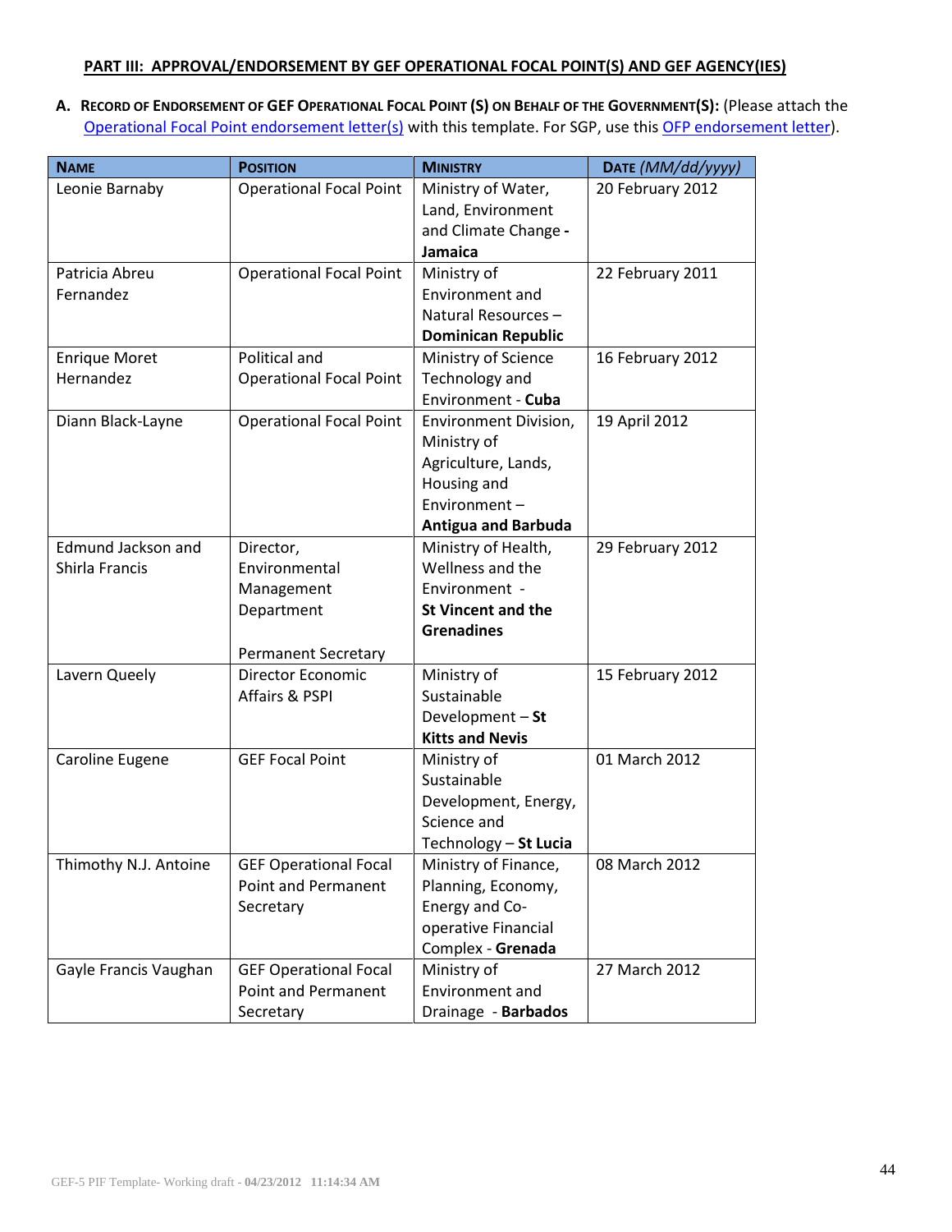## PART III: APPROVAL/ENDORSEMENT BY GEF OPERATIONAL FOCAL POINT(S) AND GEF AGENCY(IES)

**A. RECORD OF ENDORSEMENT OF GEF OPERATIONAL FOCAL POINT (S) ON BEHALF OF THE GOVERNMENT(S):** (Please attach the Operational Focal Point endorsement letter(s) with this template. For SGP, use this OFP endorsement letter).

| NAME | POSITION | MINISTRY | DATE *(MM/dd/yyyy)* |
|---|---|---|---|
| Leonie Barnaby | Operational Focal Point | Ministry of Water, Land, Environment and Climate Change - **Jamaica** | 20 February 2012 |
| Patricia Abreu Fernandez | Operational Focal Point | Ministry of Environment and Natural Resources – **Dominican Republic** | 22 February 2011 |
| Enrique Moret Hernandez | Political and Operational Focal Point | Ministry of Science Technology and Environment - **Cuba** | 16 February 2012 |
| Diann Black-Layne | Operational Focal Point | Environment Division, Ministry of Agriculture, Lands, Housing and Environment – **Antigua and Barbuda** | 19 April 2012 |
| Edmund Jackson and Shirla Francis | Director, Environmental Management Department<br><br>Permanent Secretary | Ministry of Health, Wellness and the Environment - **St Vincent and the Grenadines** | 29 February 2012 |
| Lavern Queely | Director Economic Affairs & PSPI | Ministry of Sustainable Development – **St Kitts and Nevis** | 15 February 2012 |
| Caroline Eugene | GEF Focal Point | Ministry of Sustainable Development, Energy, Science and Technology – **St Lucia** | 01 March 2012 |
| Thimothy N.J. Antoine | GEF Operational Focal Point and Permanent Secretary | Ministry of Finance, Planning, Economy, Energy and Co-operative Financial Complex - **Grenada** | 08 March 2012 |
| Gayle Francis Vaughan | GEF Operational Focal Point and Permanent Secretary | Ministry of Environment and Drainage - **Barbados** | 27 March 2012 |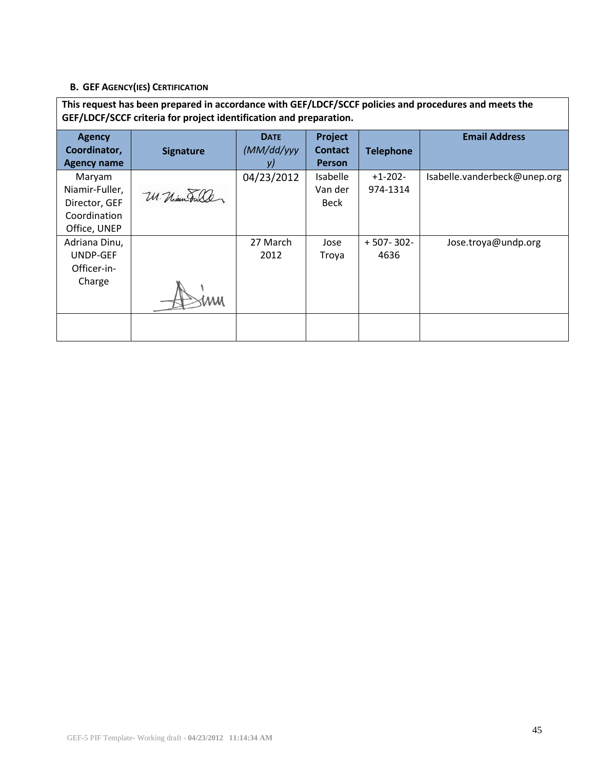## B. GEF Agency(ies) Certification

| This request has been prepared in accordance with GEF/LDCF/SCCF policies and procedures and meets the GEF/LDCF/SCCF criteria for project identification and preparation. | | | | | |
|---|---|---|---|---|---|
| **Agency Coordinator, Agency name** | **Signature** | **Date** *(MM/dd/yyyy)* | **Project Contact Person** | **Telephone** | **Email Address** |
| Maryam Niamir-Fuller, Director, GEF Coordination Office, UNEP | | 04/23/2012 | Isabelle Van der Beck | +1-202-974-1314 | Isabelle.vanderbeck@unep.org |
| Adriana Dinu, UNDP-GEF Officer-in-Charge | | 27 March 2012 | Jose Troya | + 507- 302-4636 | Jose.troya@undp.org |
| | | | | | |

GEF-5 PIF Template- Working draft - **04/23/2012 11:14:34 AM**